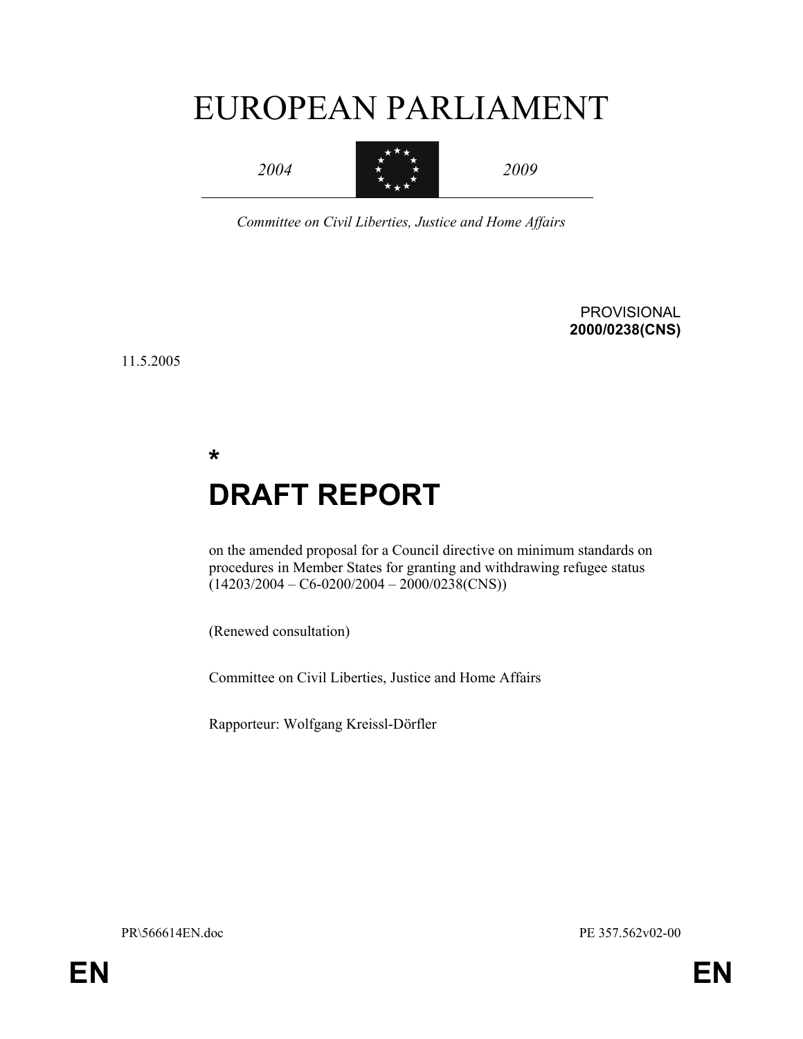# EUROPEAN PARLIAMENT

*2004* *2009*

*Committee on Civil Liberties, Justice and Home Affairs*

PROVISIONAL
**2000/0238(CNS)**

11.5.2005

**\***

# DRAFT REPORT

on the amended proposal for a Council directive on minimum standards on procedures in Member States for granting and withdrawing refugee status (14203/2004 – C6-0200/2004 – 2000/0238(CNS))

(Renewed consultation)

Committee on Civil Liberties, Justice and Home Affairs

Rapporteur: Wolfgang Kreissl-Dörfler

PR\566614EN.doc PE 357.562v02-00

**EN** **EN**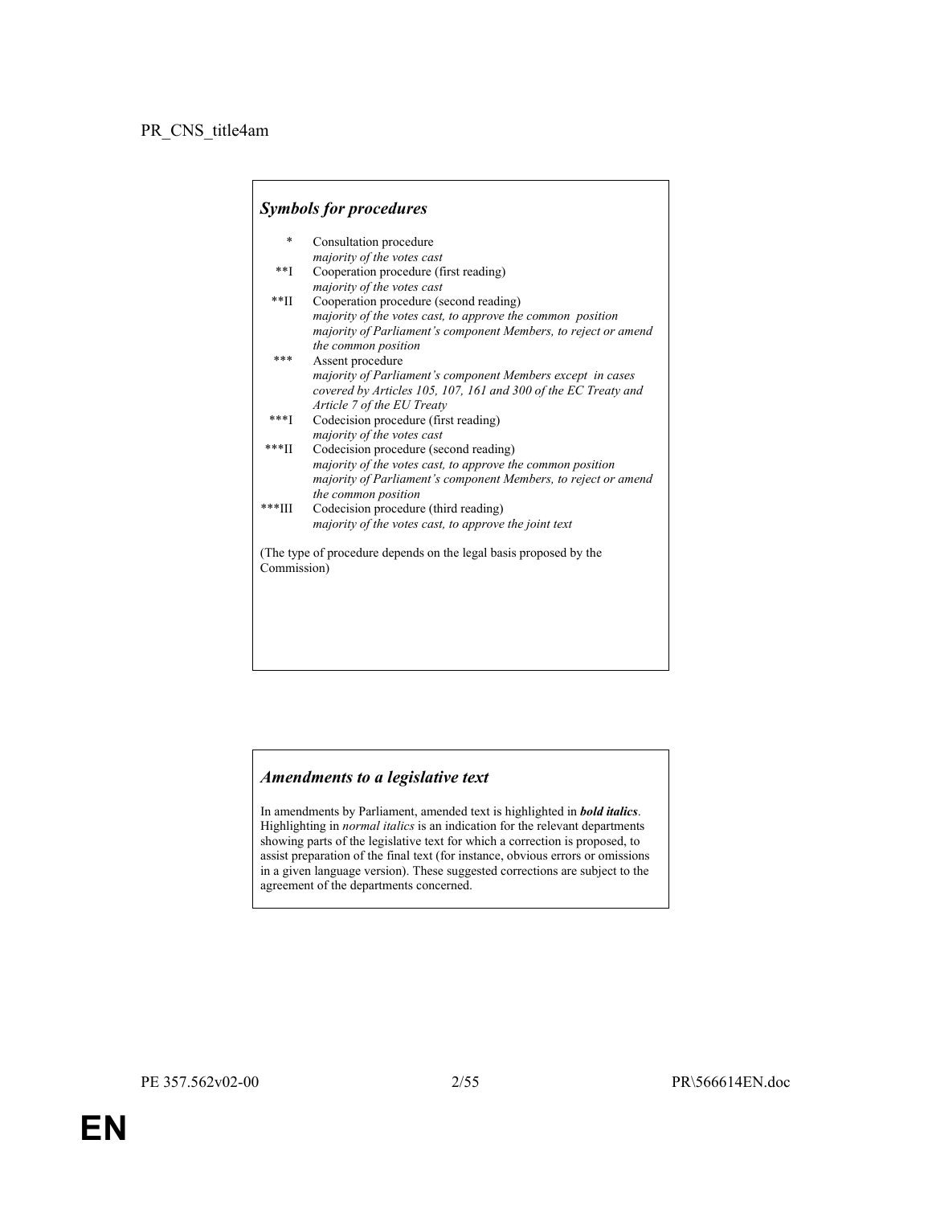PR_CNS_title4am

***Symbols for procedures***

| | |
|---|---|
| * | Consultation procedure<br>*majority of the votes cast* |
| **I | Cooperation procedure (first reading)<br>*majority of the votes cast* |
| **II | Cooperation procedure (second reading)<br>*majority of the votes cast, to approve the common position*<br>*majority of Parliament's component Members, to reject or amend the common position* |
| *** | Assent procedure<br>*majority of Parliament's component Members except in cases covered by Articles 105, 107, 161 and 300 of the EC Treaty and Article 7 of the EU Treaty* |
| ***I | Codecision procedure (first reading)<br>*majority of the votes cast* |
| ***II | Codecision procedure (second reading)<br>*majority of the votes cast, to approve the common position*<br>*majority of Parliament's component Members, to reject or amend the common position* |
| ***III | Codecision procedure (third reading)<br>*majority of the votes cast, to approve the joint text* |

(The type of procedure depends on the legal basis proposed by the Commission)

***Amendments to a legislative text***

In amendments by Parliament, amended text is highlighted in ***bold italics***. Highlighting in *normal italics* is an indication for the relevant departments showing parts of the legislative text for which a correction is proposed, to assist preparation of the final text (for instance, obvious errors or omissions in a given language version). These suggested corrections are subject to the agreement of the departments concerned.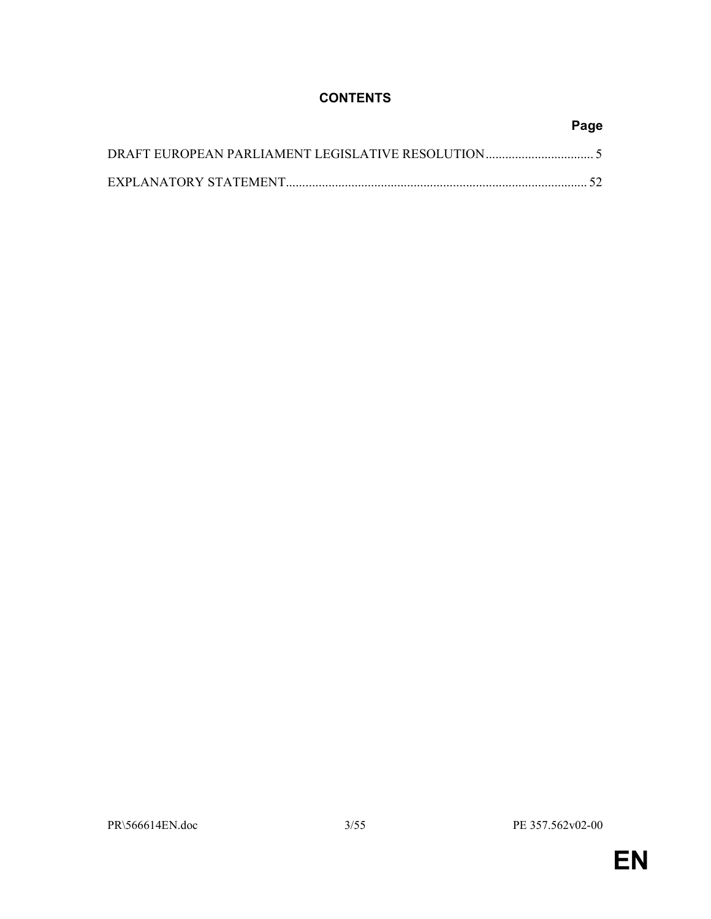## CONTENTS

| | Page |
|---|---|
| DRAFT EUROPEAN PARLIAMENT LEGISLATIVE RESOLUTION | 5 |
| EXPLANATORY STATEMENT | 52 |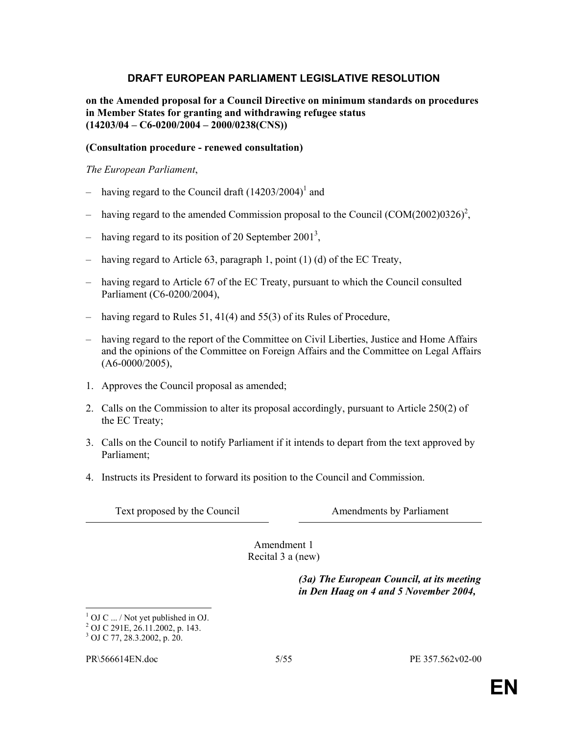# DRAFT EUROPEAN PARLIAMENT LEGISLATIVE RESOLUTION

**on the Amended proposal for a Council Directive on minimum standards on procedures in Member States for granting and withdrawing refugee status (14203/04 – C6-0200/2004 – 2000/0238(CNS))**

**(Consultation procedure - renewed consultation)**

*The European Parliament*,

– having regard to the Council draft (14203/2004)[1] and

– having regard to the amended Commission proposal to the Council (COM(2002)0326)[2],

– having regard to its position of 20 September 2001[3],

– having regard to Article 63, paragraph 1, point (1) (d) of the EC Treaty,

– having regard to Article 67 of the EC Treaty, pursuant to which the Council consulted Parliament (C6-0200/2004),

– having regard to Rules 51, 41(4) and 55(3) of its Rules of Procedure,

– having regard to the report of the Committee on Civil Liberties, Justice and Home Affairs and the opinions of the Committee on Foreign Affairs and the Committee on Legal Affairs (A6-0000/2005),

1. Approves the Council proposal as amended;

2. Calls on the Commission to alter its proposal accordingly, pursuant to Article 250(2) of the EC Treaty;

3. Calls on the Council to notify Parliament if it intends to depart from the text approved by Parliament;

4. Instructs its President to forward its position to the Council and Commission.

| Text proposed by the Council | Amendments by Parliament |
|---|---|

Amendment 1
Recital 3 a (new)

| | |
|---|---|
| | ***(3a) The European Council, at its meeting in Den Haag on 4 and 5 November 2004,*** |

[1] OJ C ... / Not yet published in OJ.
[2] OJ C 291E, 26.11.2002, p. 143.
[3] OJ C 77, 28.3.2002, p. 20.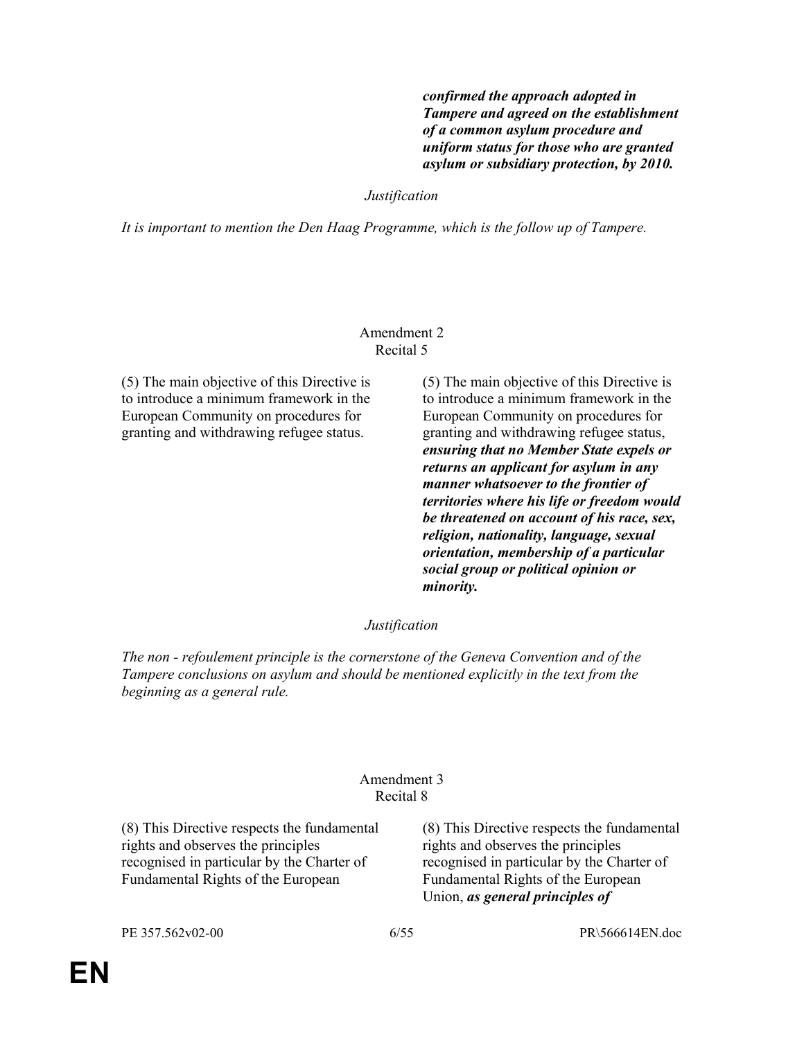| | ***confirmed the approach adopted in Tampere and agreed on the establishment of a common asylum procedure and uniform status for those who are granted asylum or subsidiary protection, by 2010.*** |
|---|---|

*Justification*

*It is important to mention the Den Haag Programme, which is the follow up of Tampere.*

Amendment 2
Recital 5

| | |
|---|---|
| (5) The main objective of this Directive is to introduce a minimum framework in the European Community on procedures for granting and withdrawing refugee status. | (5) The main objective of this Directive is to introduce a minimum framework in the European Community on procedures for granting and withdrawing refugee status, ***ensuring that no Member State expels or returns an applicant for asylum in any manner whatsoever to the frontier of territories where his life or freedom would be threatened on account of his race, sex, religion, nationality, language, sexual orientation, membership of a particular social group or political opinion or minority.*** |

*Justification*

*The non - refoulement principle is the cornerstone of the Geneva Convention and of the Tampere conclusions on asylum and should be mentioned explicitly in the text from the beginning as a general rule.*

Amendment 3
Recital 8

| | |
|---|---|
| (8) This Directive respects the fundamental rights and observes the principles recognised in particular by the Charter of Fundamental Rights of the European | (8) This Directive respects the fundamental rights and observes the principles recognised in particular by the Charter of Fundamental Rights of the European Union, ***as general principles of*** |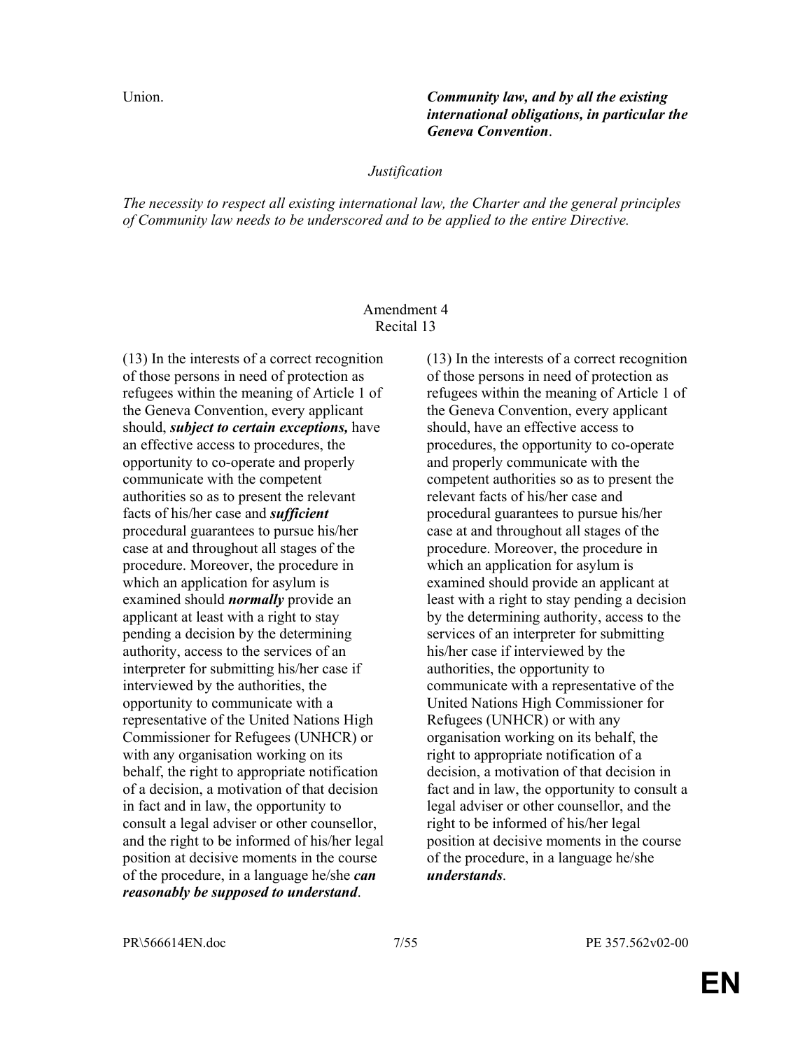| | |
|---|---|
| Union. | ***Community law, and by all the existing international obligations, in particular the Geneva Convention***. |

*Justification*

*The necessity to respect all existing international law, the Charter and the general principles of Community law needs to be underscored and to be applied to the entire Directive.*

Amendment 4
Recital 13

| | |
|---|---|
| (13) In the interests of a correct recognition of those persons in need of protection as refugees within the meaning of Article 1 of the Geneva Convention, every applicant should, ***subject to certain exceptions,*** have an effective access to procedures, the opportunity to co-operate and properly communicate with the competent authorities so as to present the relevant facts of his/her case and ***sufficient*** procedural guarantees to pursue his/her case at and throughout all stages of the procedure. Moreover, the procedure in which an application for asylum is examined should ***normally*** provide an applicant at least with a right to stay pending a decision by the determining authority, access to the services of an interpreter for submitting his/her case if interviewed by the authorities, the opportunity to communicate with a representative of the United Nations High Commissioner for Refugees (UNHCR) or with any organisation working on its behalf, the right to appropriate notification of a decision, a motivation of that decision in fact and in law, the opportunity to consult a legal adviser or other counsellor, and the right to be informed of his/her legal position at decisive moments in the course of the procedure, in a language he/she ***can reasonably be supposed to understand***. | (13) In the interests of a correct recognition of those persons in need of protection as refugees within the meaning of Article 1 of the Geneva Convention, every applicant should, have an effective access to procedures, the opportunity to co-operate and properly communicate with the competent authorities so as to present the relevant facts of his/her case and procedural guarantees to pursue his/her case at and throughout all stages of the procedure. Moreover, the procedure in which an application for asylum is examined should provide an applicant at least with a right to stay pending a decision by the determining authority, access to the services of an interpreter for submitting his/her case if interviewed by the authorities, the opportunity to communicate with a representative of the United Nations High Commissioner for Refugees (UNHCR) or with any organisation working on its behalf, the right to appropriate notification of a decision, a motivation of that decision in fact and in law, the opportunity to consult a legal adviser or other counsellor, and the right to be informed of his/her legal position at decisive moments in the course of the procedure, in a language he/she ***understands***. |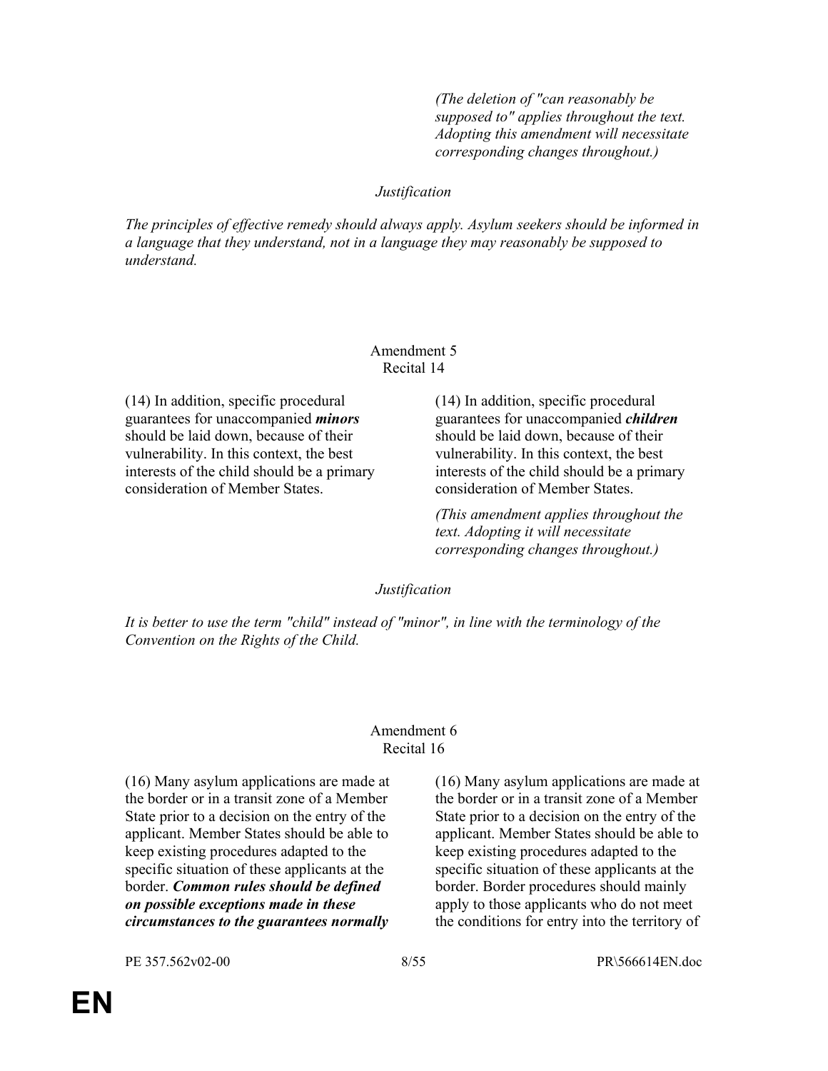| | *(The deletion of "can reasonably be supposed to" applies throughout the text. Adopting this amendment will necessitate corresponding changes throughout.)* |
|---|---|

*Justification*

*The principles of effective remedy should always apply. Asylum seekers should be informed in a language that they understand, not in a language they may reasonably be supposed to understand.*

Amendment 5
Recital 14

| | |
|---|---|
| (14) In addition, specific procedural guarantees for unaccompanied ***minors*** should be laid down, because of their vulnerability. In this context, the best interests of the child should be a primary consideration of Member States. | (14) In addition, specific procedural guarantees for unaccompanied ***children*** should be laid down, because of their vulnerability. In this context, the best interests of the child should be a primary consideration of Member States. |
| | *(This amendment applies throughout the text. Adopting it will necessitate corresponding changes throughout.)* |

*Justification*

*It is better to use the term "child" instead of "minor", in line with the terminology of the Convention on the Rights of the Child.*

Amendment 6
Recital 16

| | |
|---|---|
| (16) Many asylum applications are made at the border or in a transit zone of a Member State prior to a decision on the entry of the applicant. Member States should be able to keep existing procedures adapted to the specific situation of these applicants at the border. ***Common rules should be defined on possible exceptions made in these circumstances to the guarantees normally*** | (16) Many asylum applications are made at the border or in a transit zone of a Member State prior to a decision on the entry of the applicant. Member States should be able to keep existing procedures adapted to the specific situation of these applicants at the border. Border procedures should mainly apply to those applicants who do not meet the conditions for entry into the territory of |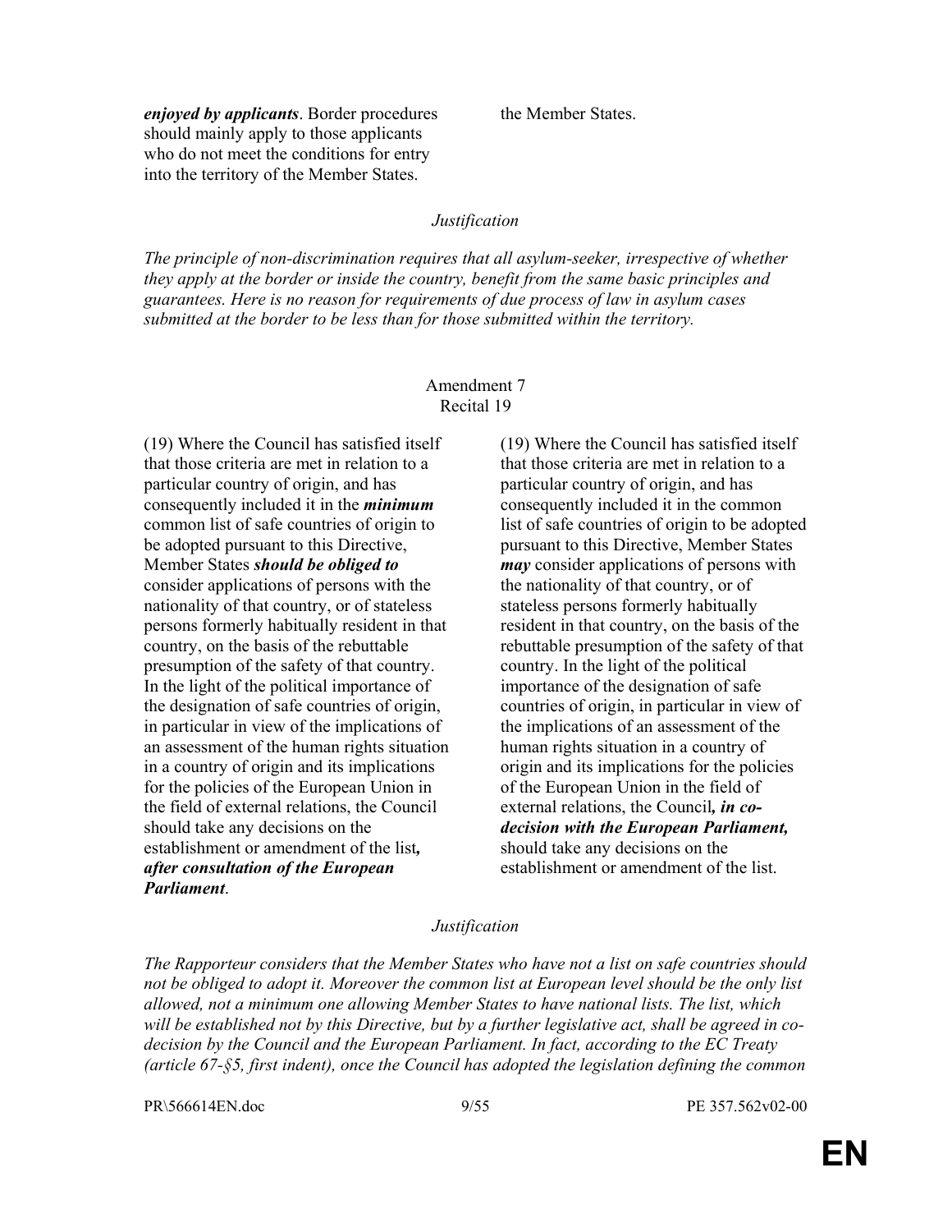| | |
|---|---|
| ***enjoyed by applicants***. Border procedures should mainly apply to those applicants who do not meet the conditions for entry into the territory of the Member States. | the Member States. |

*Justification*

*The principle of non-discrimination requires that all asylum-seeker, irrespective of whether they apply at the border or inside the country, benefit from the same basic principles and guarantees. Here is no reason for requirements of due process of law in asylum cases submitted at the border to be less than for those submitted within the territory.*

Amendment 7
Recital 19

| | |
|---|---|
| (19) Where the Council has satisfied itself that those criteria are met in relation to a particular country of origin, and has consequently included it in the ***minimum*** common list of safe countries of origin to be adopted pursuant to this Directive, Member States ***should be obliged to*** consider applications of persons with the nationality of that country, or of stateless persons formerly habitually resident in that country, on the basis of the rebuttable presumption of the safety of that country. In the light of the political importance of the designation of safe countries of origin, in particular in view of the implications of an assessment of the human rights situation in a country of origin and its implications for the policies of the European Union in the field of external relations, the Council should take any decisions on the establishment or amendment of the list***, after consultation of the European Parliament***. | (19) Where the Council has satisfied itself that those criteria are met in relation to a particular country of origin, and has consequently included it in the common list of safe countries of origin to be adopted pursuant to this Directive, Member States ***may*** consider applications of persons with the nationality of that country, or of stateless persons formerly habitually resident in that country, on the basis of the rebuttable presumption of the safety of that country. In the light of the political importance of the designation of safe countries of origin, in particular in view of the implications of an assessment of the human rights situation in a country of origin and its implications for the policies of the European Union in the field of external relations, the Council***, in co-decision with the European Parliament,*** should take any decisions on the establishment or amendment of the list. |

*Justification*

*The Rapporteur considers that the Member States who have not a list on safe countries should not be obliged to adopt it. Moreover the common list at European level should be the only list allowed, not a minimum one allowing Member States to have national lists. The list, which will be established not by this Directive, but by a further legislative act, shall be agreed in co-decision by the Council and the European Parliament. In fact, according to the EC Treaty (article 67-§5, first indent), once the Council has adopted the legislation defining the common*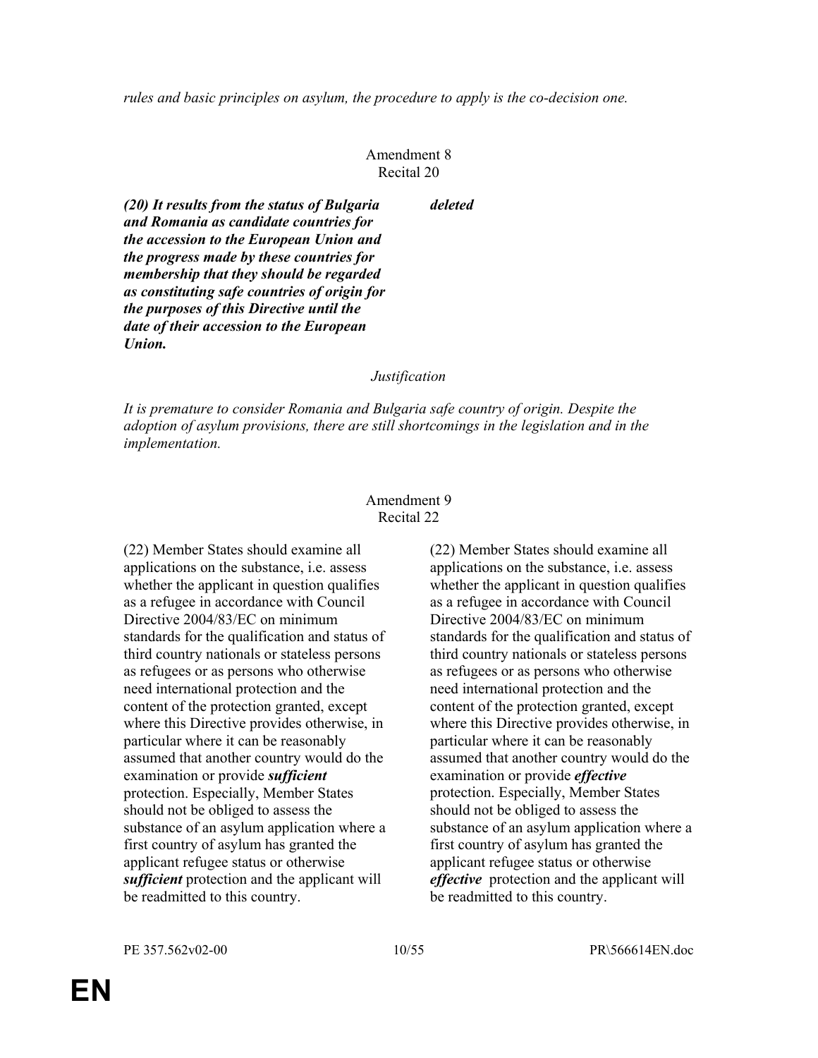*rules and basic principles on asylum, the procedure to apply is the co-decision one.*

Amendment 8
Recital 20

| | |
|---|---|
| ***(20) It results from the status of Bulgaria and Romania as candidate countries for the accession to the European Union and the progress made by these countries for membership that they should be regarded as constituting safe countries of origin for the purposes of this Directive until the date of their accession to the European Union.*** | ***deleted*** |

*Justification*

*It is premature to consider Romania and Bulgaria safe country of origin. Despite the adoption of asylum provisions, there are still shortcomings in the legislation and in the implementation.*

Amendment 9
Recital 22

| | |
|---|---|
| (22) Member States should examine all applications on the substance, i.e. assess whether the applicant in question qualifies as a refugee in accordance with Council Directive 2004/83/EC on minimum standards for the qualification and status of third country nationals or stateless persons as refugees or as persons who otherwise need international protection and the content of the protection granted, except where this Directive provides otherwise, in particular where it can be reasonably assumed that another country would do the examination or provide ***sufficient*** protection. Especially, Member States should not be obliged to assess the substance of an asylum application where a first country of asylum has granted the applicant refugee status or otherwise ***sufficient*** protection and the applicant will be readmitted to this country. | (22) Member States should examine all applications on the substance, i.e. assess whether the applicant in question qualifies as a refugee in accordance with Council Directive 2004/83/EC on minimum standards for the qualification and status of third country nationals or stateless persons as refugees or as persons who otherwise need international protection and the content of the protection granted, except where this Directive provides otherwise, in particular where it can be reasonably assumed that another country would do the examination or provide ***effective*** protection. Especially, Member States should not be obliged to assess the substance of an asylum application where a first country of asylum has granted the applicant refugee status or otherwise ***effective*** protection and the applicant will be readmitted to this country. |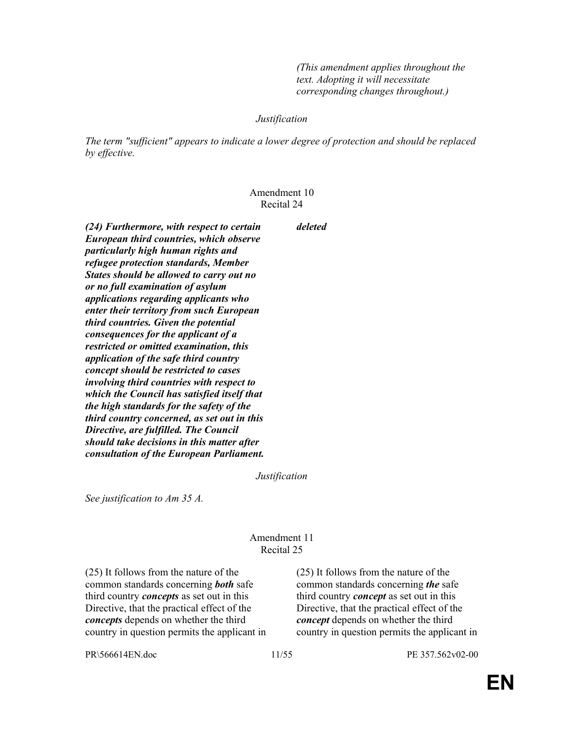*(This amendment applies throughout the text. Adopting it will necessitate corresponding changes throughout.)*

*Justification*

*The term "sufficient" appears to indicate a lower degree of protection and should be replaced by effective.*

Amendment 10
Recital 24

| | |
|---|---|
| ***(24) Furthermore, with respect to certain European third countries, which observe particularly high human rights and refugee protection standards, Member States should be allowed to carry out no or no full examination of asylum applications regarding applicants who enter their territory from such European third countries. Given the potential consequences for the applicant of a restricted or omitted examination, this application of the safe third country concept should be restricted to cases involving third countries with respect to which the Council has satisfied itself that the high standards for the safety of the third country concerned, as set out in this Directive, are fulfilled. The Council should take decisions in this matter after consultation of the European Parliament.*** | ***deleted*** |

*Justification*

*See justification to Am 35 A.*

Amendment 11
Recital 25

| | |
|---|---|
| (25) It follows from the nature of the common standards concerning ***both*** safe third country ***concepts*** as set out in this Directive, that the practical effect of the ***concepts*** depends on whether the third country in question permits the applicant in | (25) It follows from the nature of the common standards concerning ***the*** safe third country ***concept*** as set out in this Directive, that the practical effect of the ***concept*** depends on whether the third country in question permits the applicant in |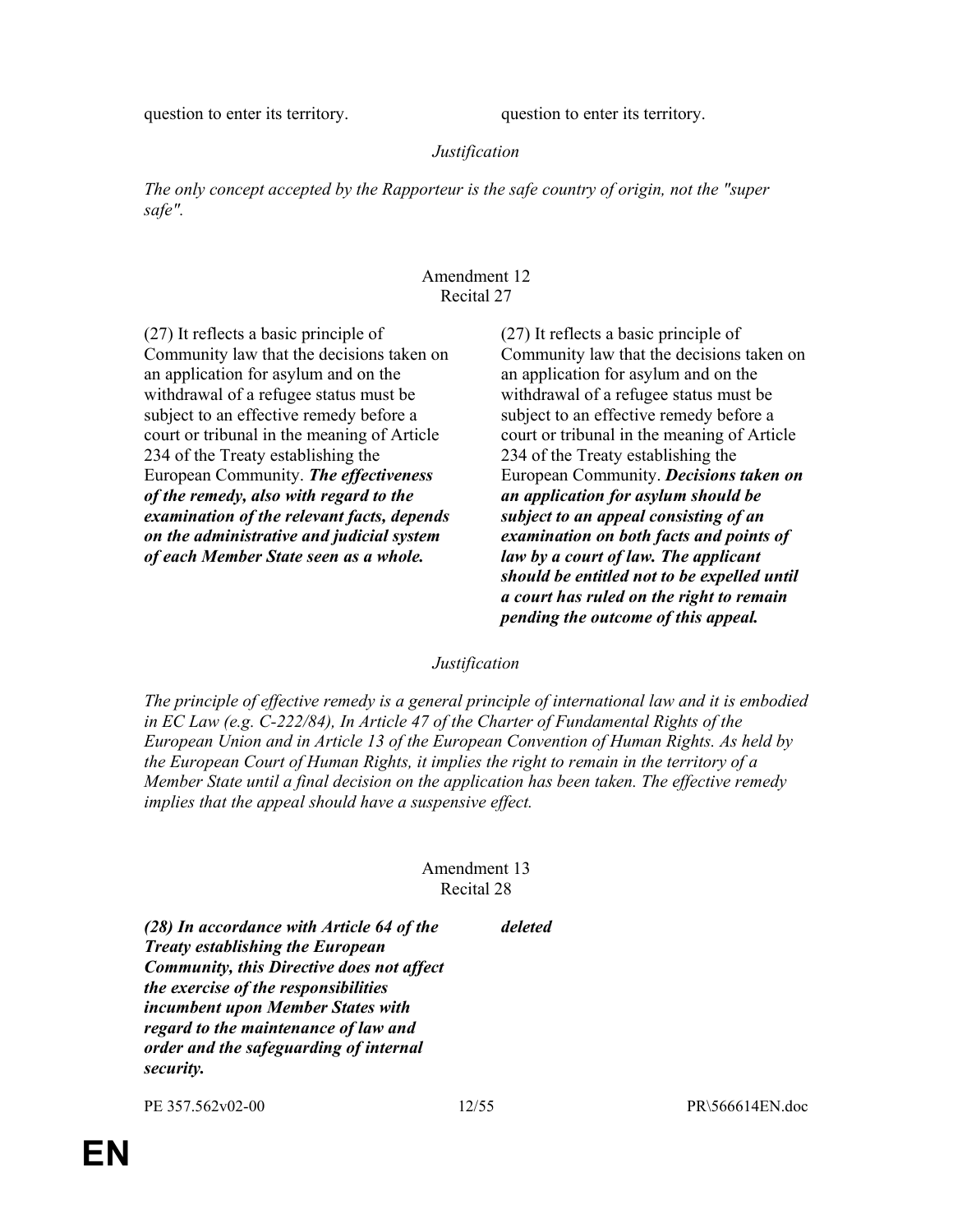| | |
|---|---|
| question to enter its territory. | question to enter its territory. |

*Justification*

*The only concept accepted by the Rapporteur is the safe country of origin, not the "super safe".*

Amendment 12
Recital 27

| | |
|---|---|
| (27) It reflects a basic principle of Community law that the decisions taken on an application for asylum and on the withdrawal of a refugee status must be subject to an effective remedy before a court or tribunal in the meaning of Article 234 of the Treaty establishing the European Community. ***The effectiveness of the remedy, also with regard to the examination of the relevant facts, depends on the administrative and judicial system of each Member State seen as a whole.*** | (27) It reflects a basic principle of Community law that the decisions taken on an application for asylum and on the withdrawal of a refugee status must be subject to an effective remedy before a court or tribunal in the meaning of Article 234 of the Treaty establishing the European Community. ***Decisions taken on an application for asylum should be subject to an appeal consisting of an examination on both facts and points of law by a court of law. The applicant should be entitled not to be expelled until a court has ruled on the right to remain pending the outcome of this appeal.*** |

*Justification*

*The principle of effective remedy is a general principle of international law and it is embodied in EC Law (e.g. C-222/84), In Article 47 of the Charter of Fundamental Rights of the European Union and in Article 13 of the European Convention of Human Rights. As held by the European Court of Human Rights, it implies the right to remain in the territory of a Member State until a final decision on the application has been taken. The effective remedy implies that the appeal should have a suspensive effect.*

Amendment 13
Recital 28

| | |
|---|---|
| ***(28) In accordance with Article 64 of the Treaty establishing the European Community, this Directive does not affect the exercise of the responsibilities incumbent upon Member States with regard to the maintenance of law and order and the safeguarding of internal security.*** | ***deleted*** |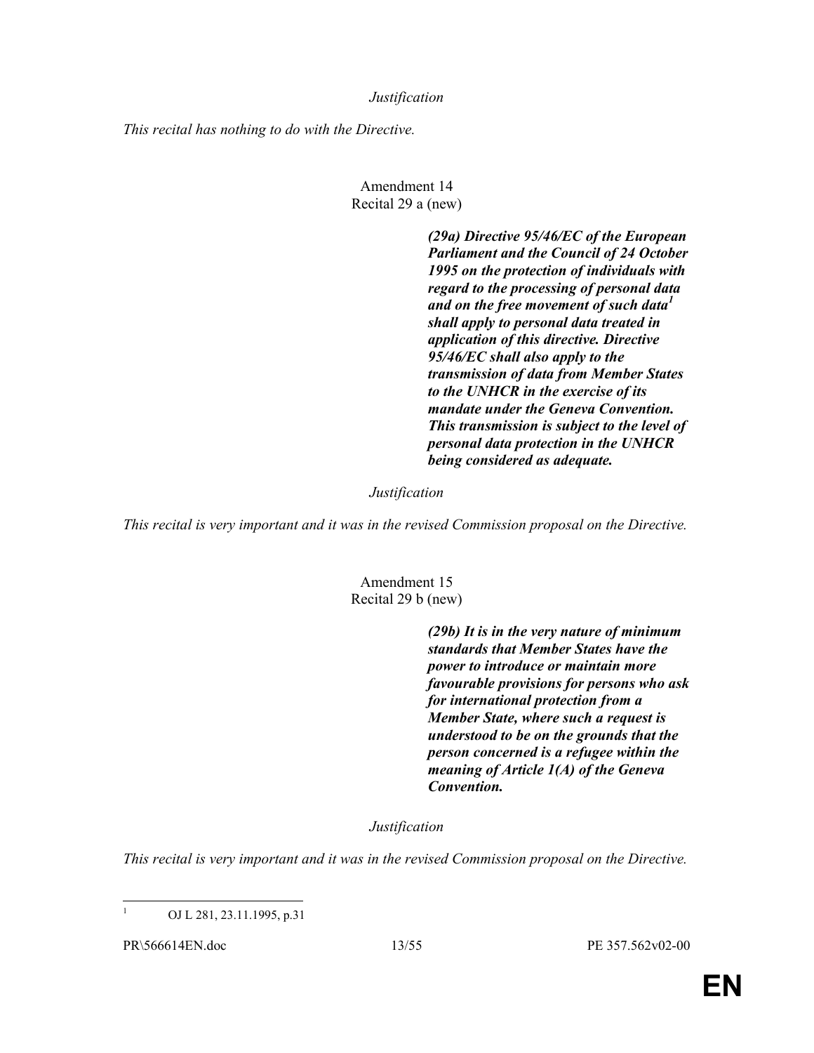*Justification*

*This recital has nothing to do with the Directive.*

Amendment 14
Recital 29 a (new)

***(29a) Directive 95/46/EC of the European Parliament and the Council of 24 October 1995 on the protection of individuals with regard to the processing of personal data and on the free movement of such data[1] shall apply to personal data treated in application of this directive. Directive 95/46/EC shall also apply to the transmission of data from Member States to the UNHCR in the exercise of its mandate under the Geneva Convention. This transmission is subject to the level of personal data protection in the UNHCR being considered as adequate.***

*Justification*

*This recital is very important and it was in the revised Commission proposal on the Directive.*

Amendment 15
Recital 29 b (new)

***(29b) It is in the very nature of minimum standards that Member States have the power to introduce or maintain more favourable provisions for persons who ask for international protection from a Member State, where such a request is understood to be on the grounds that the person concerned is a refugee within the meaning of Article 1(A) of the Geneva Convention.***

*Justification*

*This recital is very important and it was in the revised Commission proposal on the Directive.*

[1] OJ L 281, 23.11.1995, p.31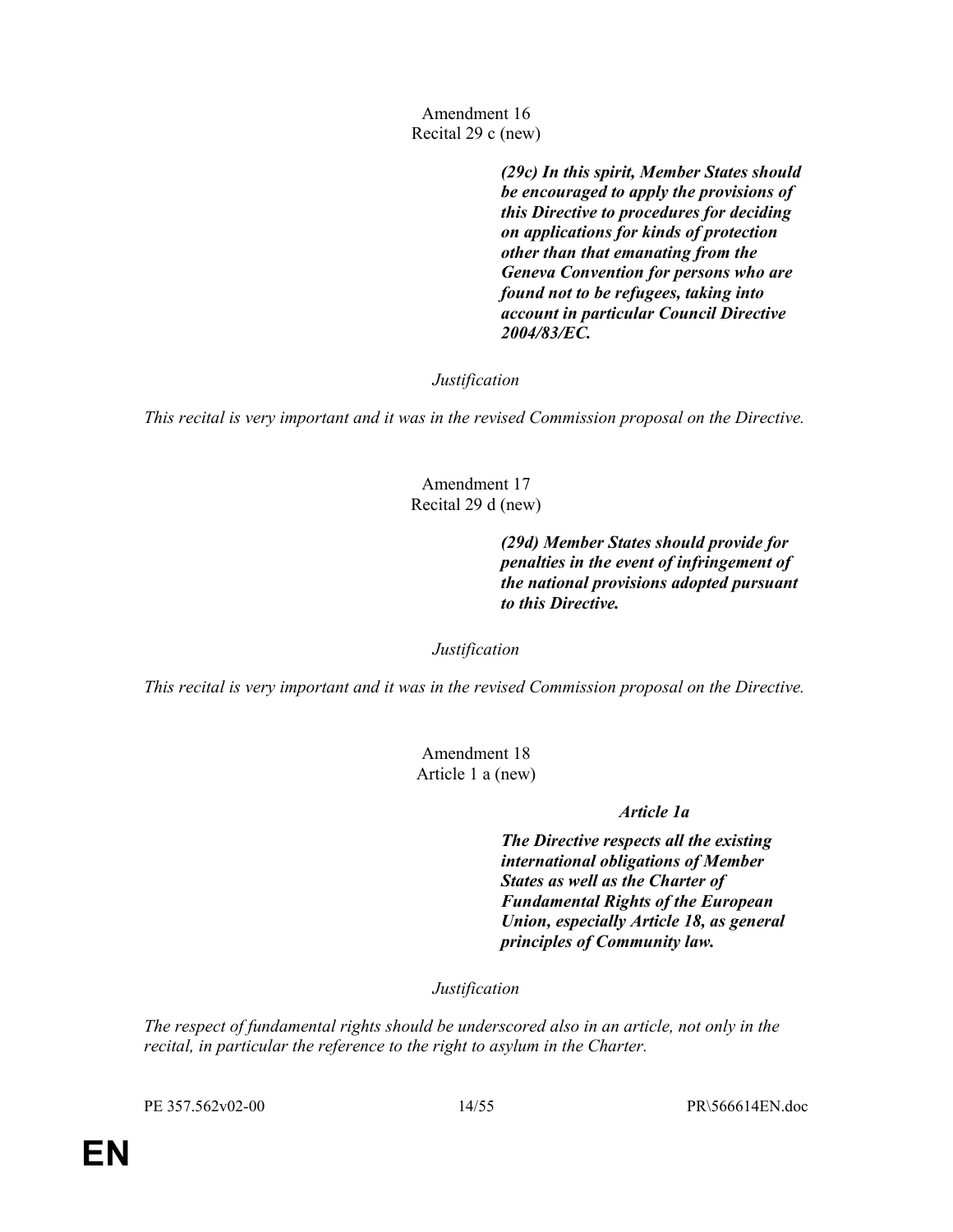Amendment 16
Recital 29 c (new)

***(29c) In this spirit, Member States should be encouraged to apply the provisions of this Directive to procedures for deciding on applications for kinds of protection other than that emanating from the Geneva Convention for persons who are found not to be refugees, taking into account in particular Council Directive 2004/83/EC.***

*Justification*

*This recital is very important and it was in the revised Commission proposal on the Directive.*

Amendment 17
Recital 29 d (new)

***(29d) Member States should provide for penalties in the event of infringement of the national provisions adopted pursuant to this Directive.***

*Justification*

*This recital is very important and it was in the revised Commission proposal on the Directive.*

Amendment 18
Article 1 a (new)

***Article 1a***

***The Directive respects all the existing international obligations of Member States as well as the Charter of Fundamental Rights of the European Union, especially Article 18, as general principles of Community law.***

*Justification*

*The respect of fundamental rights should be underscored also in an article, not only in the recital, in particular the reference to the right to asylum in the Charter.*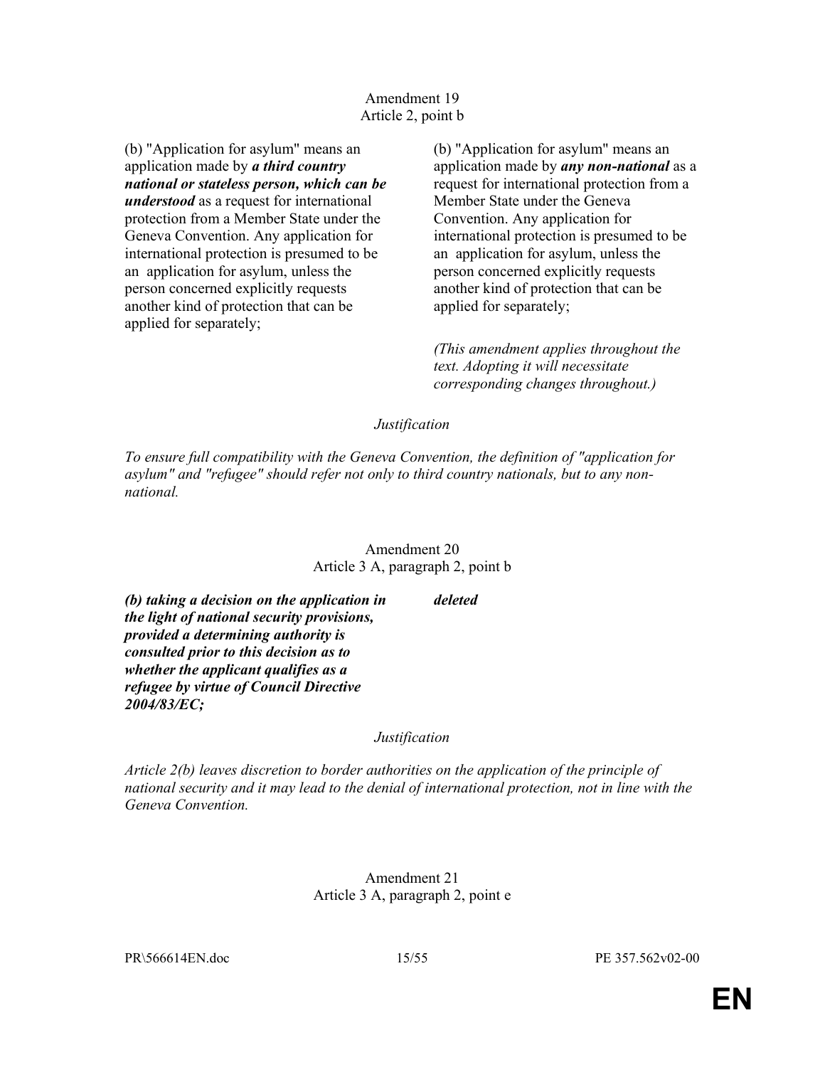Amendment 19
Article 2, point b

| | |
|---|---|
| (b) "Application for asylum" means an application made by ***a third country national or stateless person, which can be understood*** as a request for international protection from a Member State under the Geneva Convention. Any application for international protection is presumed to be an application for asylum, unless the person concerned explicitly requests another kind of protection that can be applied for separately; | (b) "Application for asylum" means an application made by ***any non-national*** as a request for international protection from a Member State under the Geneva Convention. Any application for international protection is presumed to be an application for asylum, unless the person concerned explicitly requests another kind of protection that can be applied for separately; |
| | *(This amendment applies throughout the text. Adopting it will necessitate corresponding changes throughout.)* |

*Justification*

*To ensure full compatibility with the Geneva Convention, the definition of "application for asylum" and "refugee" should refer not only to third country nationals, but to any non-national.*

Amendment 20
Article 3 A, paragraph 2, point b

| | |
|---|---|
| ***(b) taking a decision on the application in the light of national security provisions, provided a determining authority is consulted prior to this decision as to whether the applicant qualifies as a refugee by virtue of Council Directive 2004/83/EC;*** | ***deleted*** |

*Justification*

*Article 2(b) leaves discretion to border authorities on the application of the principle of national security and it may lead to the denial of international protection, not in line with the Geneva Convention.*

Amendment 21
Article 3 A, paragraph 2, point e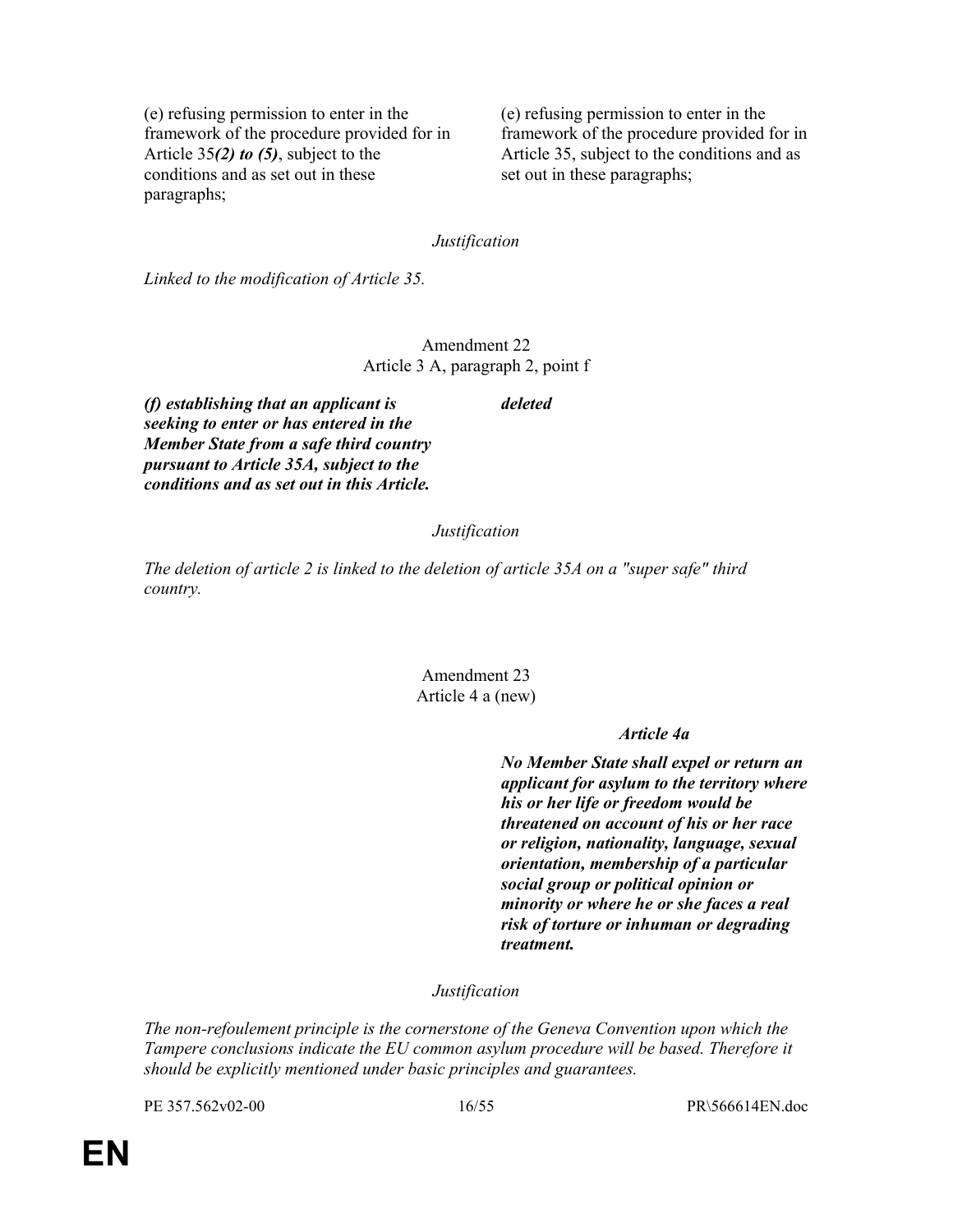| | |
|---|---|
| (e) refusing permission to enter in the framework of the procedure provided for in Article 35***(2) to (5)***, subject to the conditions and as set out in these paragraphs; | (e) refusing permission to enter in the framework of the procedure provided for in Article 35, subject to the conditions and as set out in these paragraphs; |

*Justification*

*Linked to the modification of Article 35.*

Amendment 22
Article 3 A, paragraph 2, point f

| | |
|---|---|
| ***(f) establishing that an applicant is seeking to enter or has entered in the Member State from a safe third country pursuant to Article 35A, subject to the conditions and as set out in this Article.*** | ***deleted*** |

*Justification*

*The deletion of article 2 is linked to the deletion of article 35A on a "super safe" third country.*

Amendment 23
Article 4 a (new)

| | |
|---|---|
| | ***Article 4a*** |
| | ***No Member State shall expel or return an applicant for asylum to the territory where his or her life or freedom would be threatened on account of his or her race or religion, nationality, language, sexual orientation, membership of a particular social group or political opinion or minority or where he or she faces a real risk of torture or inhuman or degrading treatment.*** |

*Justification*

*The non-refoulement principle is the cornerstone of the Geneva Convention upon which the Tampere conclusions indicate the EU common asylum procedure will be based. Therefore it should be explicitly mentioned under basic principles and guarantees.*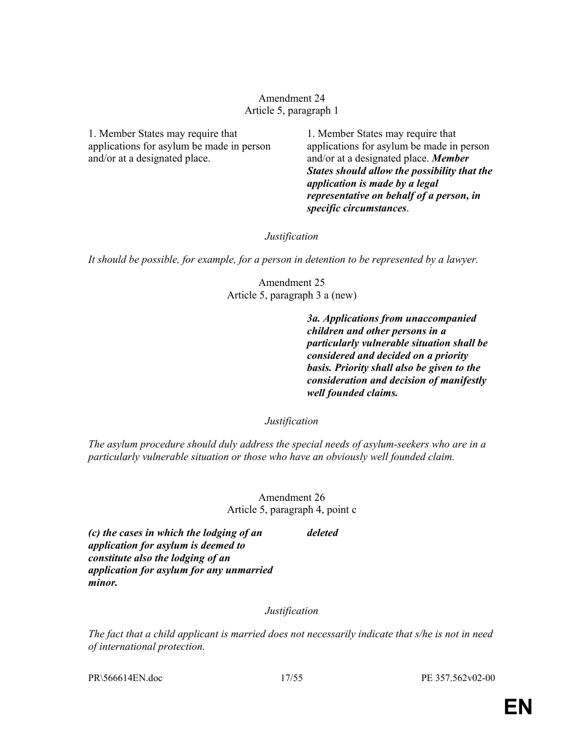Amendment 24
Article 5, paragraph 1

| | |
|---|---|
| 1. Member States may require that applications for asylum be made in person and/or at a designated place. | 1. Member States may require that applications for asylum be made in person and/or at a designated place. ***Member States should allow the possibility that the application is made by a legal representative on behalf of a person, in specific circumstances***. |

*Justification*

*It should be possible, for example, for a person in detention to be represented by a lawyer.*

Amendment 25
Article 5, paragraph 3 a (new)

| | |
|---|---|
| | ***3a. Applications from unaccompanied children and other persons in a particularly vulnerable situation shall be considered and decided on a priority basis. Priority shall also be given to the consideration and decision of manifestly well founded claims.*** |

*Justification*

*The asylum procedure should duly address the special needs of asylum-seekers who are in a particularly vulnerable situation or those who have an obviously well founded claim.*

Amendment 26
Article 5, paragraph 4, point c

| | |
|---|---|
| ***(c) the cases in which the lodging of an application for asylum is deemed to constitute also the lodging of an application for asylum for any unmarried minor.*** | ***deleted*** |

*Justification*

*The fact that a child applicant is married does not necessarily indicate that s/he is not in need of international protection.*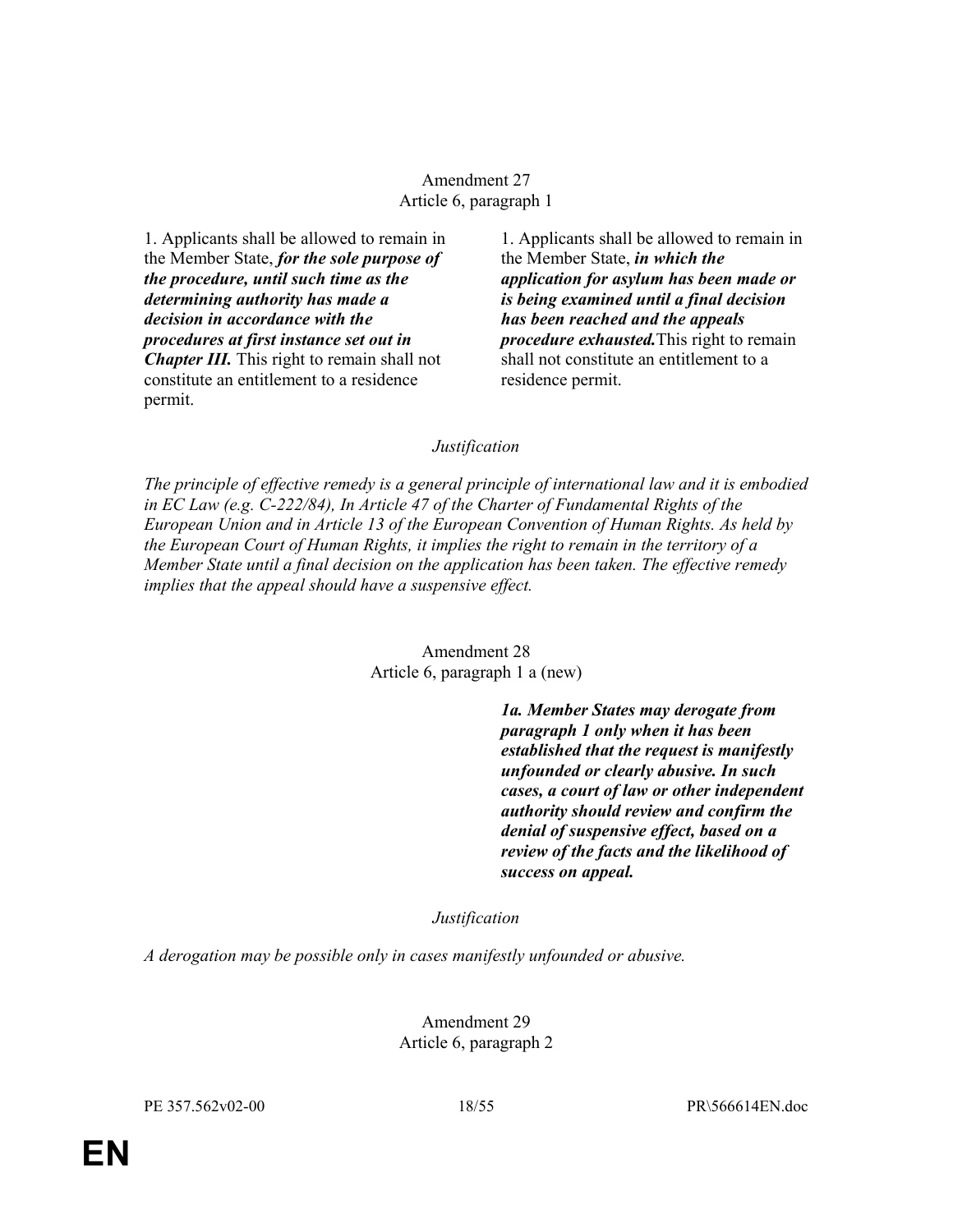Amendment 27
Article 6, paragraph 1

| | |
|---|---|
| 1. Applicants shall be allowed to remain in the Member State, ***for the sole purpose of the procedure, until such time as the determining authority has made a decision in accordance with the procedures at first instance set out in Chapter III.*** This right to remain shall not constitute an entitlement to a residence permit. | 1. Applicants shall be allowed to remain in the Member State, ***in which the application for asylum has been made or is being examined until a final decision has been reached and the appeals procedure exhausted.***This right to remain shall not constitute an entitlement to a residence permit. |

*Justification*

*The principle of effective remedy is a general principle of international law and it is embodied in EC Law (e.g. C-222/84), In Article 47 of the Charter of Fundamental Rights of the European Union and in Article 13 of the European Convention of Human Rights. As held by the European Court of Human Rights, it implies the right to remain in the territory of a Member State until a final decision on the application has been taken. The effective remedy implies that the appeal should have a suspensive effect.*

Amendment 28
Article 6, paragraph 1 a (new)

| | |
|---|---|
| | ***1a. Member States may derogate from paragraph 1 only when it has been established that the request is manifestly unfounded or clearly abusive. In such cases, a court of law or other independent authority should review and confirm the denial of suspensive effect, based on a review of the facts and the likelihood of success on appeal.*** |

*Justification*

*A derogation may be possible only in cases manifestly unfounded or abusive.*

Amendment 29
Article 6, paragraph 2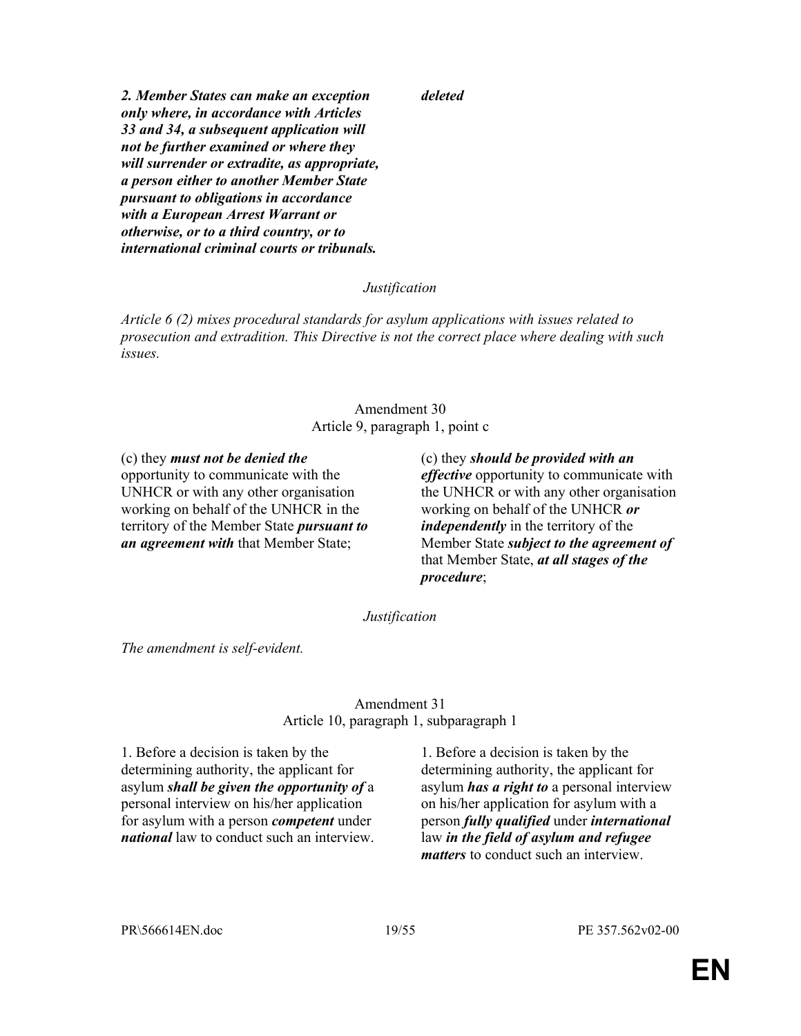| | |
|---|---|
| ***2. Member States can make an exception only where, in accordance with Articles 33 and 34, a subsequent application will not be further examined or where they will surrender or extradite, as appropriate, a person either to another Member State pursuant to obligations in accordance with a European Arrest Warrant or otherwise, or to a third country, or to international criminal courts or tribunals.*** | ***deleted*** |

*Justification*

*Article 6 (2) mixes procedural standards for asylum applications with issues related to prosecution and extradition. This Directive is not the correct place where dealing with such issues.*

Amendment 30
Article 9, paragraph 1, point c

| | |
|---|---|
| (c) they ***must not be denied the*** opportunity to communicate with the UNHCR or with any other organisation working on behalf of the UNHCR in the territory of the Member State ***pursuant to an agreement with*** that Member State; | (c) they ***should be provided with an effective*** opportunity to communicate with the UNHCR or with any other organisation working on behalf of the UNHCR ***or independently*** in the territory of the Member State ***subject to the agreement of*** that Member State, ***at all stages of the procedure***; |

*Justification*

*The amendment is self-evident.*

Amendment 31
Article 10, paragraph 1, subparagraph 1

| | |
|---|---|
| 1. Before a decision is taken by the determining authority, the applicant for asylum ***shall be given the opportunity of*** a personal interview on his/her application for asylum with a person ***competent*** under ***national*** law to conduct such an interview. | 1. Before a decision is taken by the determining authority, the applicant for asylum ***has a right to*** a personal interview on his/her application for asylum with a person ***fully qualified*** under ***international*** law ***in the field of asylum and refugee matters*** to conduct such an interview. |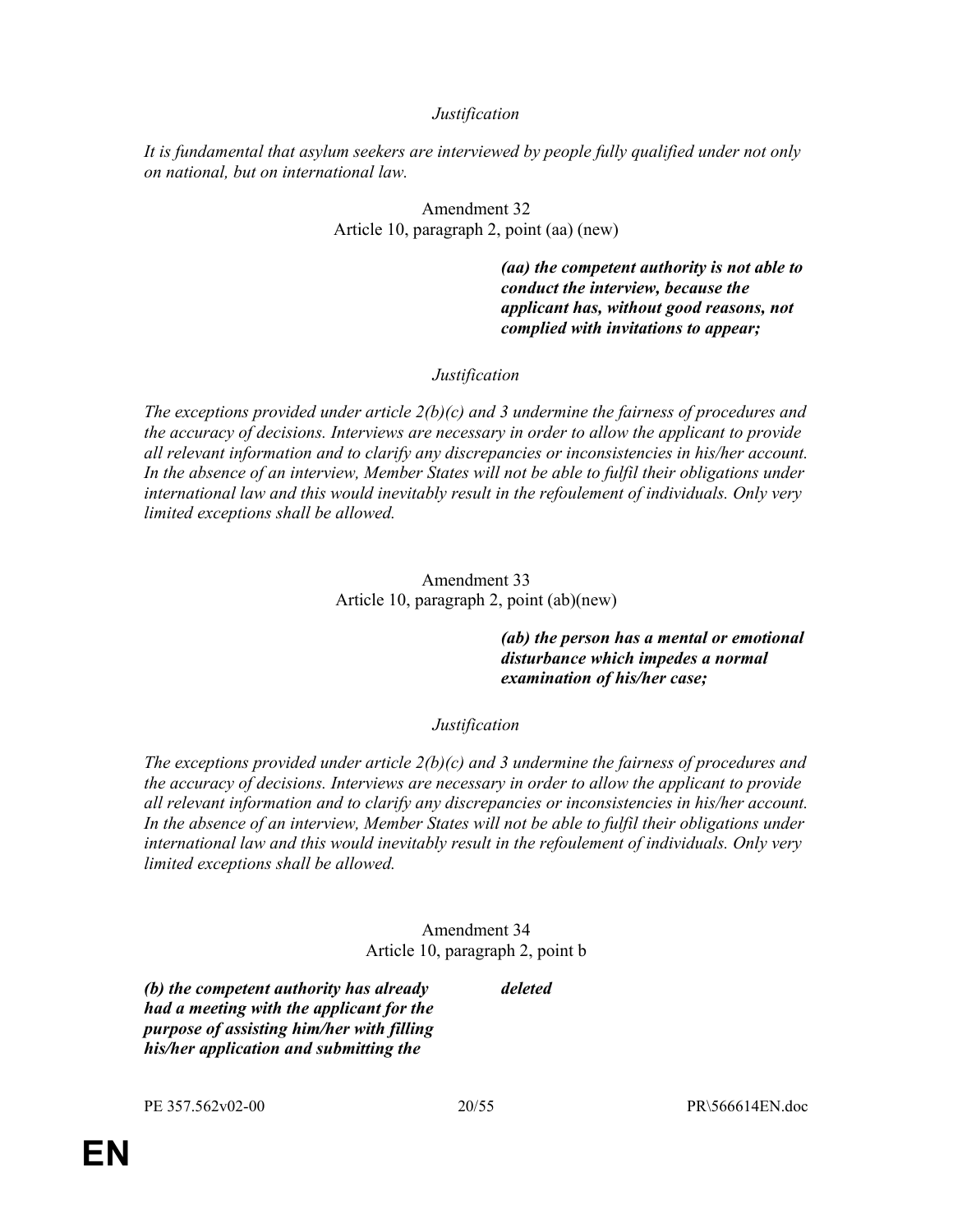*Justification*

*It is fundamental that asylum seekers are interviewed by people fully qualified under not only on national, but on international law.*

Amendment 32
Article 10, paragraph 2, point (aa) (new)

| | |
|---|---|
| | ***(aa) the competent authority is not able to conduct the interview, because the applicant has, without good reasons, not complied with invitations to appear;*** |

*Justification*

*The exceptions provided under article 2(b)(c) and 3 undermine the fairness of procedures and the accuracy of decisions. Interviews are necessary in order to allow the applicant to provide all relevant information and to clarify any discrepancies or inconsistencies in his/her account. In the absence of an interview, Member States will not be able to fulfil their obligations under international law and this would inevitably result in the refoulement of individuals. Only very limited exceptions shall be allowed.*

Amendment 33
Article 10, paragraph 2, point (ab)(new)

| | |
|---|---|
| | ***(ab) the person has a mental or emotional disturbance which impedes a normal examination of his/her case;*** |

*Justification*

*The exceptions provided under article 2(b)(c) and 3 undermine the fairness of procedures and the accuracy of decisions. Interviews are necessary in order to allow the applicant to provide all relevant information and to clarify any discrepancies or inconsistencies in his/her account. In the absence of an interview, Member States will not be able to fulfil their obligations under international law and this would inevitably result in the refoulement of individuals. Only very limited exceptions shall be allowed.*

Amendment 34
Article 10, paragraph 2, point b

| | |
|---|---|
| ***(b) the competent authority has already had a meeting with the applicant for the purpose of assisting him/her with filling his/her application and submitting the*** | ***deleted*** |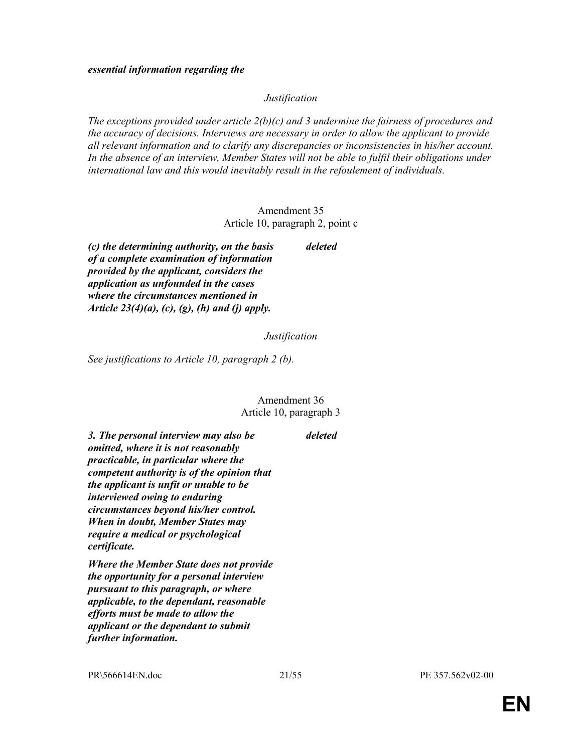***essential information regarding the***

*Justification*

*The exceptions provided under article 2(b)(c) and 3 undermine the fairness of procedures and the accuracy of decisions. Interviews are necessary in order to allow the applicant to provide all relevant information and to clarify any discrepancies or inconsistencies in his/her account. In the absence of an interview, Member States will not be able to fulfil their obligations under international law and this would inevitably result in the refoulement of individuals.*

Amendment 35
Article 10, paragraph 2, point c

| | |
|---|---|
| ***(c) the determining authority, on the basis of a complete examination of information provided by the applicant, considers the application as unfounded in the cases where the circumstances mentioned in Article 23(4)(a), (c), (g), (h) and (j) apply.*** | ***deleted*** |

*Justification*

*See justifications to Article 10, paragraph 2 (b).*

Amendment 36
Article 10, paragraph 3

| | |
|---|---|
| ***3. The personal interview may also be omitted, where it is not reasonably practicable, in particular where the competent authority is of the opinion that the applicant is unfit or unable to be interviewed owing to enduring circumstances beyond his/her control. When in doubt, Member States may require a medical or psychological certificate.*** <br><br> ***Where the Member State does not provide the opportunity for a personal interview pursuant to this paragraph, or where applicable, to the dependant, reasonable efforts must be made to allow the applicant or the dependant to submit further information.*** | ***deleted*** |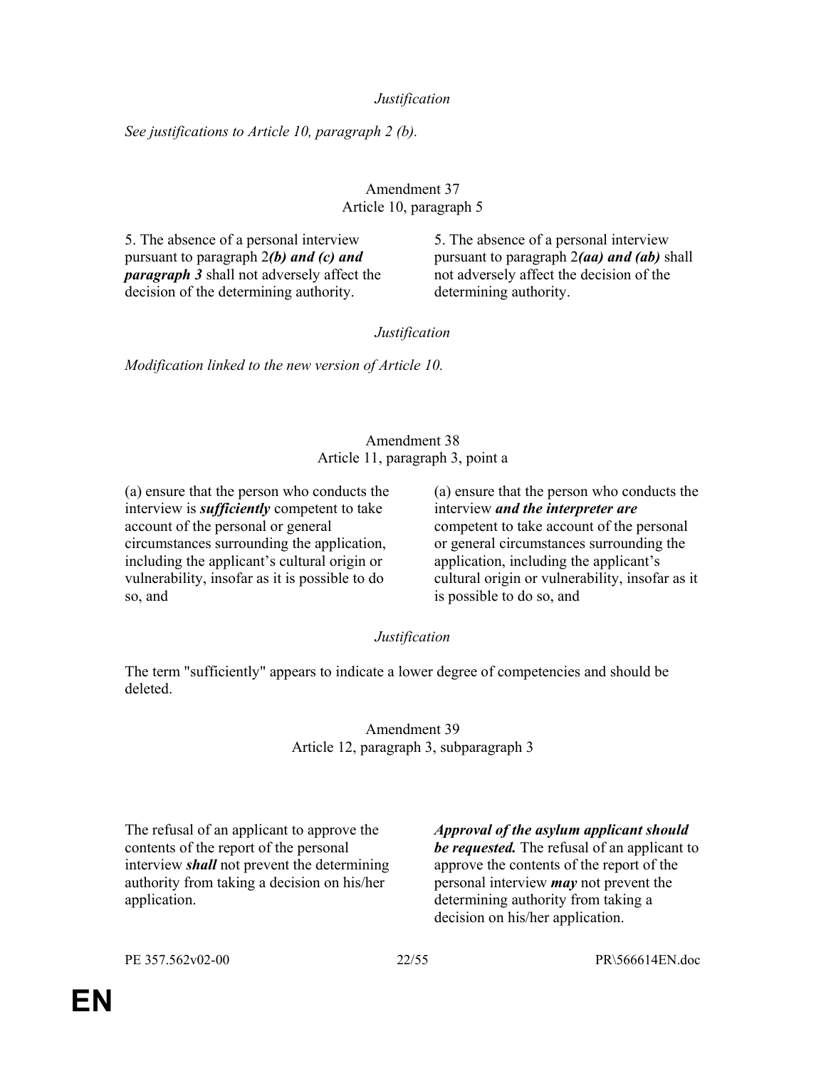*Justification*

*See justifications to Article 10, paragraph 2 (b).*

Amendment 37
Article 10, paragraph 5

| | |
|---|---|
| 5. The absence of a personal interview pursuant to paragraph 2***(b) and (c) and paragraph 3*** shall not adversely affect the decision of the determining authority. | 5. The absence of a personal interview pursuant to paragraph 2***(aa) and (ab)*** shall not adversely affect the decision of the determining authority. |

*Justification*

*Modification linked to the new version of Article 10.*

Amendment 38
Article 11, paragraph 3, point a

| | |
|---|---|
| (a) ensure that the person who conducts the interview is ***sufficiently*** competent to take account of the personal or general circumstances surrounding the application, including the applicant's cultural origin or vulnerability, insofar as it is possible to do so, and | (a) ensure that the person who conducts the interview ***and the interpreter are*** competent to take account of the personal or general circumstances surrounding the application, including the applicant's cultural origin or vulnerability, insofar as it is possible to do so, and |

*Justification*

The term "sufficiently" appears to indicate a lower degree of competencies and should be deleted.

Amendment 39
Article 12, paragraph 3, subparagraph 3

| | |
|---|---|
| The refusal of an applicant to approve the contents of the report of the personal interview ***shall*** not prevent the determining authority from taking a decision on his/her application. | ***Approval of the asylum applicant should be requested.*** The refusal of an applicant to approve the contents of the report of the personal interview ***may*** not prevent the determining authority from taking a decision on his/her application. |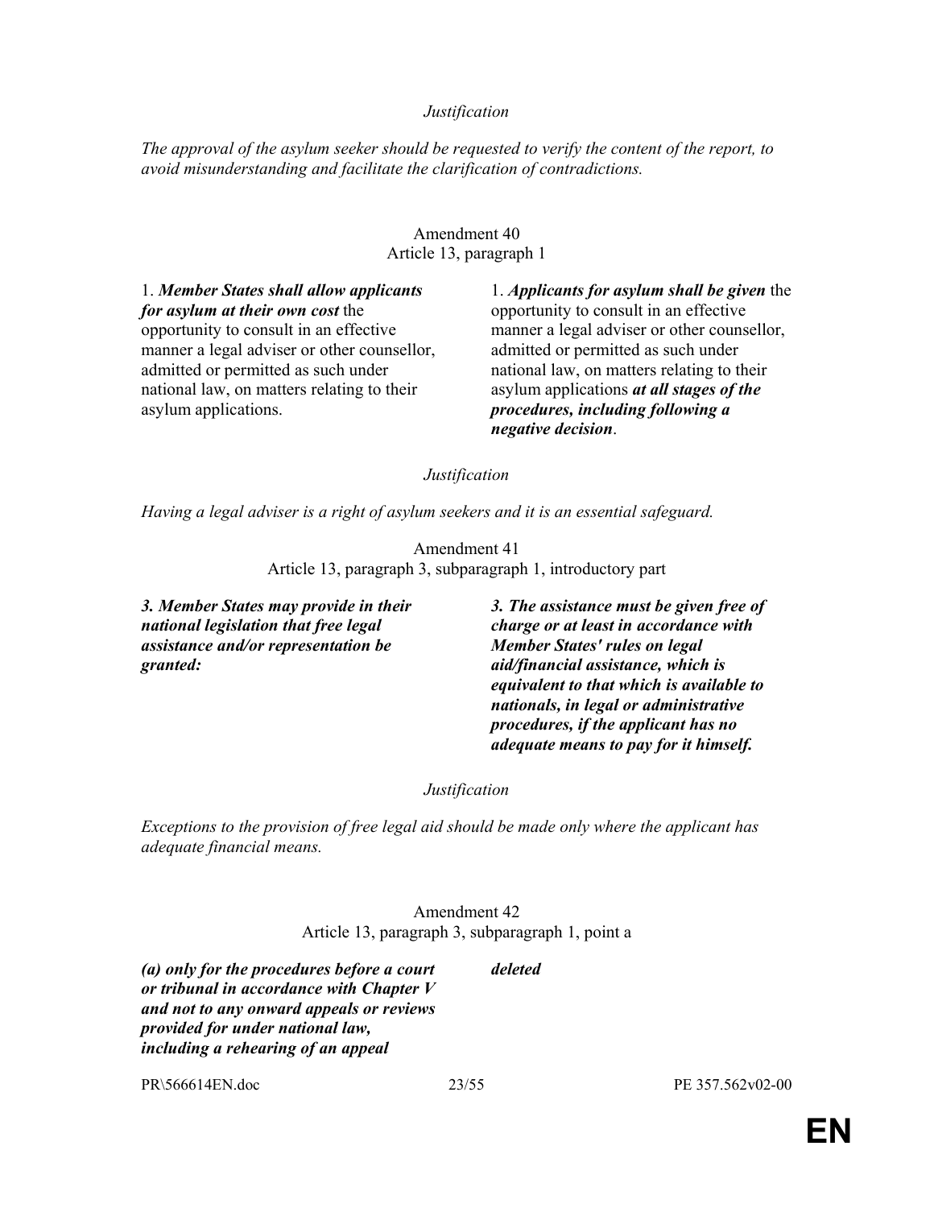*Justification*

*The approval of the asylum seeker should be requested to verify the content of the report, to avoid misunderstanding and facilitate the clarification of contradictions.*

Amendment 40
Article 13, paragraph 1

| | |
|---|---|
| 1. ***Member States shall allow applicants for asylum at their own cost*** the opportunity to consult in an effective manner a legal adviser or other counsellor, admitted or permitted as such under national law, on matters relating to their asylum applications. | 1. ***Applicants for asylum shall be given*** the opportunity to consult in an effective manner a legal adviser or other counsellor, admitted or permitted as such under national law, on matters relating to their asylum applications ***at all stages of the procedures, including following a negative decision***. |

*Justification*

*Having a legal adviser is a right of asylum seekers and it is an essential safeguard.*

Amendment 41
Article 13, paragraph 3, subparagraph 1, introductory part

| | |
|---|---|
| ***3. Member States may provide in their national legislation that free legal assistance and/or representation be granted:*** | ***3. The assistance must be given free of charge or at least in accordance with Member States' rules on legal aid/financial assistance, which is equivalent to that which is available to nationals, in legal or administrative procedures, if the applicant has no adequate means to pay for it himself.*** |

*Justification*

*Exceptions to the provision of free legal aid should be made only where the applicant has adequate financial means.*

Amendment 42
Article 13, paragraph 3, subparagraph 1, point a

| | |
|---|---|
| ***(a) only for the procedures before a court or tribunal in accordance with Chapter V and not to any onward appeals or reviews provided for under national law, including a rehearing of an appeal*** | ***deleted*** |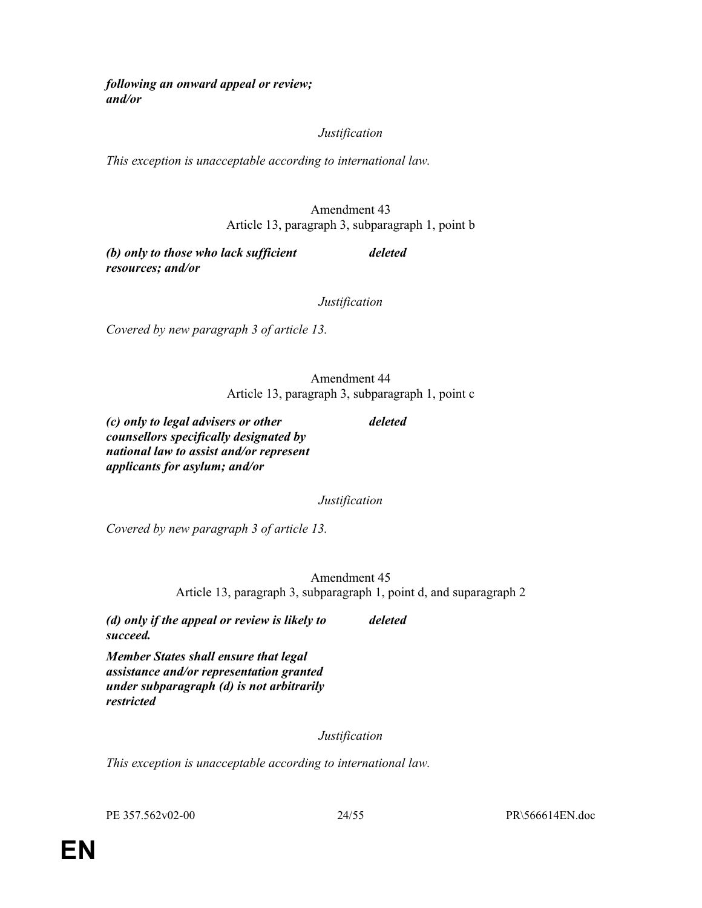***following an onward appeal or review; and/or***

*Justification*

*This exception is unacceptable according to international law.*

Amendment 43
Article 13, paragraph 3, subparagraph 1, point b

| | |
|---|---|
| ***(b) only to those who lack sufficient resources; and/or*** | ***deleted*** |

*Justification*

*Covered by new paragraph 3 of article 13.*

Amendment 44
Article 13, paragraph 3, subparagraph 1, point c

| | |
|---|---|
| ***(c) only to legal advisers or other counsellors specifically designated by national law to assist and/or represent applicants for asylum; and/or*** | ***deleted*** |

*Justification*

*Covered by new paragraph 3 of article 13.*

Amendment 45
Article 13, paragraph 3, subparagraph 1, point d, and suparagraph 2

| | |
|---|---|
| ***(d) only if the appeal or review is likely to succeed.*** <br><br> ***Member States shall ensure that legal assistance and/or representation granted under subparagraph (d) is not arbitrarily restricted*** | ***deleted*** |

*Justification*

*This exception is unacceptable according to international law.*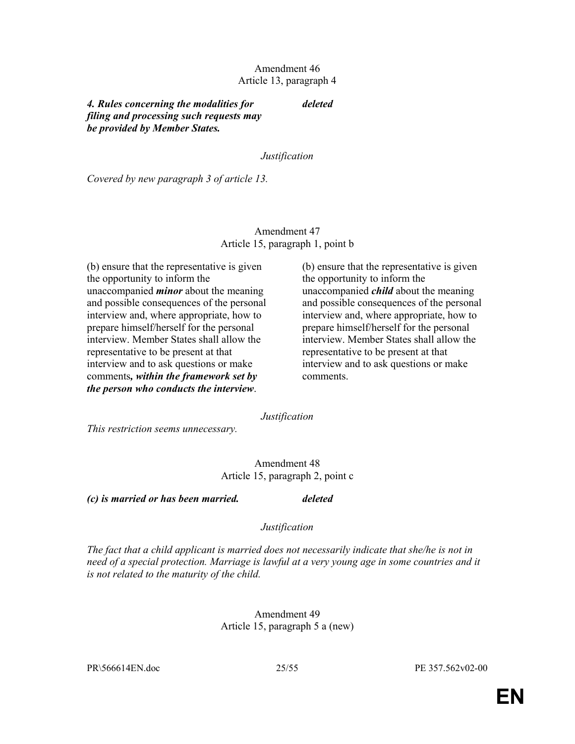Amendment 46
Article 13, paragraph 4

| | |
|---|---|
| ***4. Rules concerning the modalities for filing and processing such requests may be provided by Member States.*** | ***deleted*** |

*Justification*

*Covered by new paragraph 3 of article 13.*

Amendment 47
Article 15, paragraph 1, point b

| | |
|---|---|
| (b) ensure that the representative is given the opportunity to inform the unaccompanied ***minor*** about the meaning and possible consequences of the personal interview and, where appropriate, how to prepare himself/herself for the personal interview. Member States shall allow the representative to be present at that interview and to ask questions or make comments***, within the framework set by the person who conducts the interview***. | (b) ensure that the representative is given the opportunity to inform the unaccompanied ***child*** about the meaning and possible consequences of the personal interview and, where appropriate, how to prepare himself/herself for the personal interview. Member States shall allow the representative to be present at that interview and to ask questions or make comments. |

*Justification*

*This restriction seems unnecessary.*

Amendment 48
Article 15, paragraph 2, point c

| | |
|---|---|
| ***(c) is married or has been married.*** | ***deleted*** |

*Justification*

*The fact that a child applicant is married does not necessarily indicate that she/he is not in need of a special protection. Marriage is lawful at a very young age in some countries and it is not related to the maturity of the child.*

Amendment 49
Article 15, paragraph 5 a (new)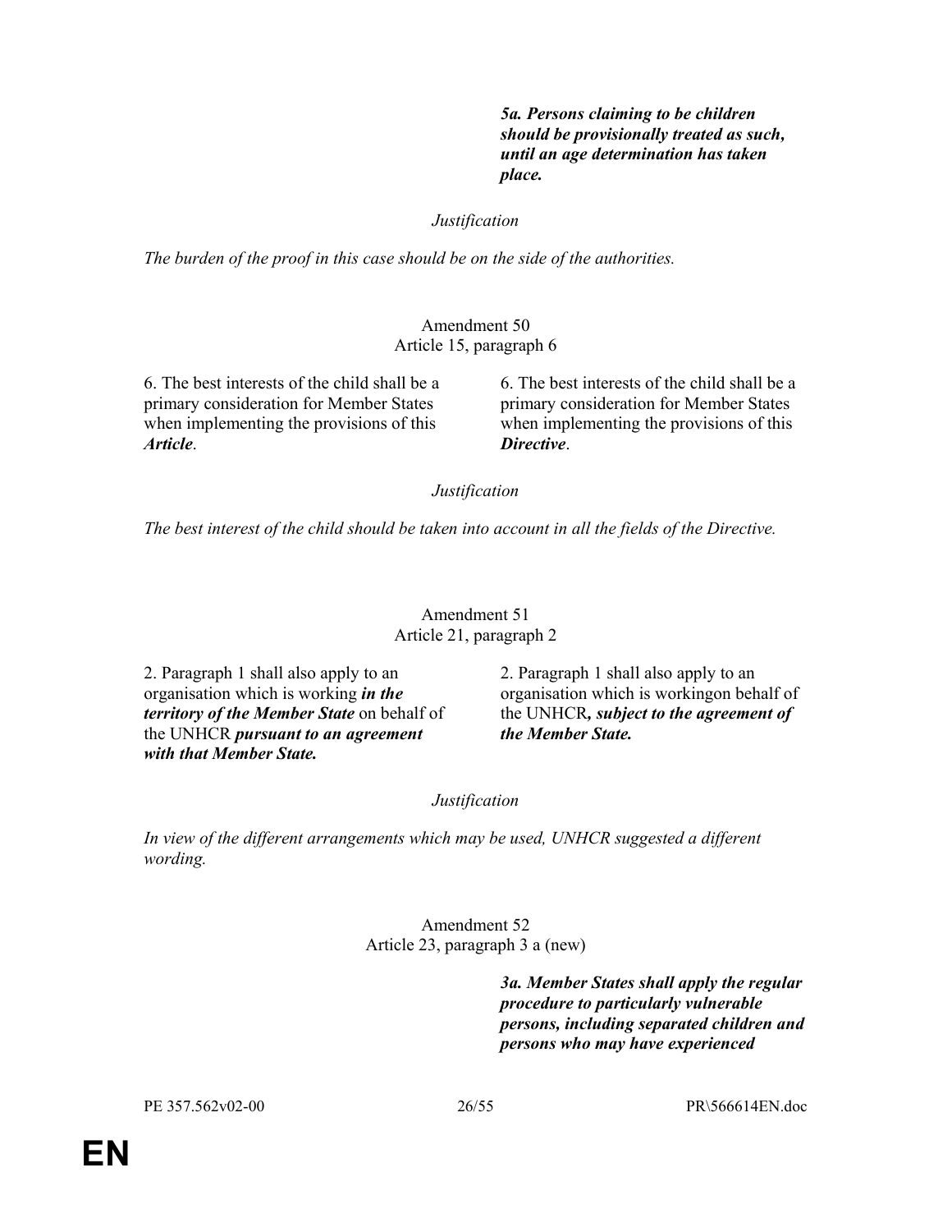| | ***5a. Persons claiming to be children should be provisionally treated as such, until an age determination has taken place.*** |
|---|---|

*Justification*

*The burden of the proof in this case should be on the side of the authorities.*

Amendment 50
Article 15, paragraph 6

| | |
|---|---|
| 6. The best interests of the child shall be a primary consideration for Member States when implementing the provisions of this ***Article***. | 6. The best interests of the child shall be a primary consideration for Member States when implementing the provisions of this ***Directive***. |

*Justification*

*The best interest of the child should be taken into account in all the fields of the Directive.*

Amendment 51
Article 21, paragraph 2

| | |
|---|---|
| 2. Paragraph 1 shall also apply to an organisation which is working ***in the territory of the Member State*** on behalf of the UNHCR ***pursuant to an agreement with that Member State.*** | 2. Paragraph 1 shall also apply to an organisation which is workingon behalf of the UNHCR***, subject to the agreement of the Member State.*** |

*Justification*

*In view of the different arrangements which may be used, UNHCR suggested a different wording.*

Amendment 52
Article 23, paragraph 3 a (new)

| | |
|---|---|
| | ***3a. Member States shall apply the regular procedure to particularly vulnerable persons, including separated children and persons who may have experienced*** |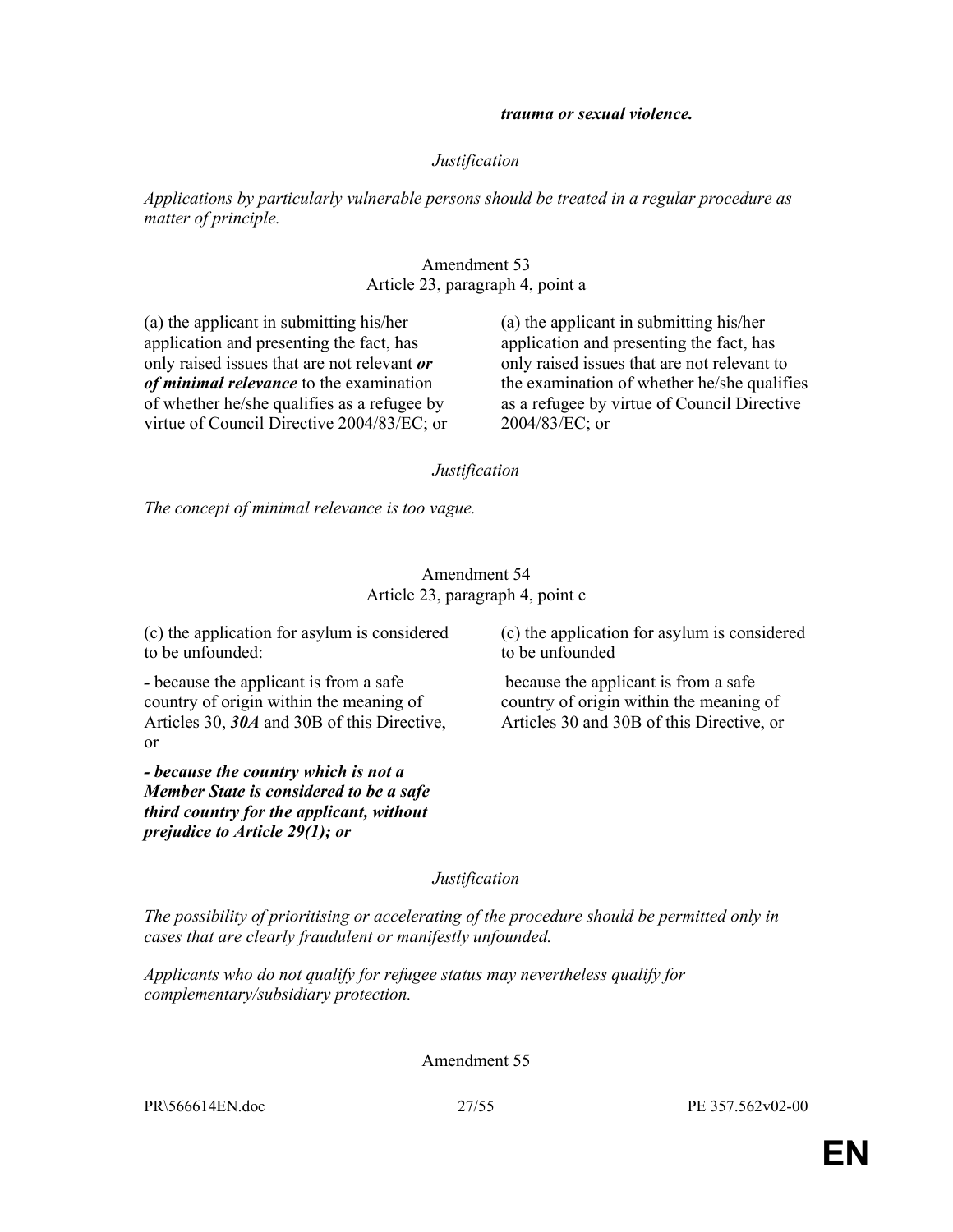***trauma or sexual violence.***

*Justification*

*Applications by particularly vulnerable persons should be treated in a regular procedure as matter of principle.*

Amendment 53
Article 23, paragraph 4, point a

| | |
|---|---|
| (a) the applicant in submitting his/her application and presenting the fact, has only raised issues that are not relevant ***or of minimal relevance*** to the examination of whether he/she qualifies as a refugee by virtue of Council Directive 2004/83/EC; or | (a) the applicant in submitting his/her application and presenting the fact, has only raised issues that are not relevant to the examination of whether he/she qualifies as a refugee by virtue of Council Directive 2004/83/EC; or |

*Justification*

*The concept of minimal relevance is too vague.*

Amendment 54
Article 23, paragraph 4, point c

| | |
|---|---|
| (c) the application for asylum is considered to be unfounded: | (c) the application for asylum is considered to be unfounded |
| **-** because the applicant is from a safe country of origin within the meaning of Articles 30, ***30A*** and 30B of this Directive, or | because the applicant is from a safe country of origin within the meaning of Articles 30 and 30B of this Directive, or |
| ***- because the country which is not a Member State is considered to be a safe third country for the applicant, without prejudice to Article 29(1); or*** | |

*Justification*

*The possibility of prioritising or accelerating of the procedure should be permitted only in cases that are clearly fraudulent or manifestly unfounded.*

*Applicants who do not qualify for refugee status may nevertheless qualify for complementary/subsidiary protection.*

Amendment 55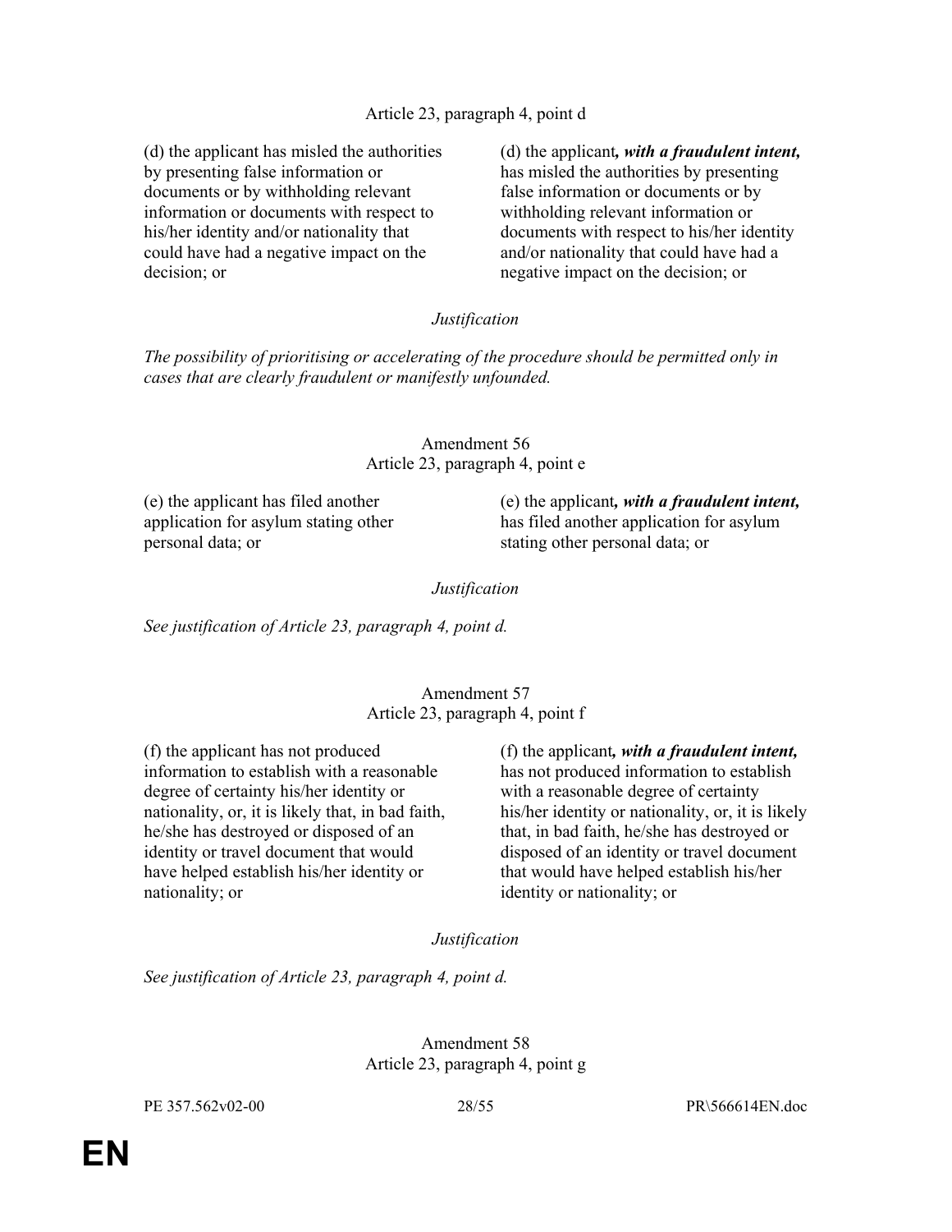Article 23, paragraph 4, point d

| | |
|---|---|
| (d) the applicant has misled the authorities by presenting false information or documents or by withholding relevant information or documents with respect to his/her identity and/or nationality that could have had a negative impact on the decision; or | (d) the applicant***, with a fraudulent intent,*** has misled the authorities by presenting false information or documents or by withholding relevant information or documents with respect to his/her identity and/or nationality that could have had a negative impact on the decision; or |

*Justification*

*The possibility of prioritising or accelerating of the procedure should be permitted only in cases that are clearly fraudulent or manifestly unfounded.*

Amendment 56
Article 23, paragraph 4, point e

| | |
|---|---|
| (e) the applicant has filed another application for asylum stating other personal data; or | (e) the applicant***, with a fraudulent intent,*** has filed another application for asylum stating other personal data; or |

*Justification*

*See justification of Article 23, paragraph 4, point d.*

Amendment 57
Article 23, paragraph 4, point f

| | |
|---|---|
| (f) the applicant has not produced information to establish with a reasonable degree of certainty his/her identity or nationality, or, it is likely that, in bad faith, he/she has destroyed or disposed of an identity or travel document that would have helped establish his/her identity or nationality; or | (f) the applicant***, with a fraudulent intent,*** has not produced information to establish with a reasonable degree of certainty his/her identity or nationality, or, it is likely that, in bad faith, he/she has destroyed or disposed of an identity or travel document that would have helped establish his/her identity or nationality; or |

*Justification*

*See justification of Article 23, paragraph 4, point d.*

Amendment 58
Article 23, paragraph 4, point g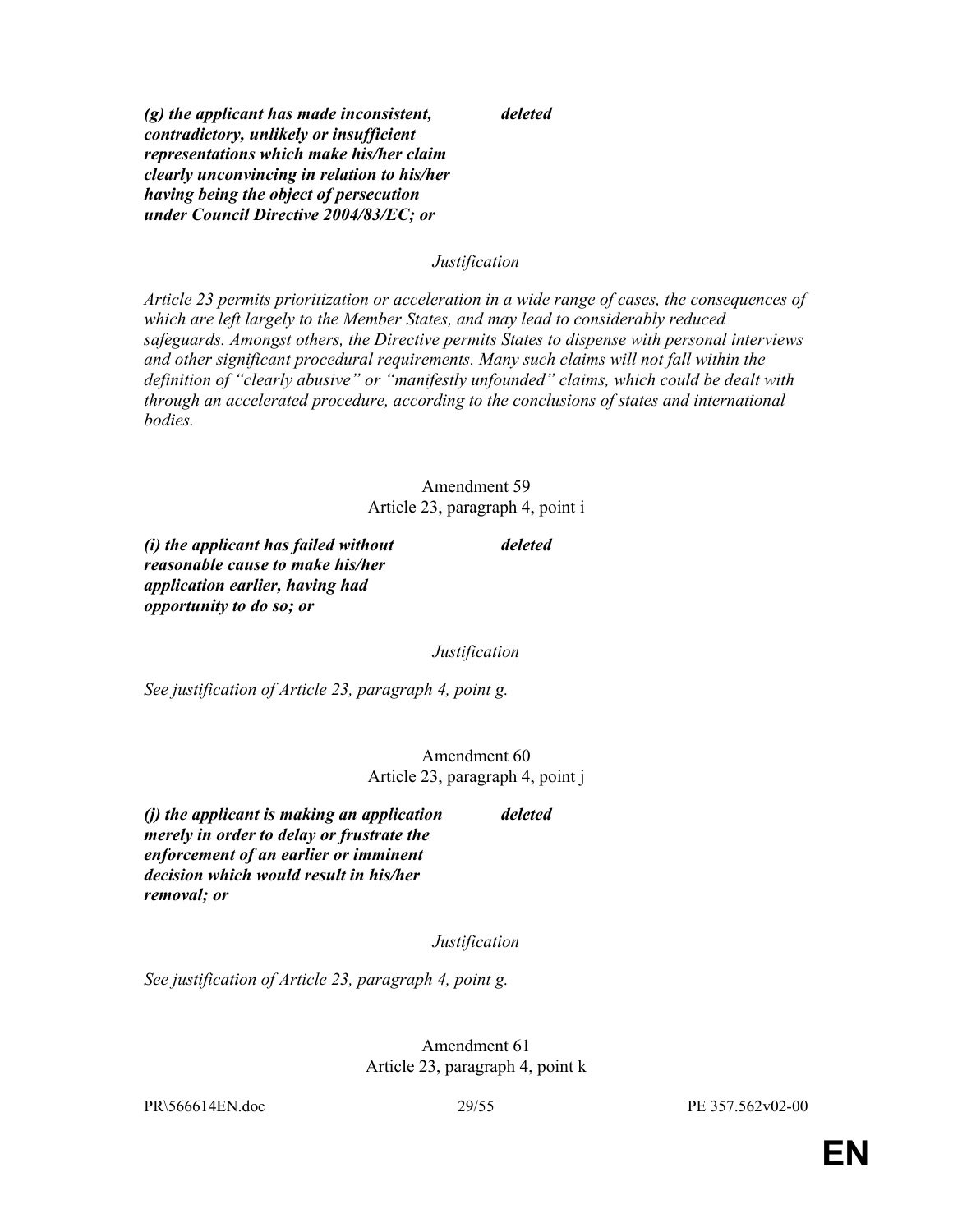| | |
|---|---|
| ***(g) the applicant has made inconsistent, contradictory, unlikely or insufficient representations which make his/her claim clearly unconvincing in relation to his/her having being the object of persecution under Council Directive 2004/83/EC; or*** | ***deleted*** |

*Justification*

*Article 23 permits prioritization or acceleration in a wide range of cases, the consequences of which are left largely to the Member States, and may lead to considerably reduced safeguards. Amongst others, the Directive permits States to dispense with personal interviews and other significant procedural requirements. Many such claims will not fall within the definition of "clearly abusive" or "manifestly unfounded" claims, which could be dealt with through an accelerated procedure, according to the conclusions of states and international bodies.*

Amendment 59
Article 23, paragraph 4, point i

| | |
|---|---|
| ***(i) the applicant has failed without reasonable cause to make his/her application earlier, having had opportunity to do so; or*** | ***deleted*** |

*Justification*

*See justification of Article 23, paragraph 4, point g.*

Amendment 60
Article 23, paragraph 4, point j

| | |
|---|---|
| ***(j) the applicant is making an application merely in order to delay or frustrate the enforcement of an earlier or imminent decision which would result in his/her removal; or*** | ***deleted*** |

*Justification*

*See justification of Article 23, paragraph 4, point g.*

Amendment 61
Article 23, paragraph 4, point k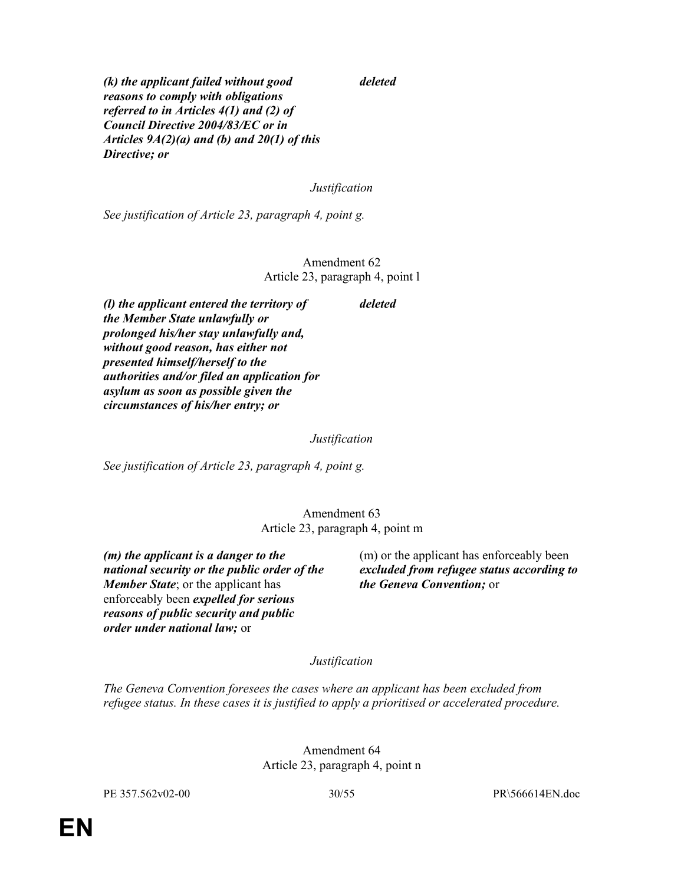| | |
|---|---|
| ***(k) the applicant failed without good reasons to comply with obligations referred to in Articles 4(1) and (2) of Council Directive 2004/83/EC or in Articles 9A(2)(a) and (b) and 20(1) of this Directive; or*** | ***deleted*** |

*Justification*

*See justification of Article 23, paragraph 4, point g.*

Amendment 62
Article 23, paragraph 4, point l

| | |
|---|---|
| ***(l) the applicant entered the territory of the Member State unlawfully or prolonged his/her stay unlawfully and, without good reason, has either not presented himself/herself to the authorities and/or filed an application for asylum as soon as possible given the circumstances of his/her entry; or*** | ***deleted*** |

*Justification*

*See justification of Article 23, paragraph 4, point g.*

Amendment 63
Article 23, paragraph 4, point m

| | |
|---|---|
| ***(m) the applicant is a danger to the national security or the public order of the Member State***; or the applicant has enforceably been ***expelled for serious reasons of public security and public order under national law;*** or | (m) or the applicant has enforceably been ***excluded from refugee status according to the Geneva Convention;*** or |

*Justification*

*The Geneva Convention foresees the cases where an applicant has been excluded from refugee status. In these cases it is justified to apply a prioritised or accelerated procedure.*

Amendment 64
Article 23, paragraph 4, point n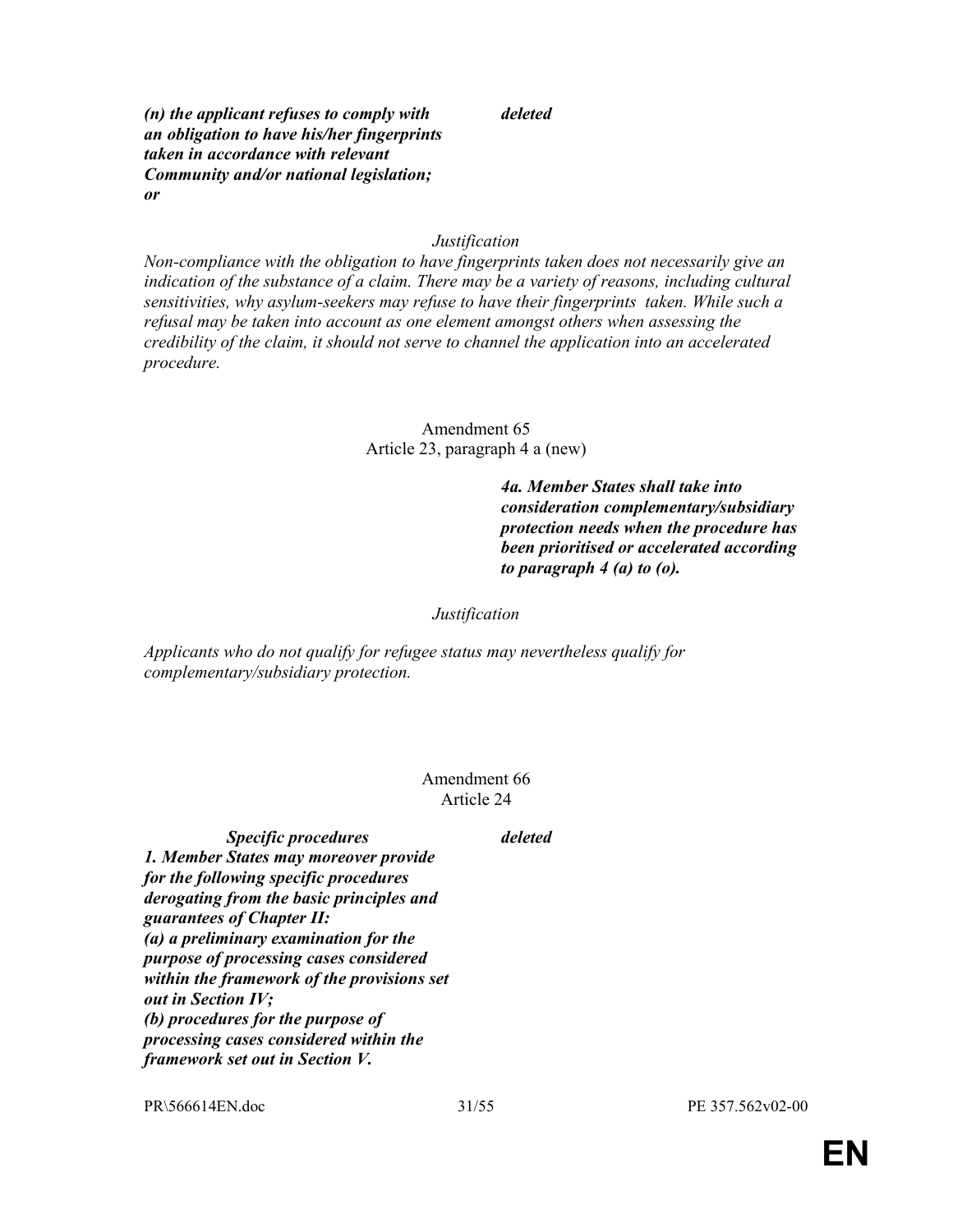| | |
|---|---|
| ***(n) the applicant refuses to comply with an obligation to have his/her fingerprints taken in accordance with relevant Community and/or national legislation; or*** | ***deleted*** |

*Justification*

*Non-compliance with the obligation to have fingerprints taken does not necessarily give an indication of the substance of a claim. There may be a variety of reasons, including cultural sensitivities, why asylum-seekers may refuse to have their fingerprints taken. While such a refusal may be taken into account as one element amongst others when assessing the credibility of the claim, it should not serve to channel the application into an accelerated procedure.*

Amendment 65
Article 23, paragraph 4 a (new)

| | |
|---|---|
| | ***4a. Member States shall take into consideration complementary/subsidiary protection needs when the procedure has been prioritised or accelerated according to paragraph 4 (a) to (o).*** |

*Justification*

*Applicants who do not qualify for refugee status may nevertheless qualify for complementary/subsidiary protection.*

Amendment 66
Article 24

| | |
|---|---|
| ***Specific procedures*** <br> ***1. Member States may moreover provide for the following specific procedures derogating from the basic principles and guarantees of Chapter II:*** <br> ***(a) a preliminary examination for the purpose of processing cases considered within the framework of the provisions set out in Section IV;*** <br> ***(b) procedures for the purpose of processing cases considered within the framework set out in Section V.*** | ***deleted*** |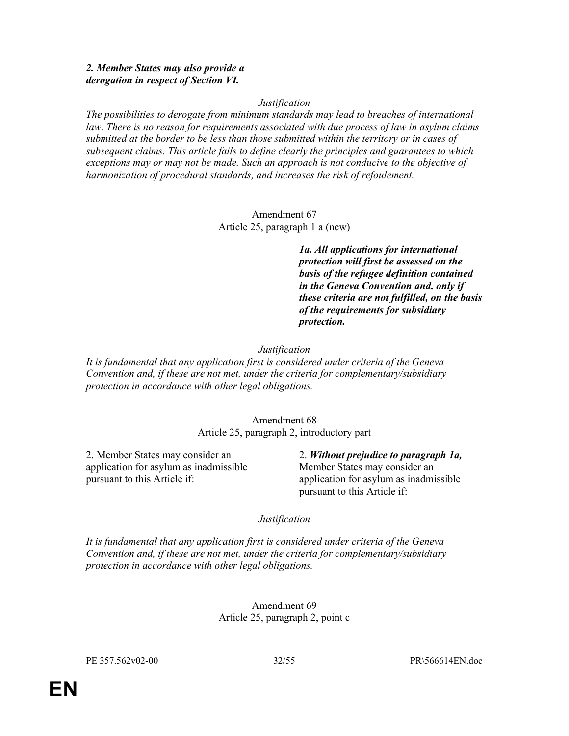***2. Member States may also provide a derogation in respect of Section VI.***

*Justification*

*The possibilities to derogate from minimum standards may lead to breaches of international law. There is no reason for requirements associated with due process of law in asylum claims submitted at the border to be less than those submitted within the territory or in cases of subsequent claims. This article fails to define clearly the principles and guarantees to which exceptions may or may not be made. Such an approach is not conducive to the objective of harmonization of procedural standards, and increases the risk of refoulement.*

Amendment 67
Article 25, paragraph 1 a (new)

| | |
|---|---|
| | ***1a. All applications for international protection will first be assessed on the basis of the refugee definition contained in the Geneva Convention and, only if these criteria are not fulfilled, on the basis of the requirements for subsidiary protection.*** |

*Justification*

*It is fundamental that any application first is considered under criteria of the Geneva Convention and, if these are not met, under the criteria for complementary/subsidiary protection in accordance with other legal obligations.*

Amendment 68
Article 25, paragraph 2, introductory part

| | |
|---|---|
| 2. Member States may consider an application for asylum as inadmissible pursuant to this Article if: | 2. ***Without prejudice to paragraph 1a,*** Member States may consider an application for asylum as inadmissible pursuant to this Article if: |

*Justification*

*It is fundamental that any application first is considered under criteria of the Geneva Convention and, if these are not met, under the criteria for complementary/subsidiary protection in accordance with other legal obligations.*

Amendment 69
Article 25, paragraph 2, point c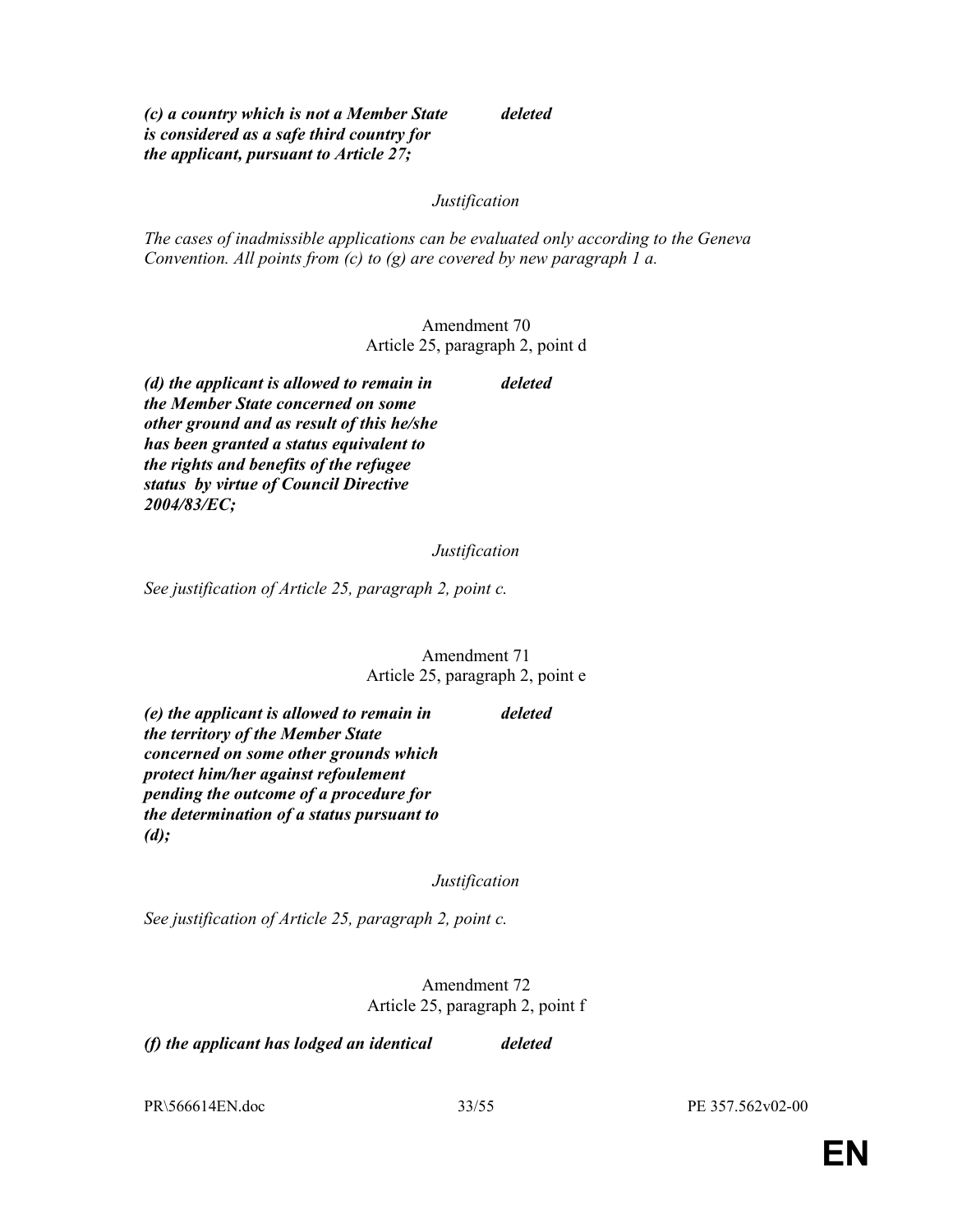| | |
|---|---|
| ***(c) a country which is not a Member State is considered as a safe third country for the applicant, pursuant to Article 27;*** | ***deleted*** |

*Justification*

*The cases of inadmissible applications can be evaluated only according to the Geneva Convention. All points from (c) to (g) are covered by new paragraph 1 a.*

Amendment 70
Article 25, paragraph 2, point d

| | |
|---|---|
| ***(d) the applicant is allowed to remain in the Member State concerned on some other ground and as result of this he/she has been granted a status equivalent to the rights and benefits of the refugee status by virtue of Council Directive 2004/83/EC;*** | ***deleted*** |

*Justification*

*See justification of Article 25, paragraph 2, point c.*

Amendment 71
Article 25, paragraph 2, point e

| | |
|---|---|
| ***(e) the applicant is allowed to remain in the territory of the Member State concerned on some other grounds which protect him/her against refoulement pending the outcome of a procedure for the determination of a status pursuant to (d);*** | ***deleted*** |

*Justification*

*See justification of Article 25, paragraph 2, point c.*

Amendment 72
Article 25, paragraph 2, point f

| | |
|---|---|
| ***(f) the applicant has lodged an identical*** | ***deleted*** |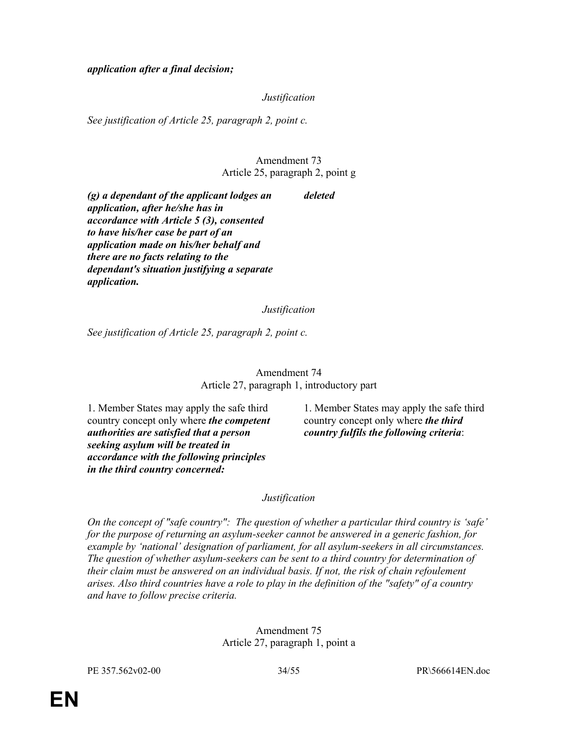***application after a final decision;***

*Justification*

*See justification of Article 25, paragraph 2, point c.*

Amendment 73
Article 25, paragraph 2, point g

| | |
|---|---|
| ***(g) a dependant of the applicant lodges an application, after he/she has in accordance with Article 5 (3), consented to have his/her case be part of an application made on his/her behalf and there are no facts relating to the dependant's situation justifying a separate application.*** | ***deleted*** |

*Justification*

*See justification of Article 25, paragraph 2, point c.*

Amendment 74
Article 27, paragraph 1, introductory part

| | |
|---|---|
| 1. Member States may apply the safe third country concept only where ***the competent authorities are satisfied that a person seeking asylum will be treated in accordance with the following principles in the third country concerned:*** | 1. Member States may apply the safe third country concept only where ***the third country fulfils the following criteria***: |

*Justification*

*On the concept of "safe country": The question of whether a particular third country is 'safe' for the purpose of returning an asylum-seeker cannot be answered in a generic fashion, for example by 'national' designation of parliament, for all asylum-seekers in all circumstances. The question of whether asylum-seekers can be sent to a third country for determination of their claim must be answered on an individual basis. If not, the risk of chain refoulement arises. Also third countries have a role to play in the definition of the "safety" of a country and have to follow precise criteria.*

Amendment 75
Article 27, paragraph 1, point a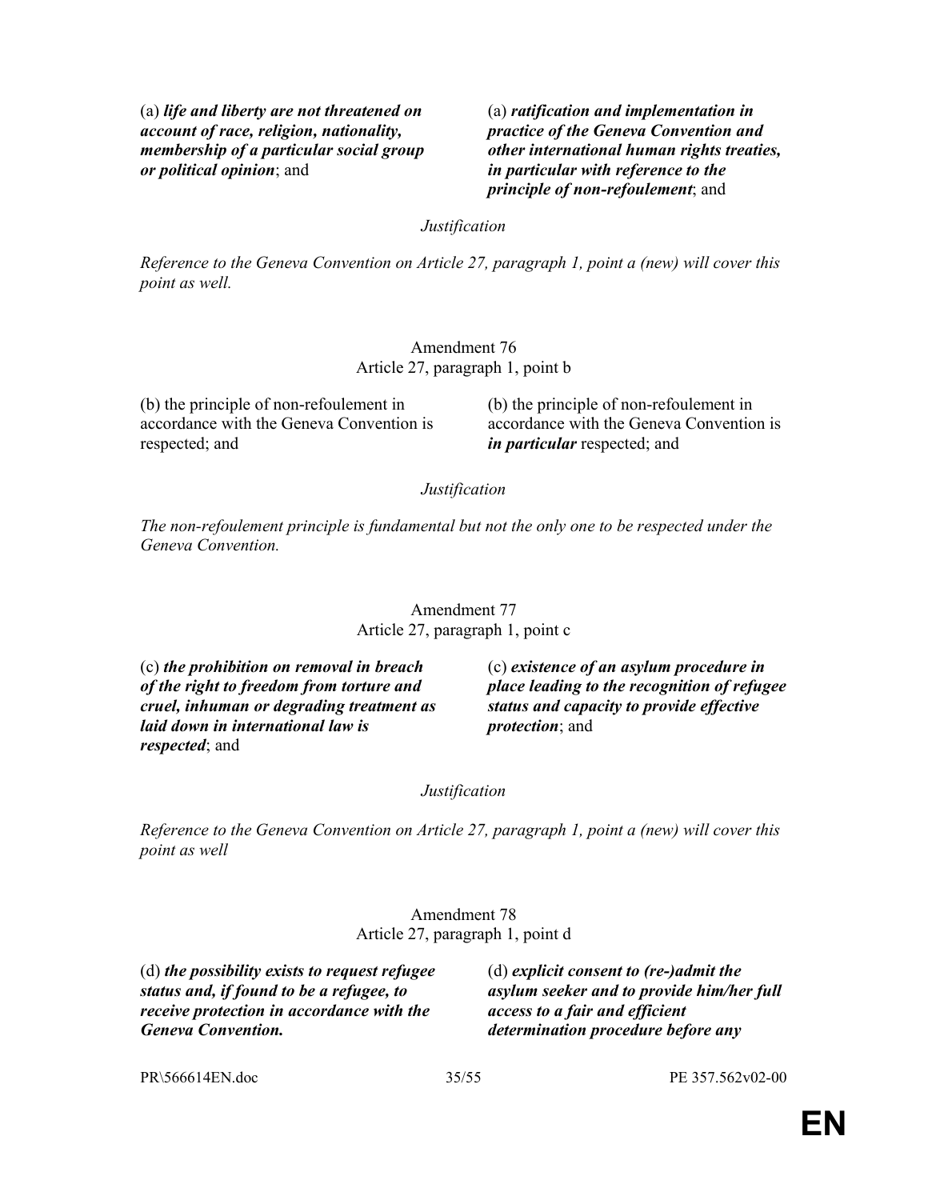| | |
|---|---|
| (a) ***life and liberty are not threatened on account of race, religion, nationality, membership of a particular social group or political opinion***; and | (a) ***ratification and implementation in practice of the Geneva Convention and other international human rights treaties, in particular with reference to the principle of non-refoulement***; and |

*Justification*

*Reference to the Geneva Convention on Article 27, paragraph 1, point a (new) will cover this point as well.*

Amendment 76
Article 27, paragraph 1, point b

| | |
|---|---|
| (b) the principle of non-refoulement in accordance with the Geneva Convention is respected; and | (b) the principle of non-refoulement in accordance with the Geneva Convention is ***in particular*** respected; and |

*Justification*

*The non-refoulement principle is fundamental but not the only one to be respected under the Geneva Convention.*

Amendment 77
Article 27, paragraph 1, point c

| | |
|---|---|
| (c) ***the prohibition on removal in breach of the right to freedom from torture and cruel, inhuman or degrading treatment as laid down in international law is respected***; and | (c) ***existence of an asylum procedure in place leading to the recognition of refugee status and capacity to provide effective protection***; and |

*Justification*

*Reference to the Geneva Convention on Article 27, paragraph 1, point a (new) will cover this point as well*

Amendment 78
Article 27, paragraph 1, point d

| | |
|---|---|
| (d) ***the possibility exists to request refugee status and, if found to be a refugee, to receive protection in accordance with the Geneva Convention.*** | (d) ***explicit consent to (re-)admit the asylum seeker and to provide him/her full access to a fair and efficient determination procedure before any*** |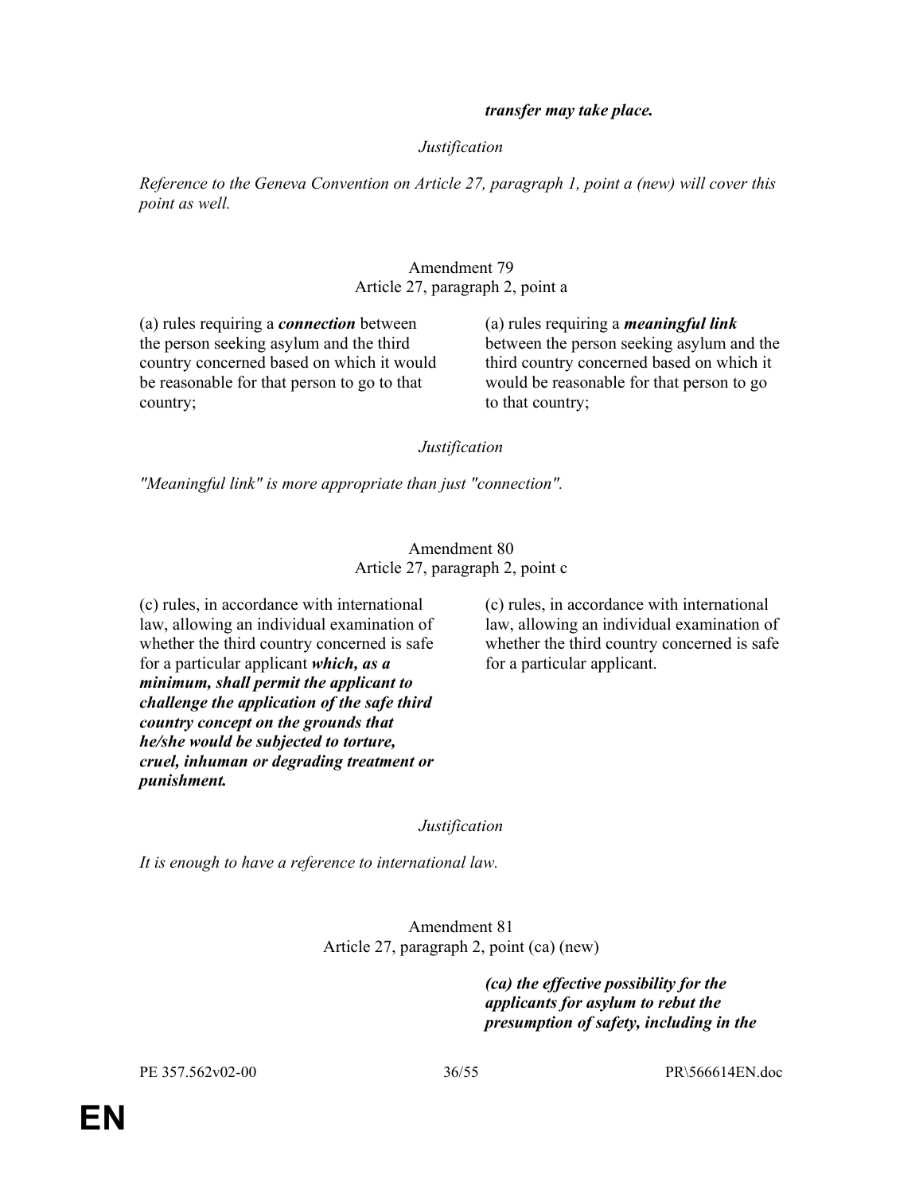| | ***transfer may take place.*** |
|---|---|

*Justification*

*Reference to the Geneva Convention on Article 27, paragraph 1, point a (new) will cover this point as well.*

Amendment 79
Article 27, paragraph 2, point a

| | |
|---|---|
| (a) rules requiring a ***connection*** between the person seeking asylum and the third country concerned based on which it would be reasonable for that person to go to that country; | (a) rules requiring a ***meaningful link*** between the person seeking asylum and the third country concerned based on which it would be reasonable for that person to go to that country; |

*Justification*

*"Meaningful link" is more appropriate than just "connection".*

Amendment 80
Article 27, paragraph 2, point c

| | |
|---|---|
| (c) rules, in accordance with international law, allowing an individual examination of whether the third country concerned is safe for a particular applicant ***which, as a minimum, shall permit the applicant to challenge the application of the safe third country concept on the grounds that he/she would be subjected to torture, cruel, inhuman or degrading treatment or punishment.*** | (c) rules, in accordance with international law, allowing an individual examination of whether the third country concerned is safe for a particular applicant. |

*Justification*

*It is enough to have a reference to international law.*

Amendment 81
Article 27, paragraph 2, point (ca) (new)

| | |
|---|---|
| | ***(ca) the effective possibility for the applicants for asylum to rebut the presumption of safety, including in the*** |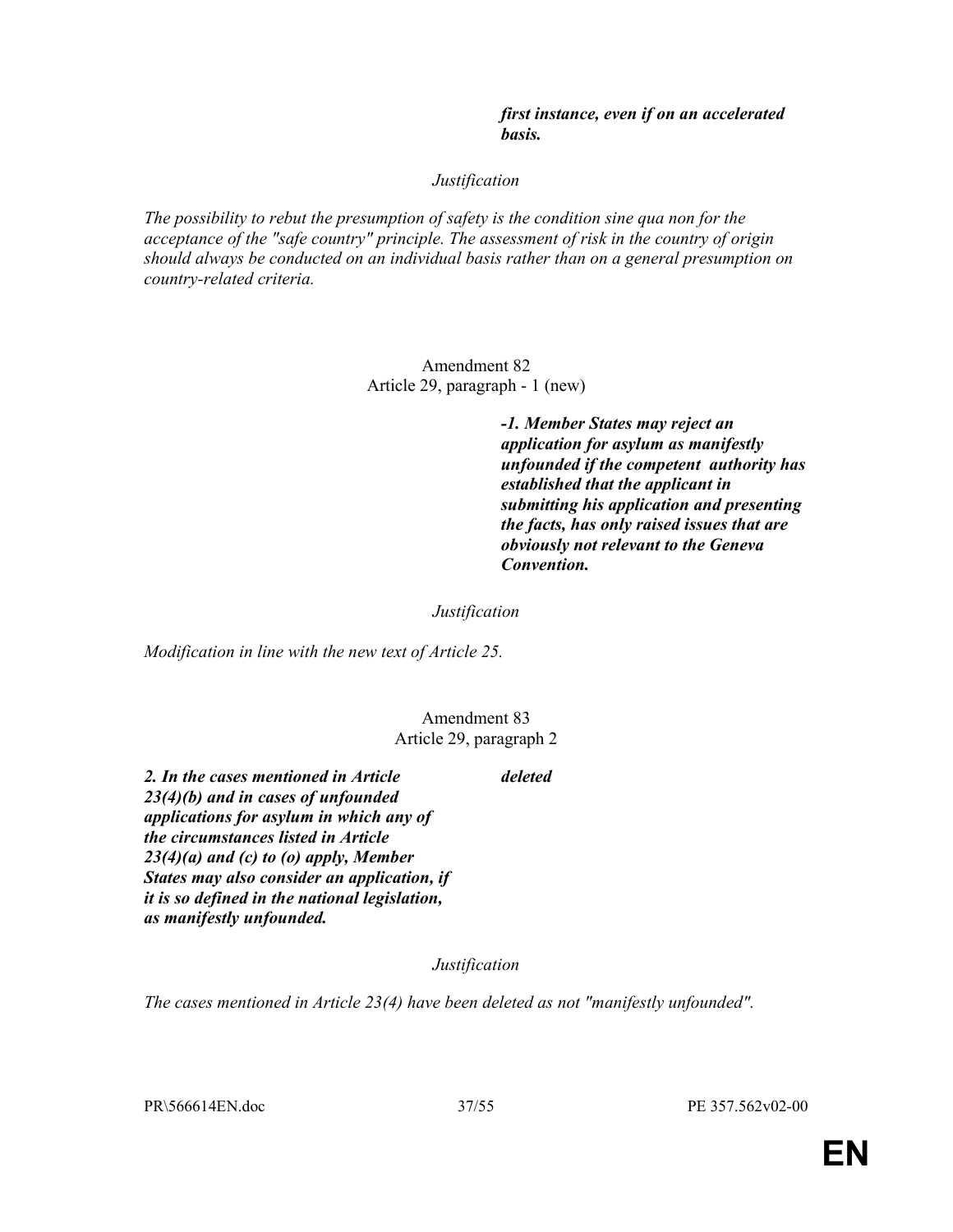| | ***first instance, even if on an accelerated basis.*** |
|---|---|

*Justification*

*The possibility to rebut the presumption of safety is the condition sine qua non for the acceptance of the "safe country" principle. The assessment of risk in the country of origin should always be conducted on an individual basis rather than on a general presumption on country-related criteria.*

Amendment 82
Article 29, paragraph - 1 (new)

| | ***-1. Member States may reject an application for asylum as manifestly unfounded if the competent authority has established that the applicant in submitting his application and presenting the facts, has only raised issues that are obviously not relevant to the Geneva Convention.*** |
|---|---|

*Justification*

*Modification in line with the new text of Article 25.*

Amendment 83
Article 29, paragraph 2

| | |
|---|---|
| ***2. In the cases mentioned in Article 23(4)(b) and in cases of unfounded applications for asylum in which any of the circumstances listed in Article 23(4)(a) and (c) to (o) apply, Member States may also consider an application, if it is so defined in the national legislation, as manifestly unfounded.*** | ***deleted*** |

*Justification*

*The cases mentioned in Article 23(4) have been deleted as not "manifestly unfounded".*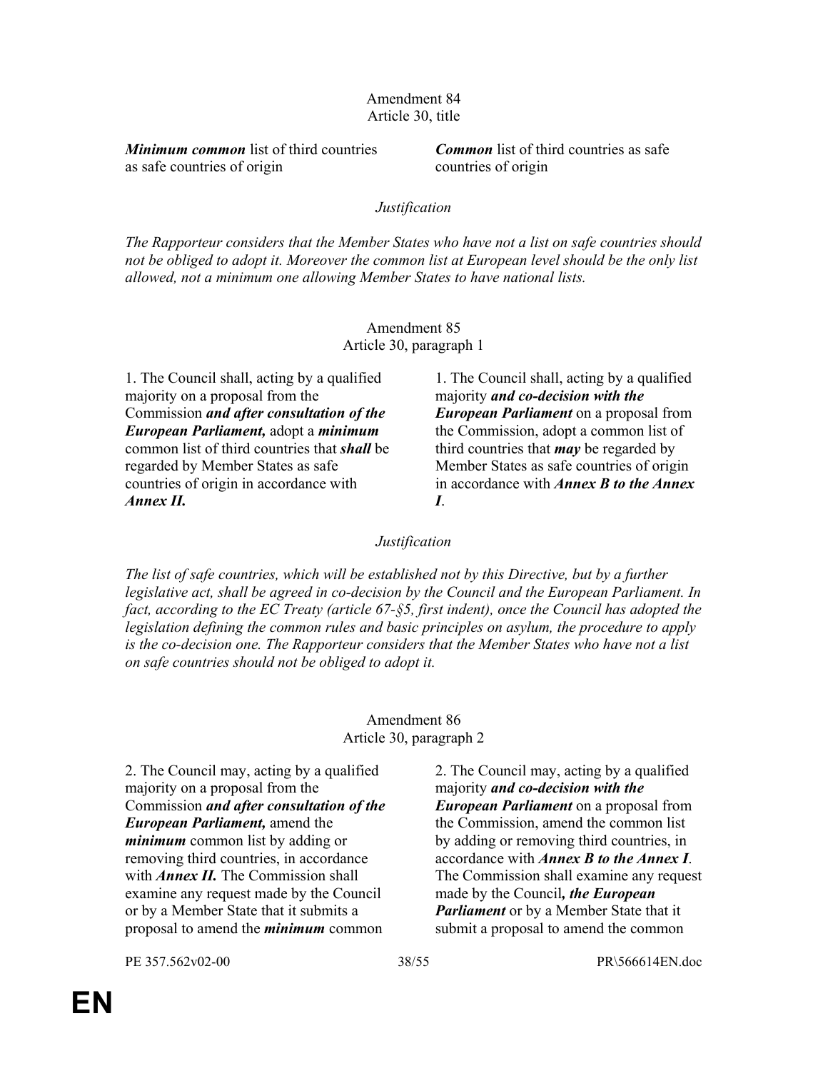Amendment 84
Article 30, title

| | |
|---|---|
| ***Minimum common*** list of third countries as safe countries of origin | ***Common*** list of third countries as safe countries of origin |

*Justification*

*The Rapporteur considers that the Member States who have not a list on safe countries should not be obliged to adopt it. Moreover the common list at European level should be the only list allowed, not a minimum one allowing Member States to have national lists.*

Amendment 85
Article 30, paragraph 1

| | |
|---|---|
| 1. The Council shall, acting by a qualified majority on a proposal from the Commission ***and after consultation of the European Parliament,*** adopt a ***minimum*** common list of third countries that ***shall*** be regarded by Member States as safe countries of origin in accordance with ***Annex II.*** | 1. The Council shall, acting by a qualified majority ***and co-decision with the European Parliament*** on a proposal from the Commission, adopt a common list of third countries that ***may*** be regarded by Member States as safe countries of origin in accordance with ***Annex B to the Annex I***. |

*Justification*

*The list of safe countries, which will be established not by this Directive, but by a further legislative act, shall be agreed in co-decision by the Council and the European Parliament. In fact, according to the EC Treaty (article 67-§5, first indent), once the Council has adopted the legislation defining the common rules and basic principles on asylum, the procedure to apply is the co-decision one. The Rapporteur considers that the Member States who have not a list on safe countries should not be obliged to adopt it.*

Amendment 86
Article 30, paragraph 2

| | |
|---|---|
| 2. The Council may, acting by a qualified majority on a proposal from the Commission ***and after consultation of the European Parliament,*** amend the ***minimum*** common list by adding or removing third countries, in accordance with ***Annex II.*** The Commission shall examine any request made by the Council or by a Member State that it submits a proposal to amend the ***minimum*** common | 2. The Council may, acting by a qualified majority ***and co-decision with the European Parliament*** on a proposal from the Commission, amend the common list by adding or removing third countries, in accordance with ***Annex B to the Annex I***. The Commission shall examine any request made by the Council***, the European Parliament*** or by a Member State that it submit a proposal to amend the common |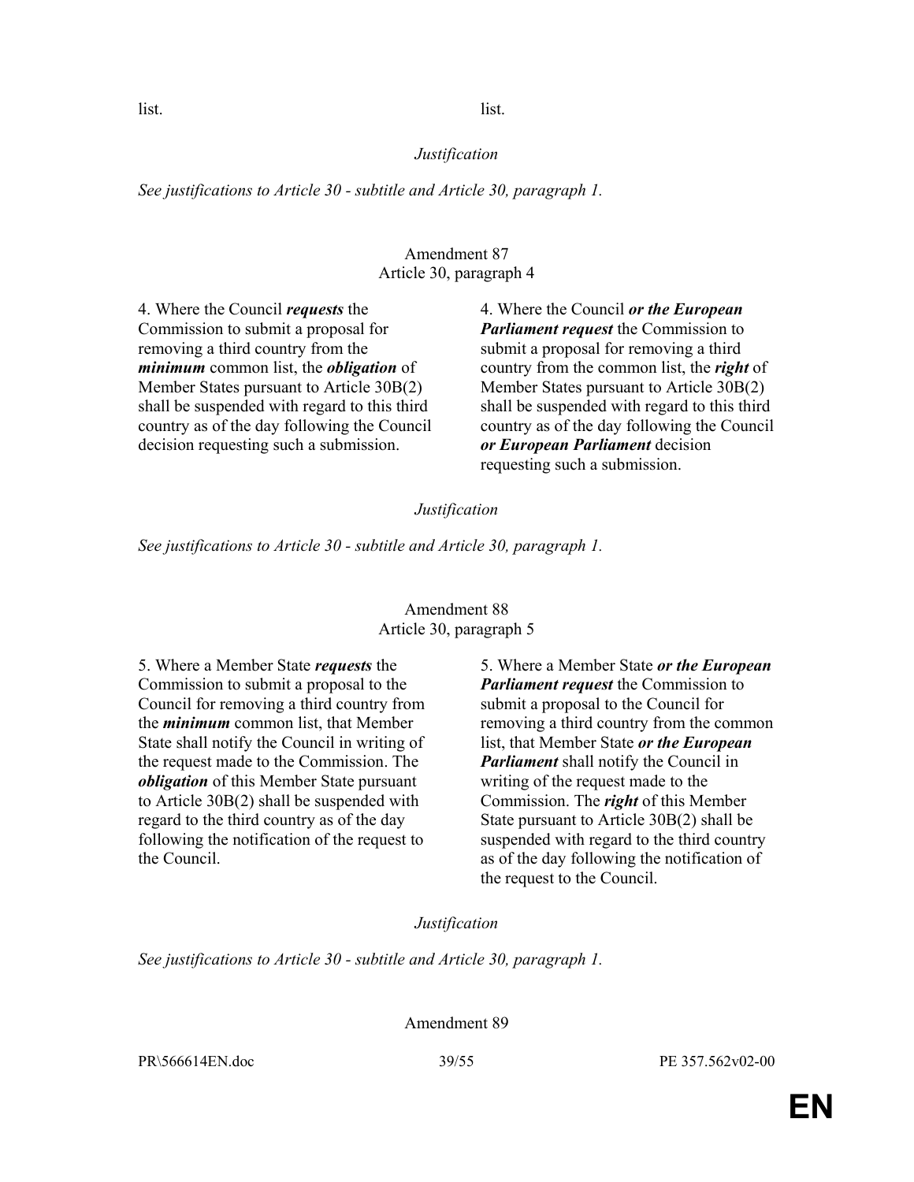| | |
|---|---|
| list. | list. |

*Justification*

*See justifications to Article 30 - subtitle and Article 30, paragraph 1.*

Amendment 87
Article 30, paragraph 4

| | |
|---|---|
| 4. Where the Council ***requests*** the Commission to submit a proposal for removing a third country from the ***minimum*** common list, the ***obligation*** of Member States pursuant to Article 30B(2) shall be suspended with regard to this third country as of the day following the Council decision requesting such a submission. | 4. Where the Council ***or the European Parliament request*** the Commission to submit a proposal for removing a third country from the common list, the ***right*** of Member States pursuant to Article 30B(2) shall be suspended with regard to this third country as of the day following the Council ***or European Parliament*** decision requesting such a submission. |

*Justification*

*See justifications to Article 30 - subtitle and Article 30, paragraph 1.*

Amendment 88
Article 30, paragraph 5

| | |
|---|---|
| 5. Where a Member State ***requests*** the Commission to submit a proposal to the Council for removing a third country from the ***minimum*** common list, that Member State shall notify the Council in writing of the request made to the Commission. The ***obligation*** of this Member State pursuant to Article 30B(2) shall be suspended with regard to the third country as of the day following the notification of the request to the Council. | 5. Where a Member State ***or the European Parliament request*** the Commission to submit a proposal to the Council for removing a third country from the common list, that Member State ***or the European Parliament*** shall notify the Council in writing of the request made to the Commission. The ***right*** of this Member State pursuant to Article 30B(2) shall be suspended with regard to the third country as of the day following the notification of the request to the Council. |

*Justification*

*See justifications to Article 30 - subtitle and Article 30, paragraph 1.*

Amendment 89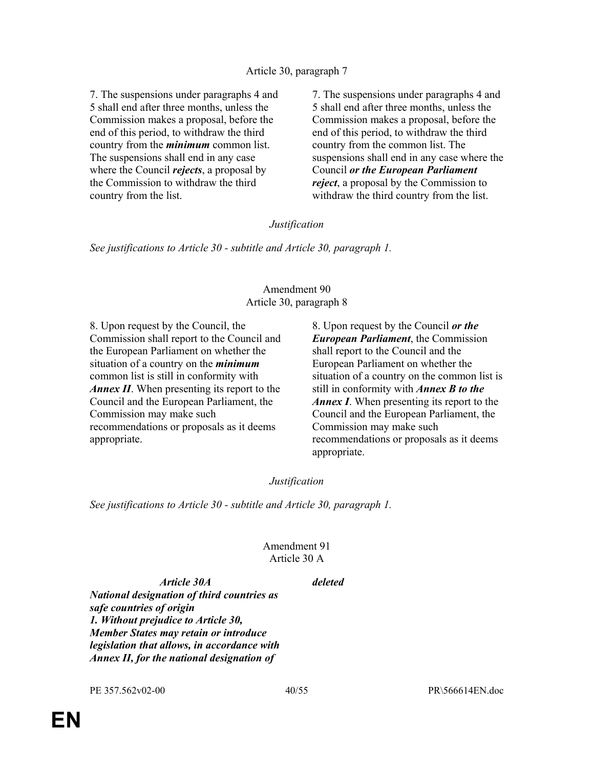Article 30, paragraph 7

| | |
|---|---|
| 7. The suspensions under paragraphs 4 and 5 shall end after three months, unless the Commission makes a proposal, before the end of this period, to withdraw the third country from the ***minimum*** common list. The suspensions shall end in any case where the Council ***rejects***, a proposal by the Commission to withdraw the third country from the list. | 7. The suspensions under paragraphs 4 and 5 shall end after three months, unless the Commission makes a proposal, before the end of this period, to withdraw the third country from the common list. The suspensions shall end in any case where the Council ***or the European Parliament reject***, a proposal by the Commission to withdraw the third country from the list. |

*Justification*

*See justifications to Article 30 - subtitle and Article 30, paragraph 1.*

Amendment 90
Article 30, paragraph 8

| | |
|---|---|
| 8. Upon request by the Council, the Commission shall report to the Council and the European Parliament on whether the situation of a country on the ***minimum*** common list is still in conformity with ***Annex II***. When presenting its report to the Council and the European Parliament, the Commission may make such recommendations or proposals as it deems appropriate. | 8. Upon request by the Council ***or the European Parliament***, the Commission shall report to the Council and the European Parliament on whether the situation of a country on the common list is still in conformity with ***Annex B to the Annex I***. When presenting its report to the Council and the European Parliament, the Commission may make such recommendations or proposals as it deems appropriate. |

*Justification*

*See justifications to Article 30 - subtitle and Article 30, paragraph 1.*

Amendment 91
Article 30 A

| | |
|---|---|
| ***Article 30A*** ***National designation of third countries as safe countries of origin*** ***1. Without prejudice to Article 30, Member States may retain or introduce legislation that allows, in accordance with Annex II, for the national designation of*** | ***deleted*** |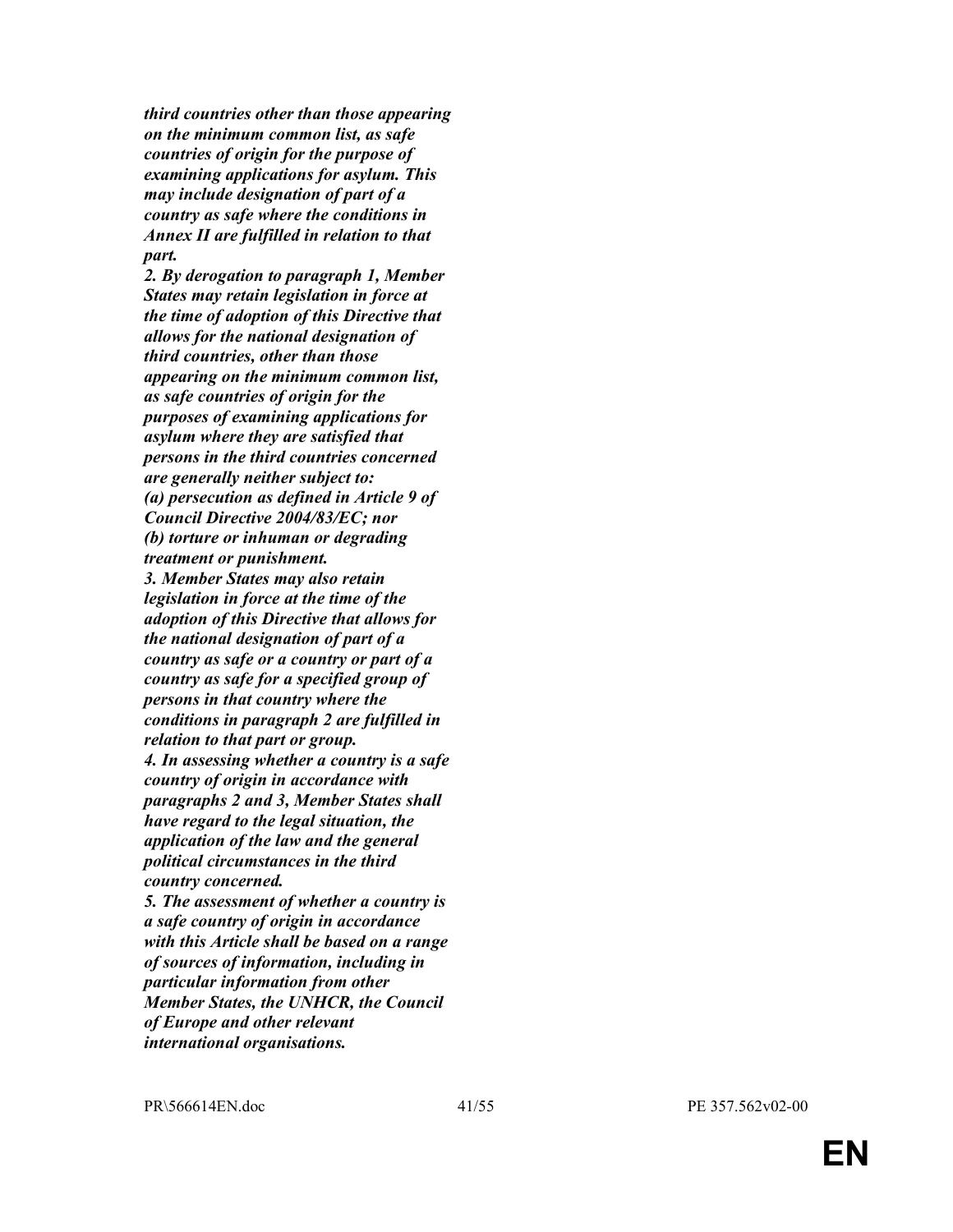***third countries other than those appearing on the minimum common list, as safe countries of origin for the purpose of examining applications for asylum. This may include designation of part of a country as safe where the conditions in Annex II are fulfilled in relation to that part.***

***2. By derogation to paragraph 1, Member States may retain legislation in force at the time of adoption of this Directive that allows for the national designation of third countries, other than those appearing on the minimum common list, as safe countries of origin for the purposes of examining applications for asylum where they are satisfied that persons in the third countries concerned are generally neither subject to:***

***(a) persecution as defined in Article 9 of Council Directive 2004/83/EC; nor***

***(b) torture or inhuman or degrading treatment or punishment.***

***3. Member States may also retain legislation in force at the time of the adoption of this Directive that allows for the national designation of part of a country as safe or a country or part of a country as safe for a specified group of persons in that country where the conditions in paragraph 2 are fulfilled in relation to that part or group.***

***4. In assessing whether a country is a safe country of origin in accordance with paragraphs 2 and 3, Member States shall have regard to the legal situation, the application of the law and the general political circumstances in the third country concerned.***

***5. The assessment of whether a country is a safe country of origin in accordance with this Article shall be based on a range of sources of information, including in particular information from other Member States, the UNHCR, the Council of Europe and other relevant international organisations.***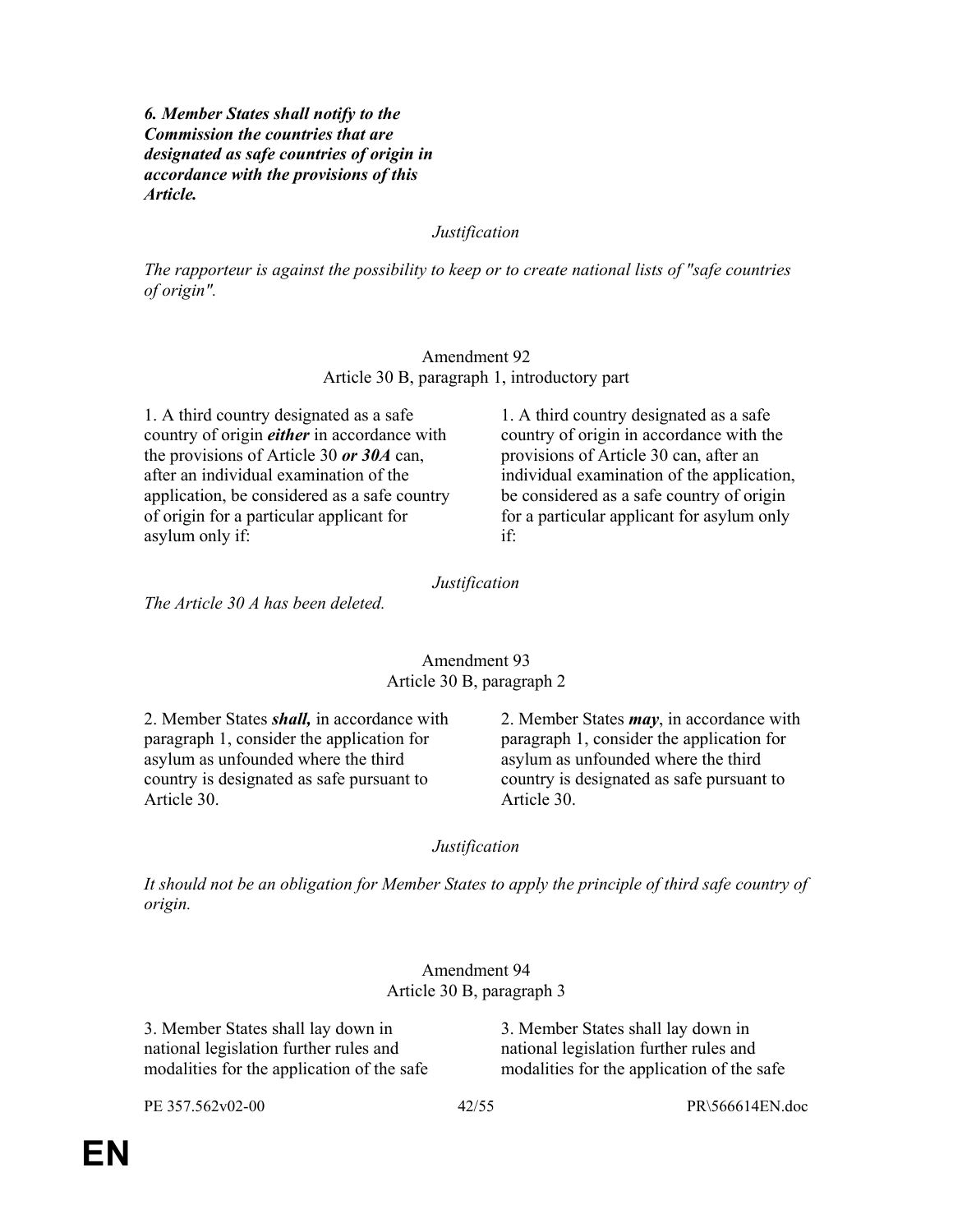***6. Member States shall notify to the Commission the countries that are designated as safe countries of origin in accordance with the provisions of this Article.***

*Justification*

*The rapporteur is against the possibility to keep or to create national lists of "safe countries of origin".*

Amendment 92
Article 30 B, paragraph 1, introductory part

| | |
|---|---|
| 1. A third country designated as a safe country of origin ***either*** in accordance with the provisions of Article 30 ***or 30A*** can, after an individual examination of the application, be considered as a safe country of origin for a particular applicant for asylum only if: | 1. A third country designated as a safe country of origin in accordance with the provisions of Article 30 can, after an individual examination of the application, be considered as a safe country of origin for a particular applicant for asylum only if: |

*Justification*

*The Article 30 A has been deleted.*

Amendment 93
Article 30 B, paragraph 2

| | |
|---|---|
| 2. Member States ***shall,*** in accordance with paragraph 1, consider the application for asylum as unfounded where the third country is designated as safe pursuant to Article 30. | 2. Member States ***may***, in accordance with paragraph 1, consider the application for asylum as unfounded where the third country is designated as safe pursuant to Article 30. |

*Justification*

*It should not be an obligation for Member States to apply the principle of third safe country of origin.*

Amendment 94
Article 30 B, paragraph 3

| | |
|---|---|
| 3. Member States shall lay down in national legislation further rules and modalities for the application of the safe | 3. Member States shall lay down in national legislation further rules and modalities for the application of the safe |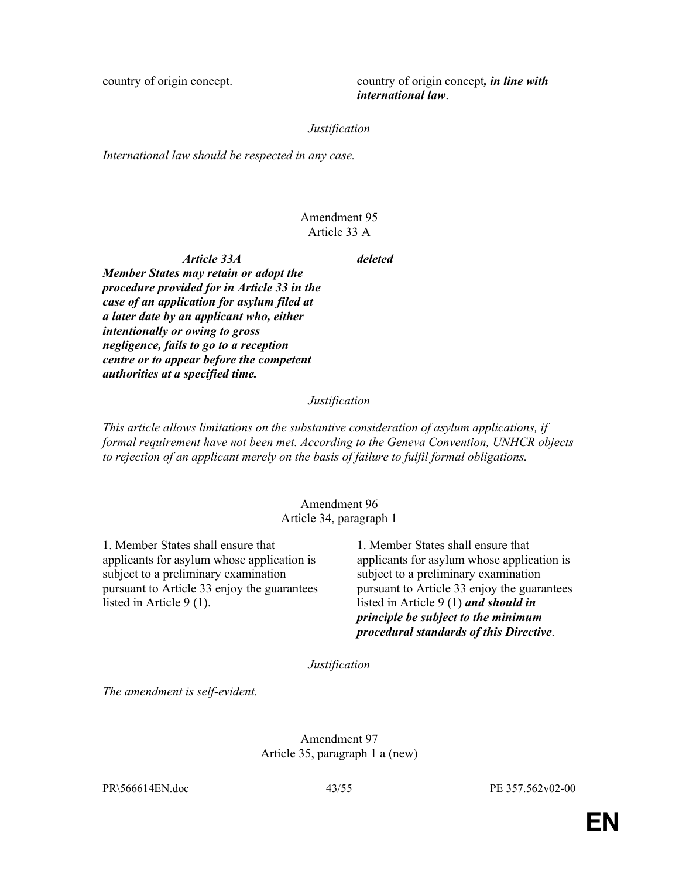| | |
|---|---|
| country of origin concept. | country of origin concept***, in line with international law***. |

*Justification*

*International law should be respected in any case.*

Amendment 95
Article 33 A

| | |
|---|---|
| ***Article 33A*** ***Member States may retain or adopt the procedure provided for in Article 33 in the case of an application for asylum filed at a later date by an applicant who, either intentionally or owing to gross negligence, fails to go to a reception centre or to appear before the competent authorities at a specified time.*** | ***deleted*** |

*Justification*

*This article allows limitations on the substantive consideration of asylum applications, if formal requirement have not been met. According to the Geneva Convention, UNHCR objects to rejection of an applicant merely on the basis of failure to fulfil formal obligations.*

Amendment 96
Article 34, paragraph 1

| | |
|---|---|
| 1. Member States shall ensure that applicants for asylum whose application is subject to a preliminary examination pursuant to Article 33 enjoy the guarantees listed in Article 9 (1). | 1. Member States shall ensure that applicants for asylum whose application is subject to a preliminary examination pursuant to Article 33 enjoy the guarantees listed in Article 9 (1) ***and should in principle be subject to the minimum procedural standards of this Directive***. |

*Justification*

*The amendment is self-evident.*

Amendment 97
Article 35, paragraph 1 a (new)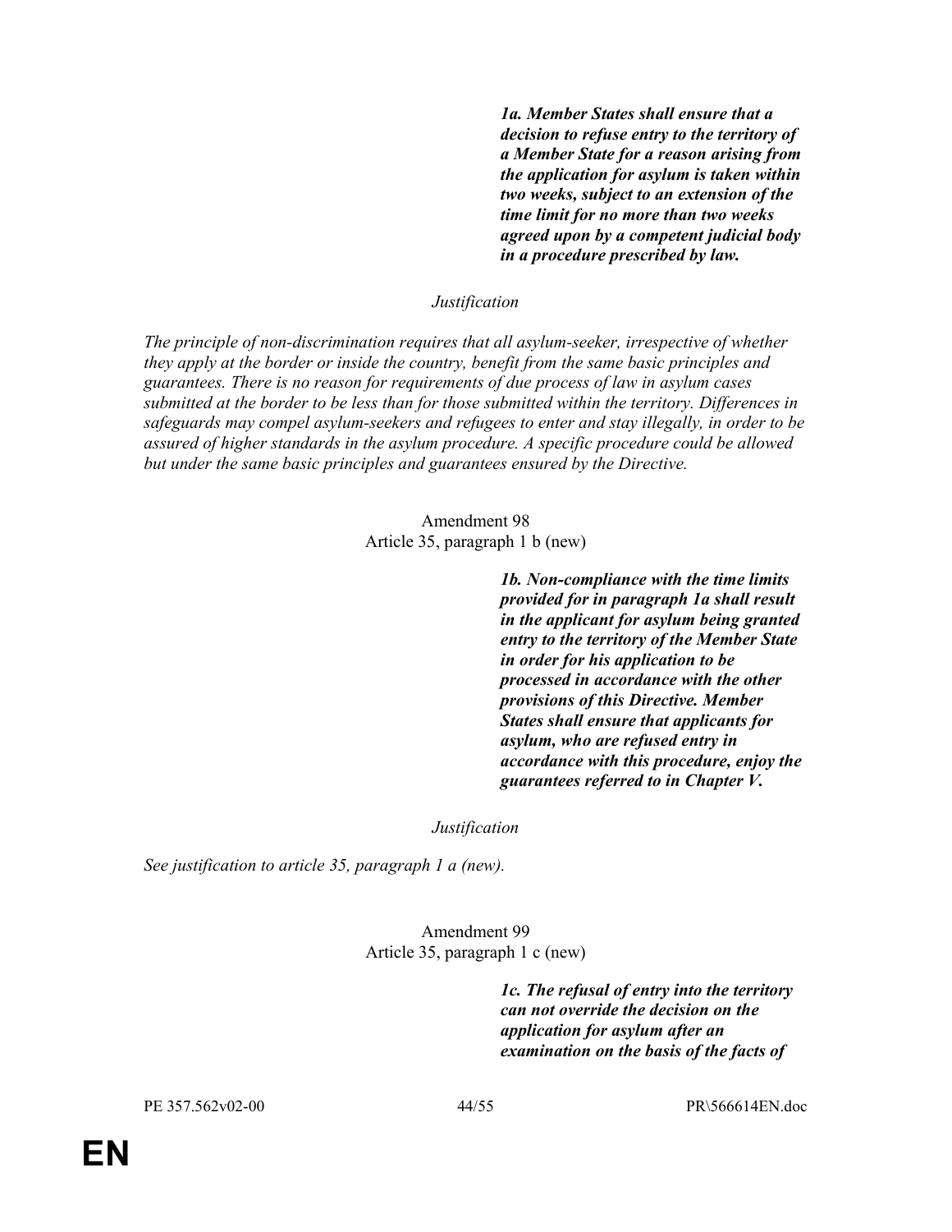***1a. Member States shall ensure that a decision to refuse entry to the territory of a Member State for a reason arising from the application for asylum is taken within two weeks, subject to an extension of the time limit for no more than two weeks agreed upon by a competent judicial body in a procedure prescribed by law.***

*Justification*

*The principle of non-discrimination requires that all asylum-seeker, irrespective of whether they apply at the border or inside the country, benefit from the same basic principles and guarantees. There is no reason for requirements of due process of law in asylum cases submitted at the border to be less than for those submitted within the territory. Differences in safeguards may compel asylum-seekers and refugees to enter and stay illegally, in order to be assured of higher standards in the asylum procedure. A specific procedure could be allowed but under the same basic principles and guarantees ensured by the Directive.*

Amendment 98
Article 35, paragraph 1 b (new)

***1b. Non-compliance with the time limits provided for in paragraph 1a shall result in the applicant for asylum being granted entry to the territory of the Member State in order for his application to be processed in accordance with the other provisions of this Directive. Member States shall ensure that applicants for asylum, who are refused entry in accordance with this procedure, enjoy the guarantees referred to in Chapter V.***

*Justification*

*See justification to article 35, paragraph 1 a (new).*

Amendment 99
Article 35, paragraph 1 c (new)

***1c. The refusal of entry into the territory can not override the decision on the application for asylum after an examination on the basis of the facts of***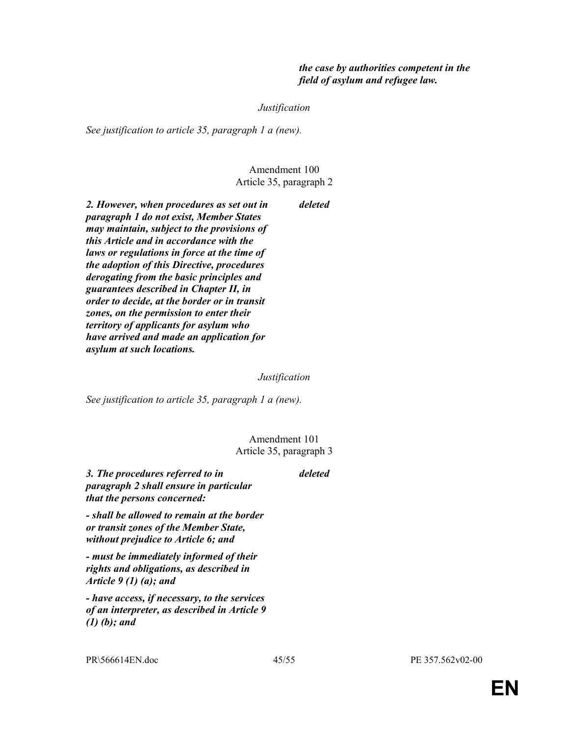***the case by authorities competent in the field of asylum and refugee law.***

*Justification*

*See justification to article 35, paragraph 1 a (new).*

Amendment 100
Article 35, paragraph 2

| | |
|---|---|
| ***2. However, when procedures as set out in paragraph 1 do not exist, Member States may maintain, subject to the provisions of this Article and in accordance with the laws or regulations in force at the time of the adoption of this Directive, procedures derogating from the basic principles and guarantees described in Chapter II, in order to decide, at the border or in transit zones, on the permission to enter their territory of applicants for asylum who have arrived and made an application for asylum at such locations.*** | ***deleted*** |

*Justification*

*See justification to article 35, paragraph 1 a (new).*

Amendment 101
Article 35, paragraph 3

| | |
|---|---|
| ***3. The procedures referred to in paragraph 2 shall ensure in particular that the persons concerned:*** | ***deleted*** |
| ***- shall be allowed to remain at the border or transit zones of the Member State, without prejudice to Article 6; and*** | |
| ***- must be immediately informed of their rights and obligations, as described in Article 9 (1) (a); and*** | |
| ***- have access, if necessary, to the services of an interpreter, as described in Article 9 (1) (b); and*** | |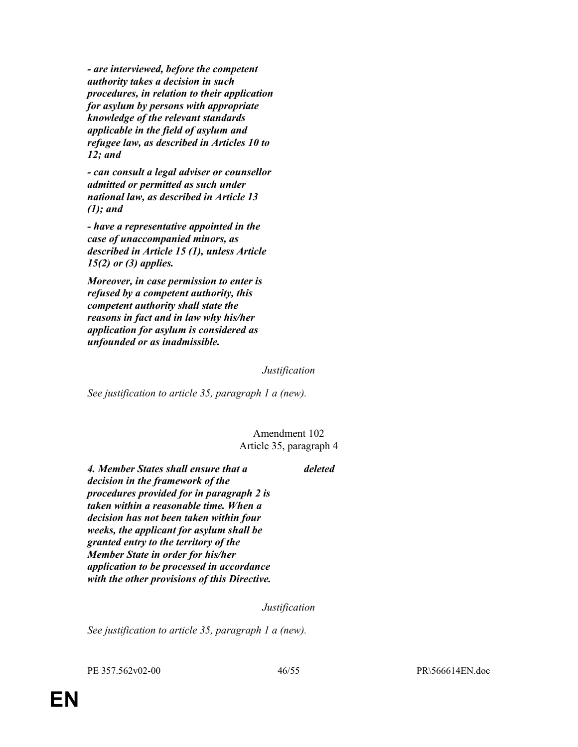***- are interviewed, before the competent authority takes a decision in such procedures, in relation to their application for asylum by persons with appropriate knowledge of the relevant standards applicable in the field of asylum and refugee law, as described in Articles 10 to 12; and***

***- can consult a legal adviser or counsellor admitted or permitted as such under national law, as described in Article 13 (1); and***

***- have a representative appointed in the case of unaccompanied minors, as described in Article 15 (1), unless Article 15(2) or (3) applies.***

***Moreover, in case permission to enter is refused by a competent authority, this competent authority shall state the reasons in fact and in law why his/her application for asylum is considered as unfounded or as inadmissible.***

*Justification*

*See justification to article 35, paragraph 1 a (new).*

Amendment 102
Article 35, paragraph 4

| | |
|---|---|
| ***4. Member States shall ensure that a decision in the framework of the procedures provided for in paragraph 2 is taken within a reasonable time. When a decision has not been taken within four weeks, the applicant for asylum shall be granted entry to the territory of the Member State in order for his/her application to be processed in accordance with the other provisions of this Directive.*** | ***deleted*** |

*Justification*

*See justification to article 35, paragraph 1 a (new).*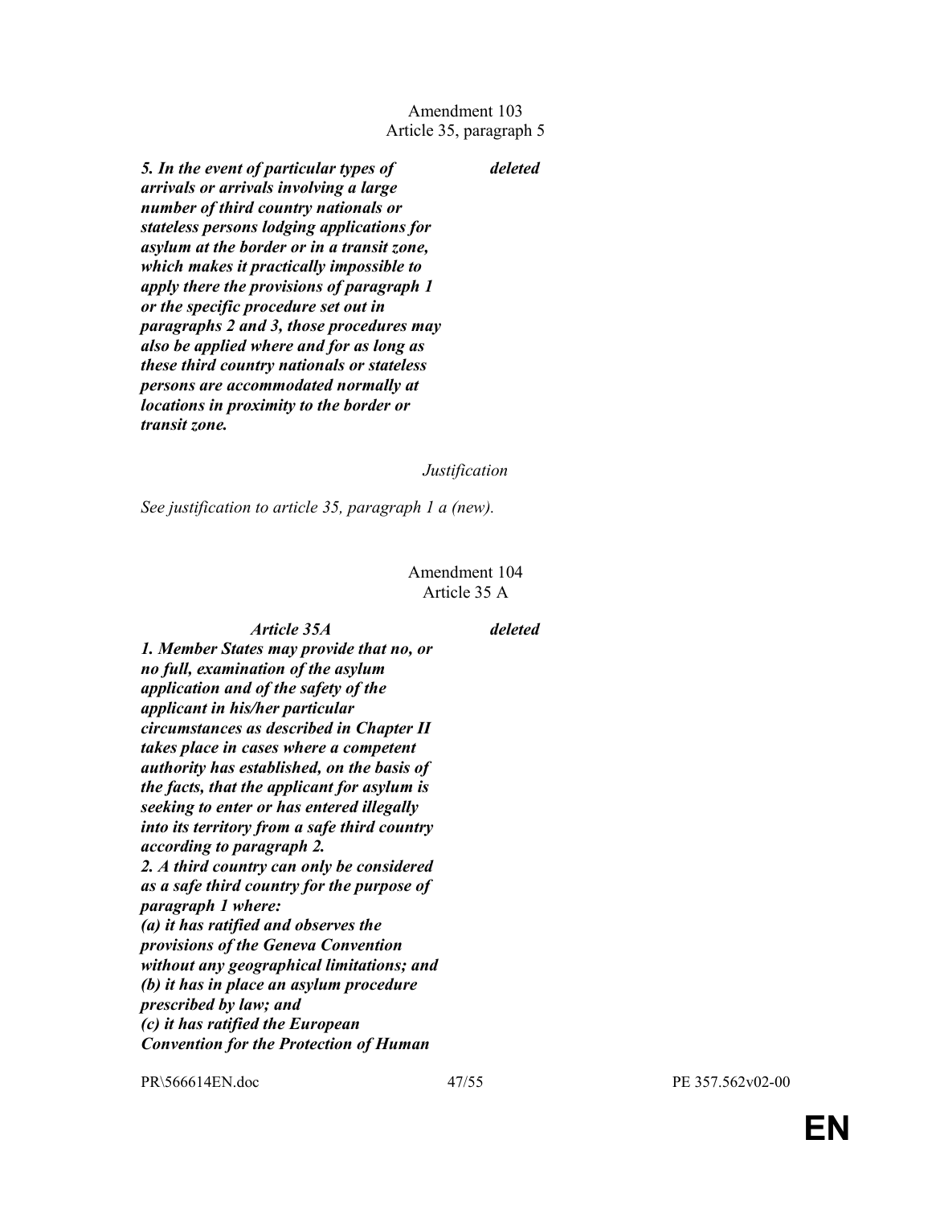Amendment 103
Article 35, paragraph 5

| | |
|---|---|
| ***5. In the event of particular types of arrivals or arrivals involving a large number of third country nationals or stateless persons lodging applications for asylum at the border or in a transit zone, which makes it practically impossible to apply there the provisions of paragraph 1 or the specific procedure set out in paragraphs 2 and 3, those procedures may also be applied where and for as long as these third country nationals or stateless persons are accommodated normally at locations in proximity to the border or transit zone.*** | ***deleted*** |

*Justification*

*See justification to article 35, paragraph 1 a (new).*

Amendment 104
Article 35 A

| | |
|---|---|
| ***Article 35A***<br>***1. Member States may provide that no, or no full, examination of the asylum application and of the safety of the applicant in his/her particular circumstances as described in Chapter II takes place in cases where a competent authority has established, on the basis of the facts, that the applicant for asylum is seeking to enter or has entered illegally into its territory from a safe third country according to paragraph 2.***<br>***2. A third country can only be considered as a safe third country for the purpose of paragraph 1 where:***<br>***(a) it has ratified and observes the provisions of the Geneva Convention without any geographical limitations; and***<br>***(b) it has in place an asylum procedure prescribed by law; and***<br>***(c) it has ratified the European Convention for the Protection of Human*** | ***deleted*** |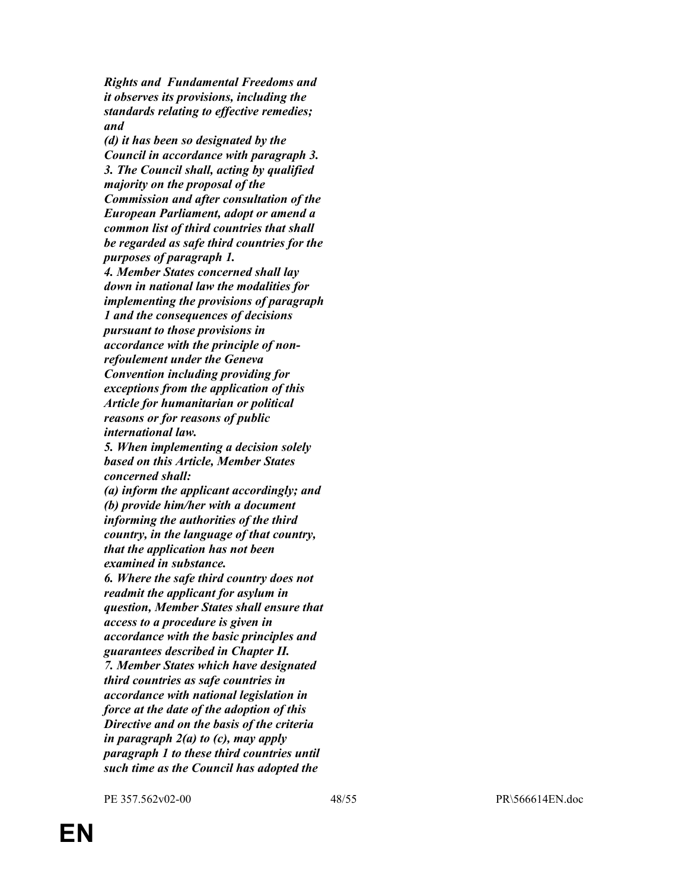***Rights and Fundamental Freedoms and it observes its provisions, including the standards relating to effective remedies; and***

***(d) it has been so designated by the Council in accordance with paragraph 3.***

***3. The Council shall, acting by qualified majority on the proposal of the Commission and after consultation of the European Parliament, adopt or amend a common list of third countries that shall be regarded as safe third countries for the purposes of paragraph 1.***

***4. Member States concerned shall lay down in national law the modalities for implementing the provisions of paragraph 1 and the consequences of decisions pursuant to those provisions in accordance with the principle of non-refoulement under the Geneva Convention including providing for exceptions from the application of this Article for humanitarian or political reasons or for reasons of public international law.***

***5. When implementing a decision solely based on this Article, Member States concerned shall:***

***(a) inform the applicant accordingly; and***

***(b) provide him/her with a document informing the authorities of the third country, in the language of that country, that the application has not been examined in substance.***

***6. Where the safe third country does not readmit the applicant for asylum in question, Member States shall ensure that access to a procedure is given in accordance with the basic principles and guarantees described in Chapter II.***

***7. Member States which have designated third countries as safe countries in accordance with national legislation in force at the date of the adoption of this Directive and on the basis of the criteria in paragraph 2(a) to (c), may apply paragraph 1 to these third countries until such time as the Council has adopted the***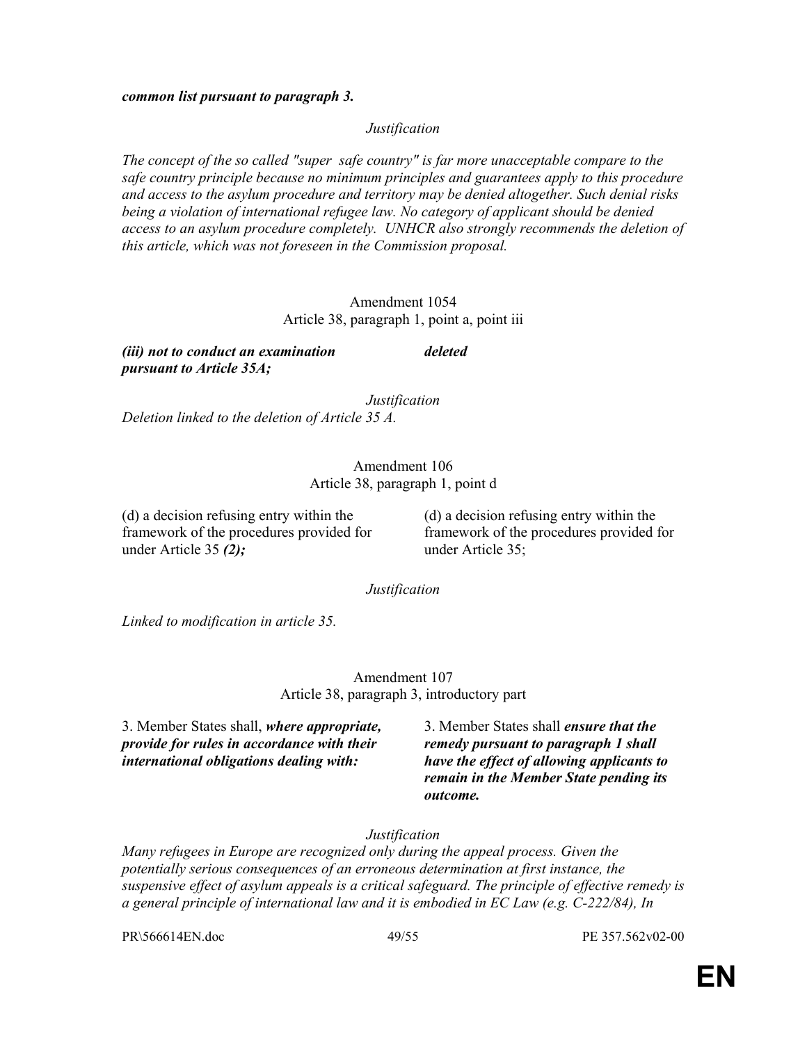***common list pursuant to paragraph 3.***

*Justification*

*The concept of the so called "super safe country" is far more unacceptable compare to the safe country principle because no minimum principles and guarantees apply to this procedure and access to the asylum procedure and territory may be denied altogether. Such denial risks being a violation of international refugee law. No category of applicant should be denied access to an asylum procedure completely. UNHCR also strongly recommends the deletion of this article, which was not foreseen in the Commission proposal.*

Amendment 1054
Article 38, paragraph 1, point a, point iii

| | |
|---|---|
| ***(iii) not to conduct an examination pursuant to Article 35A;*** | ***deleted*** |

*Justification*
*Deletion linked to the deletion of Article 35 A.*

Amendment 106
Article 38, paragraph 1, point d

| | |
|---|---|
| (d) a decision refusing entry within the framework of the procedures provided for under Article 35 ***(2);*** | (d) a decision refusing entry within the framework of the procedures provided for under Article 35; |

*Justification*

*Linked to modification in article 35.*

Amendment 107
Article 38, paragraph 3, introductory part

| | |
|---|---|
| 3. Member States shall, ***where appropriate, provide for rules in accordance with their international obligations dealing with:*** | 3. Member States shall ***ensure that the remedy pursuant to paragraph 1 shall have the effect of allowing applicants to remain in the Member State pending its outcome.*** |

*Justification*
*Many refugees in Europe are recognized only during the appeal process. Given the potentially serious consequences of an erroneous determination at first instance, the suspensive effect of asylum appeals is a critical safeguard. The principle of effective remedy is a general principle of international law and it is embodied in EC Law (e.g. C-222/84), In*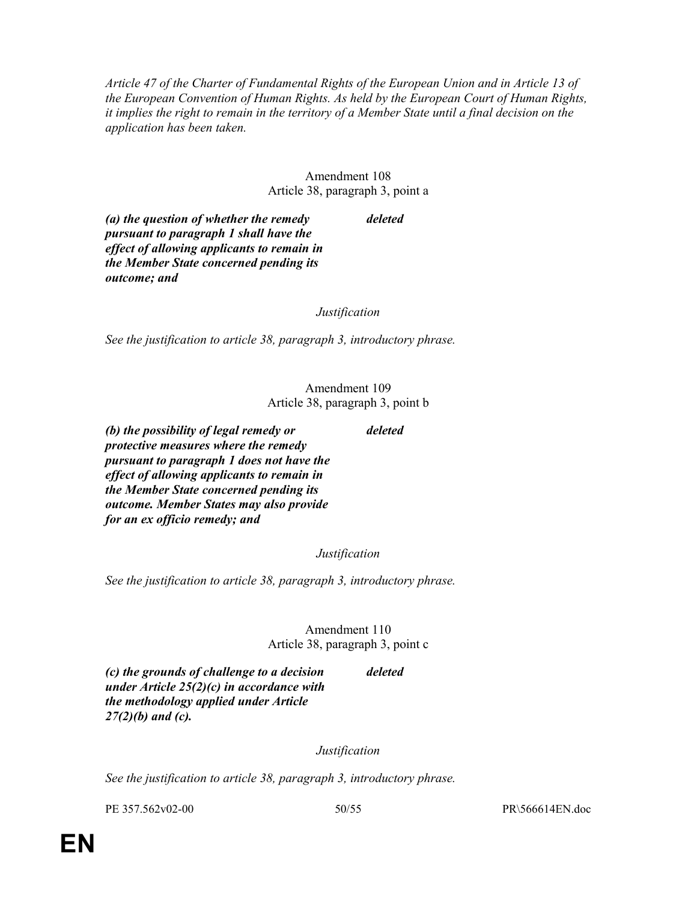*Article 47 of the Charter of Fundamental Rights of the European Union and in Article 13 of the European Convention of Human Rights. As held by the European Court of Human Rights, it implies the right to remain in the territory of a Member State until a final decision on the application has been taken.*

Amendment 108
Article 38, paragraph 3, point a

| | |
|---|---|
| ***(a) the question of whether the remedy pursuant to paragraph 1 shall have the effect of allowing applicants to remain in the Member State concerned pending its outcome; and*** | ***deleted*** |

*Justification*

*See the justification to article 38, paragraph 3, introductory phrase.*

Amendment 109
Article 38, paragraph 3, point b

| | |
|---|---|
| ***(b) the possibility of legal remedy or protective measures where the remedy pursuant to paragraph 1 does not have the effect of allowing applicants to remain in the Member State concerned pending its outcome. Member States may also provide for an ex officio remedy; and*** | ***deleted*** |

*Justification*

*See the justification to article 38, paragraph 3, introductory phrase.*

Amendment 110
Article 38, paragraph 3, point c

| | |
|---|---|
| ***(c) the grounds of challenge to a decision under Article 25(2)(c) in accordance with the methodology applied under Article 27(2)(b) and (c).*** | ***deleted*** |

*Justification*

*See the justification to article 38, paragraph 3, introductory phrase.*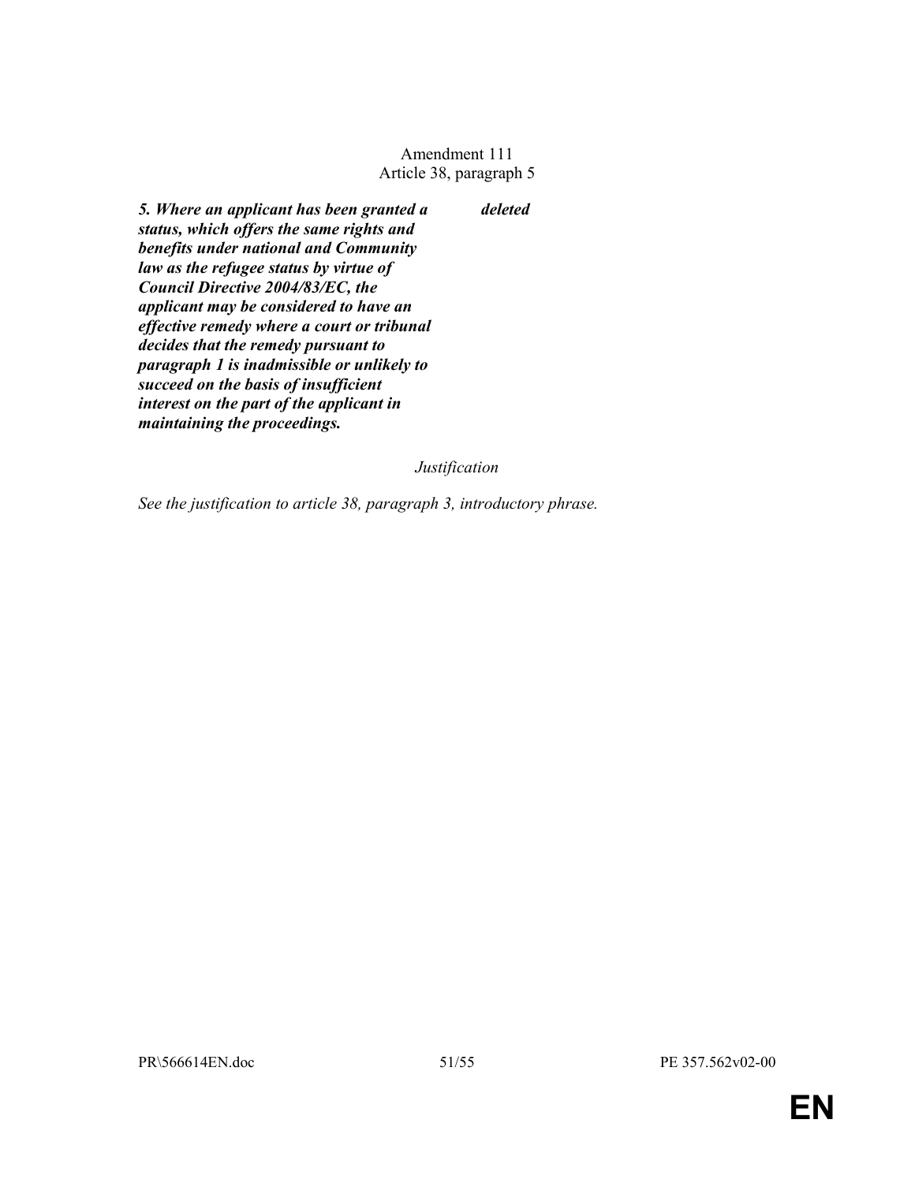Amendment 111
Article 38, paragraph 5

| | |
|---|---|
| ***5. Where an applicant has been granted a status, which offers the same rights and benefits under national and Community law as the refugee status by virtue of Council Directive 2004/83/EC, the applicant may be considered to have an effective remedy where a court or tribunal decides that the remedy pursuant to paragraph 1 is inadmissible or unlikely to succeed on the basis of insufficient interest on the part of the applicant in maintaining the proceedings.*** | ***deleted*** |

*Justification*

*See the justification to article 38, paragraph 3, introductory phrase.*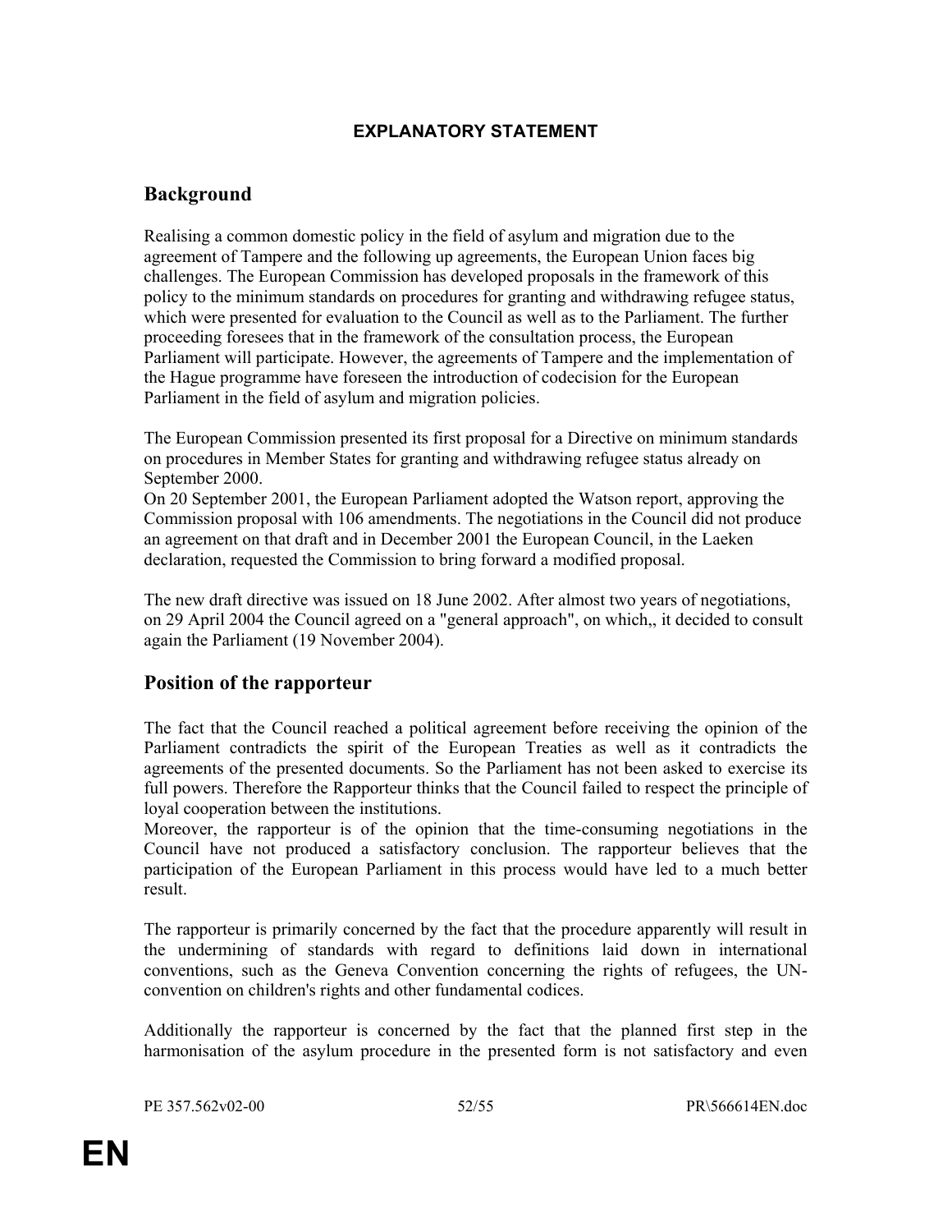## EXPLANATORY STATEMENT

### Background

Realising a common domestic policy in the field of asylum and migration due to the agreement of Tampere and the following up agreements, the European Union faces big challenges. The European Commission has developed proposals in the framework of this policy to the minimum standards on procedures for granting and withdrawing refugee status, which were presented for evaluation to the Council as well as to the Parliament. The further proceeding foresees that in the framework of the consultation process, the European Parliament will participate. However, the agreements of Tampere and the implementation of the Hague programme have foreseen the introduction of codecision for the European Parliament in the field of asylum and migration policies.

The European Commission presented its first proposal for a Directive on minimum standards on procedures in Member States for granting and withdrawing refugee status already on September 2000.

On 20 September 2001, the European Parliament adopted the Watson report, approving the Commission proposal with 106 amendments. The negotiations in the Council did not produce an agreement on that draft and in December 2001 the European Council, in the Laeken declaration, requested the Commission to bring forward a modified proposal.

The new draft directive was issued on 18 June 2002. After almost two years of negotiations, on 29 April 2004 the Council agreed on a "general approach", on which,, it decided to consult again the Parliament (19 November 2004).

### Position of the rapporteur

The fact that the Council reached a political agreement before receiving the opinion of the Parliament contradicts the spirit of the European Treaties as well as it contradicts the agreements of the presented documents. So the Parliament has not been asked to exercise its full powers. Therefore the Rapporteur thinks that the Council failed to respect the principle of loyal cooperation between the institutions.

Moreover, the rapporteur is of the opinion that the time-consuming negotiations in the Council have not produced a satisfactory conclusion. The rapporteur believes that the participation of the European Parliament in this process would have led to a much better result.

The rapporteur is primarily concerned by the fact that the procedure apparently will result in the undermining of standards with regard to definitions laid down in international conventions, such as the Geneva Convention concerning the rights of refugees, the UN-convention on children's rights and other fundamental codices.

Additionally the rapporteur is concerned by the fact that the planned first step in the harmonisation of the asylum procedure in the presented form is not satisfactory and even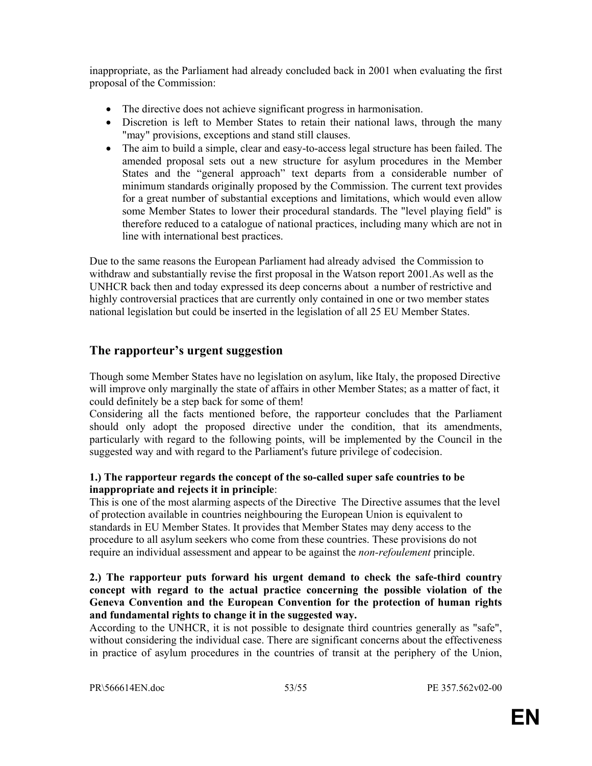inappropriate, as the Parliament had already concluded back in 2001 when evaluating the first proposal of the Commission:

- The directive does not achieve significant progress in harmonisation.
- Discretion is left to Member States to retain their national laws, through the many "may" provisions, exceptions and stand still clauses.
- The aim to build a simple, clear and easy-to-access legal structure has been failed. The amended proposal sets out a new structure for asylum procedures in the Member States and the "general approach" text departs from a considerable number of minimum standards originally proposed by the Commission. The current text provides for a great number of substantial exceptions and limitations, which would even allow some Member States to lower their procedural standards. The "level playing field" is therefore reduced to a catalogue of national practices, including many which are not in line with international best practices.

Due to the same reasons the European Parliament had already advised the Commission to withdraw and substantially revise the first proposal in the Watson report 2001.As well as the UNHCR back then and today expressed its deep concerns about a number of restrictive and highly controversial practices that are currently only contained in one or two member states national legislation but could be inserted in the legislation of all 25 EU Member States.

## The rapporteur's urgent suggestion

Though some Member States have no legislation on asylum, like Italy, the proposed Directive will improve only marginally the state of affairs in other Member States; as a matter of fact, it could definitely be a step back for some of them!

Considering all the facts mentioned before, the rapporteur concludes that the Parliament should only adopt the proposed directive under the condition, that its amendments, particularly with regard to the following points, will be implemented by the Council in the suggested way and with regard to the Parliament's future privilege of codecision.

**1.) The rapporteur regards the concept of the so-called super safe countries to be inappropriate and rejects it in principle**:

This is one of the most alarming aspects of the Directive The Directive assumes that the level of protection available in countries neighbouring the European Union is equivalent to standards in EU Member States. It provides that Member States may deny access to the procedure to all asylum seekers who come from these countries. These provisions do not require an individual assessment and appear to be against the *non-refoulement* principle.

**2.) The rapporteur puts forward his urgent demand to check the safe-third country concept with regard to the actual practice concerning the possible violation of the Geneva Convention and the European Convention for the protection of human rights and fundamental rights to change it in the suggested way.**

According to the UNHCR, it is not possible to designate third countries generally as "safe", without considering the individual case. There are significant concerns about the effectiveness in practice of asylum procedures in the countries of transit at the periphery of the Union,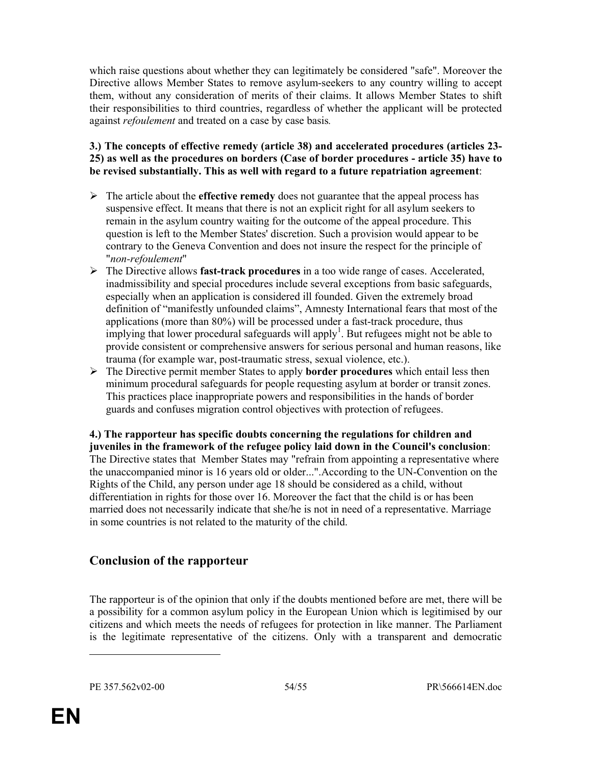which raise questions about whether they can legitimately be considered "safe". Moreover the Directive allows Member States to remove asylum-seekers to any country willing to accept them, without any consideration of merits of their claims. It allows Member States to shift their responsibilities to third countries, regardless of whether the applicant will be protected against *refoulement* and treated on a case by case basis*.*

**3.) The concepts of effective remedy (article 38) and accelerated procedures (articles 23-25) as well as the procedures on borders (Case of border procedures - article 35) have to be revised substantially. This as well with regard to a future repatriation agreement**:

- The article about the **effective remedy** does not guarantee that the appeal process has suspensive effect. It means that there is not an explicit right for all asylum seekers to remain in the asylum country waiting for the outcome of the appeal procedure. This question is left to the Member States' discretion. Such a provision would appear to be contrary to the Geneva Convention and does not insure the respect for the principle of "*non-refoulement*"
- The Directive allows **fast-track procedures** in a too wide range of cases. Accelerated, inadmissibility and special procedures include several exceptions from basic safeguards, especially when an application is considered ill founded. Given the extremely broad definition of "manifestly unfounded claims", Amnesty International fears that most of the applications (more than 80%) will be processed under a fast-track procedure, thus implying that lower procedural safeguards will apply[1]. But refugees might not be able to provide consistent or comprehensive answers for serious personal and human reasons, like trauma (for example war, post-traumatic stress, sexual violence, etc.).
- The Directive permit member States to apply **border procedures** which entail less then minimum procedural safeguards for people requesting asylum at border or transit zones. This practices place inappropriate powers and responsibilities in the hands of border guards and confuses migration control objectives with protection of refugees.

**4.) The rapporteur has specific doubts concerning the regulations for children and juveniles in the framework of the refugee policy laid down in the Council's conclusion**: The Directive states that Member States may "refrain from appointing a representative where the unaccompanied minor is 16 years old or older...".According to the UN-Convention on the Rights of the Child, any person under age 18 should be considered as a child, without differentiation in rights for those over 16. Moreover the fact that the child is or has been married does not necessarily indicate that she/he is not in need of a representative. Marriage in some countries is not related to the maturity of the child.

## Conclusion of the rapporteur

The rapporteur is of the opinion that only if the doubts mentioned before are met, there will be a possibility for a common asylum policy in the European Union which is legitimised by our citizens and which meets the needs of refugees for protection in like manner. The Parliament is the legitimate representative of the citizens. Only with a transparent and democratic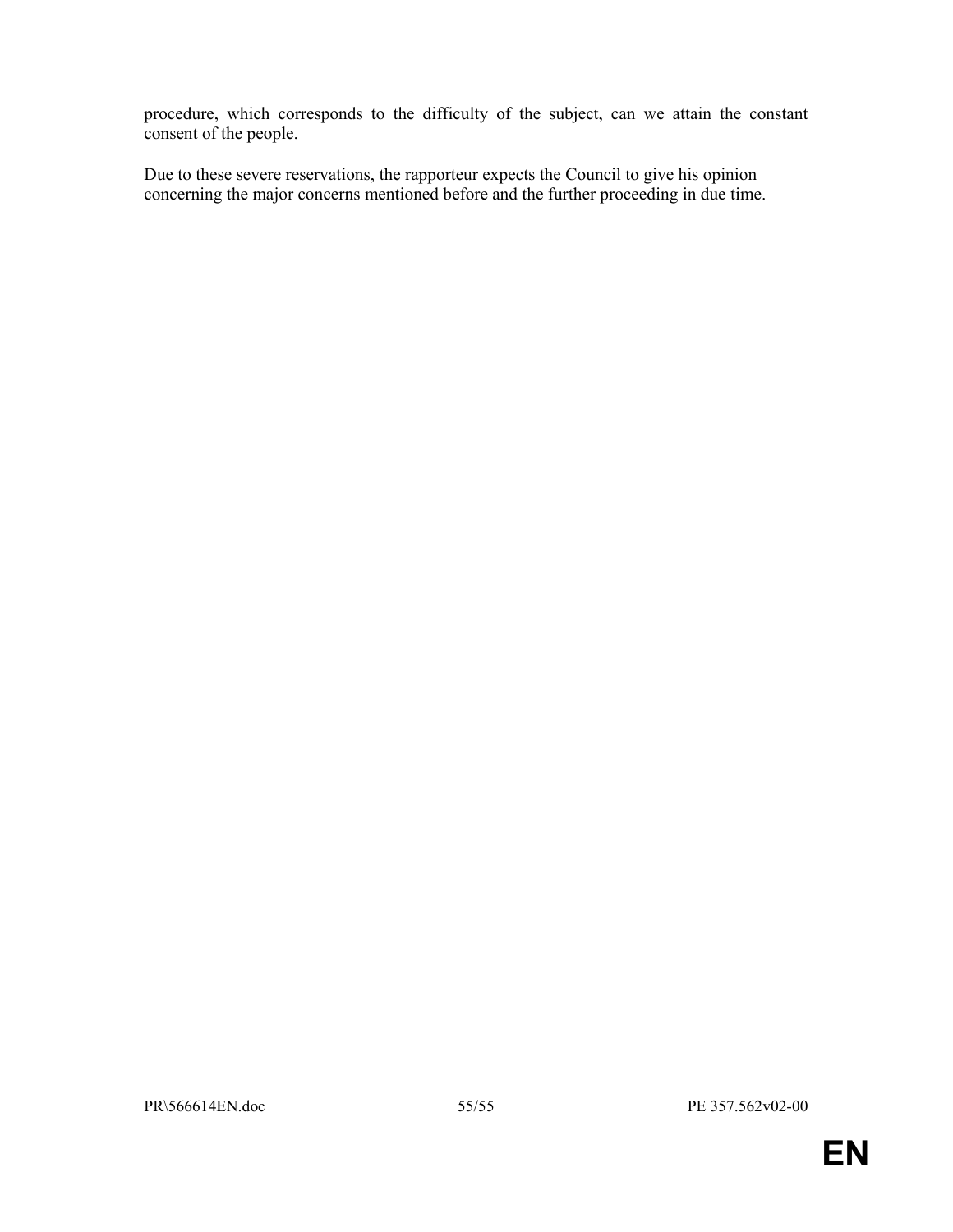procedure, which corresponds to the difficulty of the subject, can we attain the constant consent of the people.

Due to these severe reservations, the rapporteur expects the Council to give his opinion concerning the major concerns mentioned before and the further proceeding in due time.